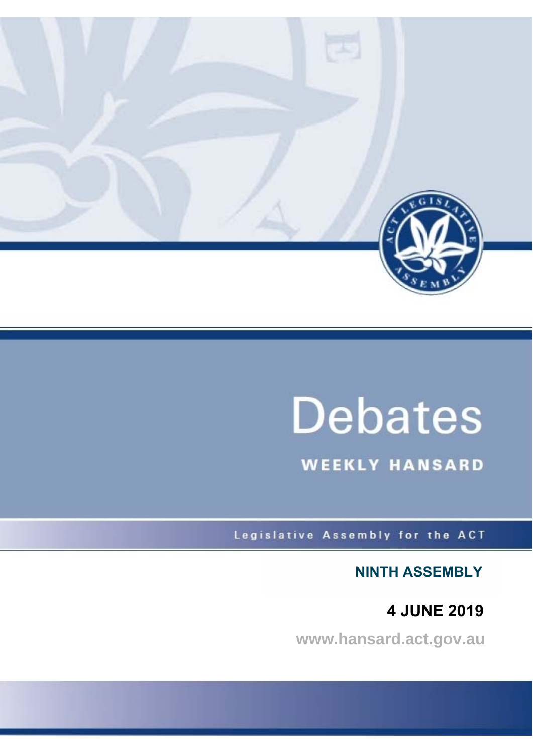# Debates

## WEEKLY HANSARD

Legislative Assembly for the ACT

**NINTH ASSEMBLY**

**4 JUNE 2019**

www.hansard.act.gov.au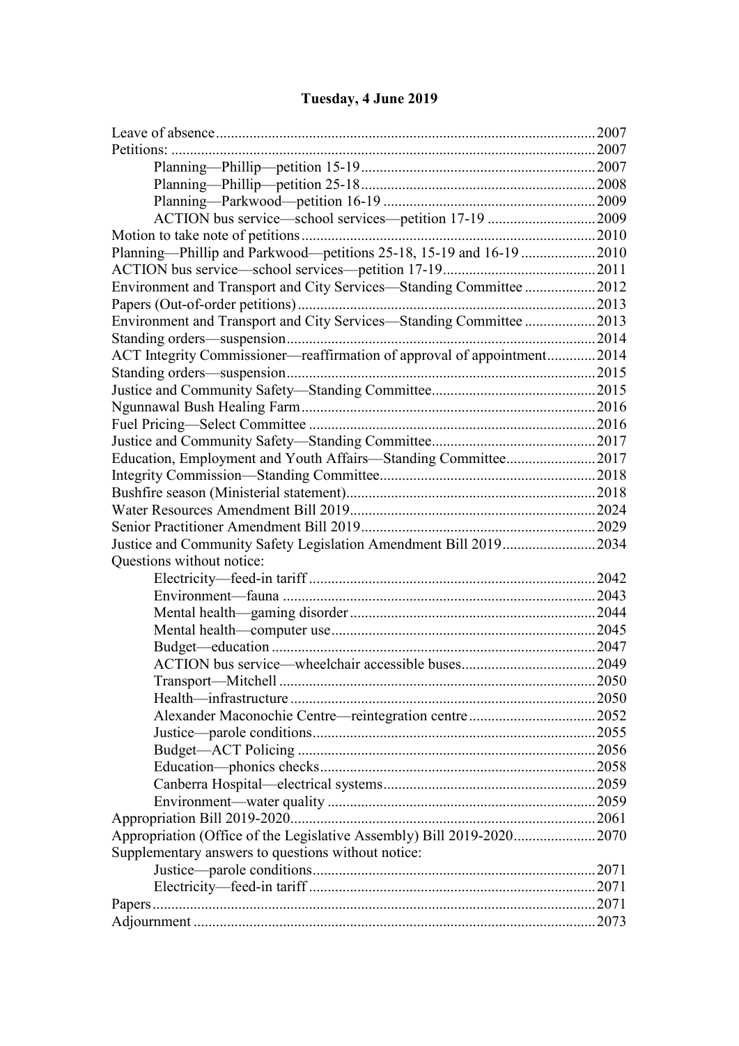# Tuesday, 4 June 2019

| | |
|---|---|
| Leave of absence | 2007 |
| Petitions: | 2007 |
| Planning—Phillip—petition 15-19 | 2007 |
| Planning—Phillip—petition 25-18 | 2008 |
| Planning—Parkwood—petition 16-19 | 2009 |
| ACTION bus service—school services—petition 17-19 | 2009 |
| Motion to take note of petitions | 2010 |
| Planning—Phillip and Parkwood—petitions 25-18, 15-19 and 16-19 | 2010 |
| ACTION bus service—school services—petition 17-19 | 2011 |
| Environment and Transport and City Services—Standing Committee | 2012 |
| Papers (Out-of-order petitions) | 2013 |
| Environment and Transport and City Services—Standing Committee | 2013 |
| Standing orders—suspension | 2014 |
| ACT Integrity Commissioner—reaffirmation of approval of appointment | 2014 |
| Standing orders—suspension | 2015 |
| Justice and Community Safety—Standing Committee | 2015 |
| Ngunnawal Bush Healing Farm | 2016 |
| Fuel Pricing—Select Committee | 2016 |
| Justice and Community Safety—Standing Committee | 2017 |
| Education, Employment and Youth Affairs—Standing Committee | 2017 |
| Integrity Commission—Standing Committee | 2018 |
| Bushfire season (Ministerial statement) | 2018 |
| Water Resources Amendment Bill 2019 | 2024 |
| Senior Practitioner Amendment Bill 2019 | 2029 |
| Justice and Community Safety Legislation Amendment Bill 2019 | 2034 |
| Questions without notice: | |
| Electricity—feed-in tariff | 2042 |
| Environment—fauna | 2043 |
| Mental health—gaming disorder | 2044 |
| Mental health—computer use | 2045 |
| Budget—education | 2047 |
| ACTION bus service—wheelchair accessible buses | 2049 |
| Transport—Mitchell | 2050 |
| Health—infrastructure | 2050 |
| Alexander Maconochie Centre—reintegration centre | 2052 |
| Justice—parole conditions | 2055 |
| Budget—ACT Policing | 2056 |
| Education—phonics checks | 2058 |
| Canberra Hospital—electrical systems | 2059 |
| Environment—water quality | 2059 |
| Appropriation Bill 2019-2020 | 2061 |
| Appropriation (Office of the Legislative Assembly) Bill 2019-2020 | 2070 |
| Supplementary answers to questions without notice: | |
| Justice—parole conditions | 2071 |
| Electricity—feed-in tariff | 2071 |
| Papers | 2071 |
| Adjournment | 2073 |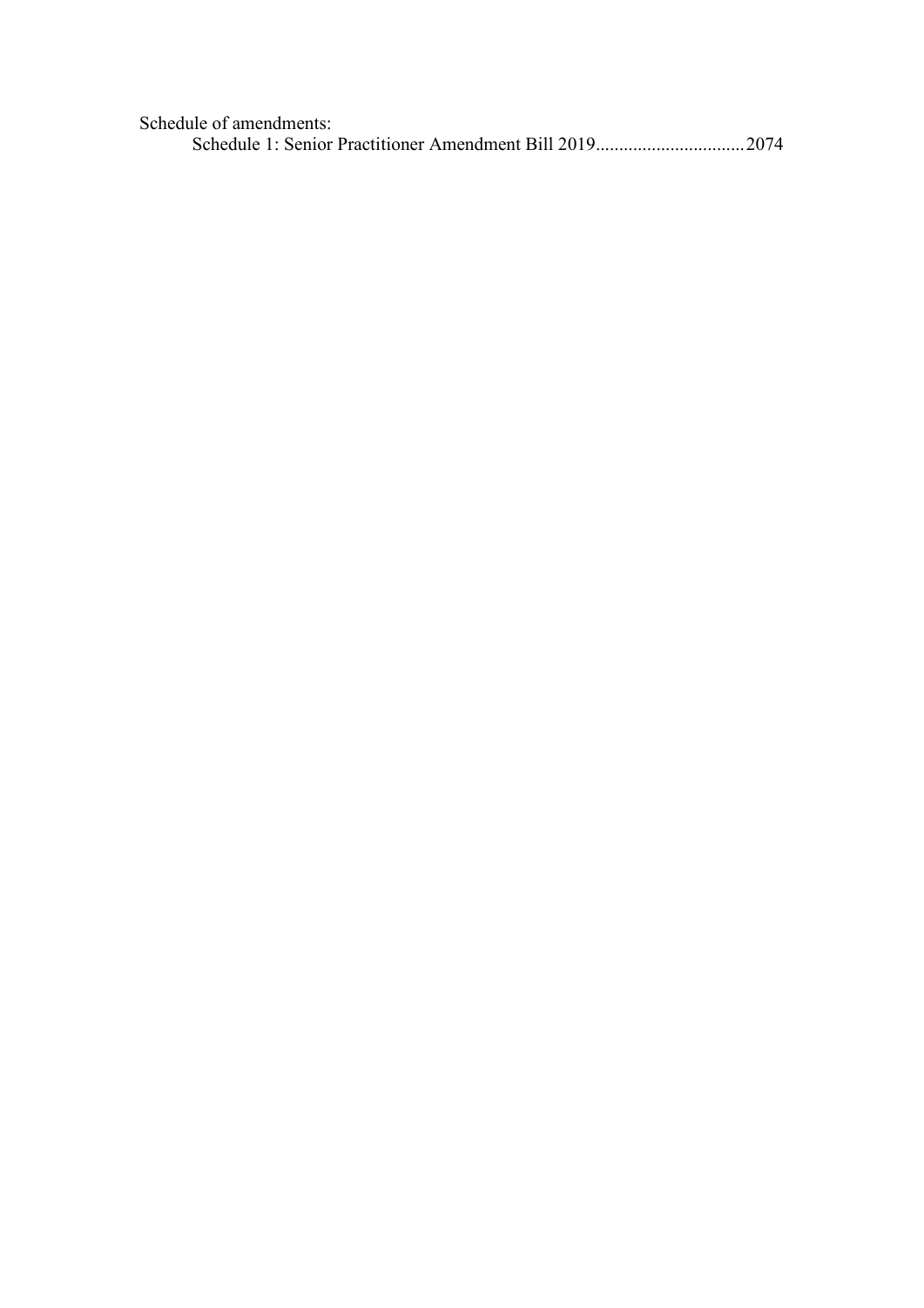Schedule of amendments:

Schedule 1: Senior Practitioner Amendment Bill 2019................................2074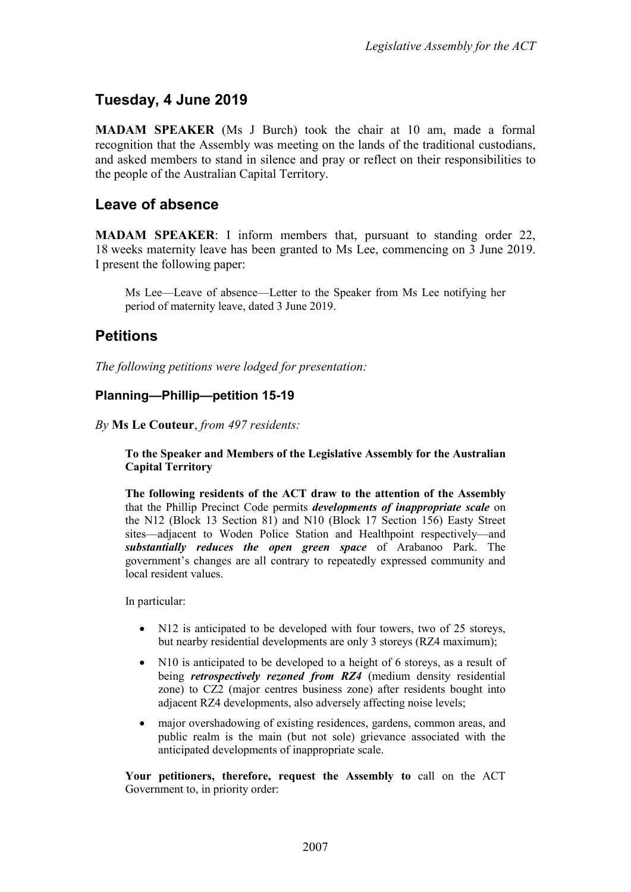## Tuesday, 4 June 2019

**MADAM SPEAKER** (Ms J Burch) took the chair at 10 am, made a formal recognition that the Assembly was meeting on the lands of the traditional custodians, and asked members to stand in silence and pray or reflect on their responsibilities to the people of the Australian Capital Territory.

## Leave of absence

**MADAM SPEAKER**: I inform members that, pursuant to standing order 22, 18 weeks maternity leave has been granted to Ms Lee, commencing on 3 June 2019. I present the following paper:

> Ms Lee—Leave of absence—Letter to the Speaker from Ms Lee notifying her period of maternity leave, dated 3 June 2019.

## Petitions

*The following petitions were lodged for presentation:*

### Planning—Phillip—petition 15-19

*By* **Ms Le Couteur**, *from 497 residents:*

> **To the Speaker and Members of the Legislative Assembly for the Australian Capital Territory**
>
> **The following residents of the ACT draw to the attention of the Assembly** that the Phillip Precinct Code permits ***developments of inappropriate scale*** on the N12 (Block 13 Section 81) and N10 (Block 17 Section 156) Easty Street sites—adjacent to Woden Police Station and Healthpoint respectively—and ***substantially reduces the open green space*** of Arabanoo Park. The government's changes are all contrary to repeatedly expressed community and local resident values.
>
> In particular:
>
> - N12 is anticipated to be developed with four towers, two of 25 storeys, but nearby residential developments are only 3 storeys (RZ4 maximum);
> - N10 is anticipated to be developed to a height of 6 storeys, as a result of being ***retrospectively rezoned from RZ4*** (medium density residential zone) to CZ2 (major centres business zone) after residents bought into adjacent RZ4 developments, also adversely affecting noise levels;
> - major overshadowing of existing residences, gardens, common areas, and public realm is the main (but not sole) grievance associated with the anticipated developments of inappropriate scale.
>
> **Your petitioners, therefore, request the Assembly to** call on the ACT Government to, in priority order: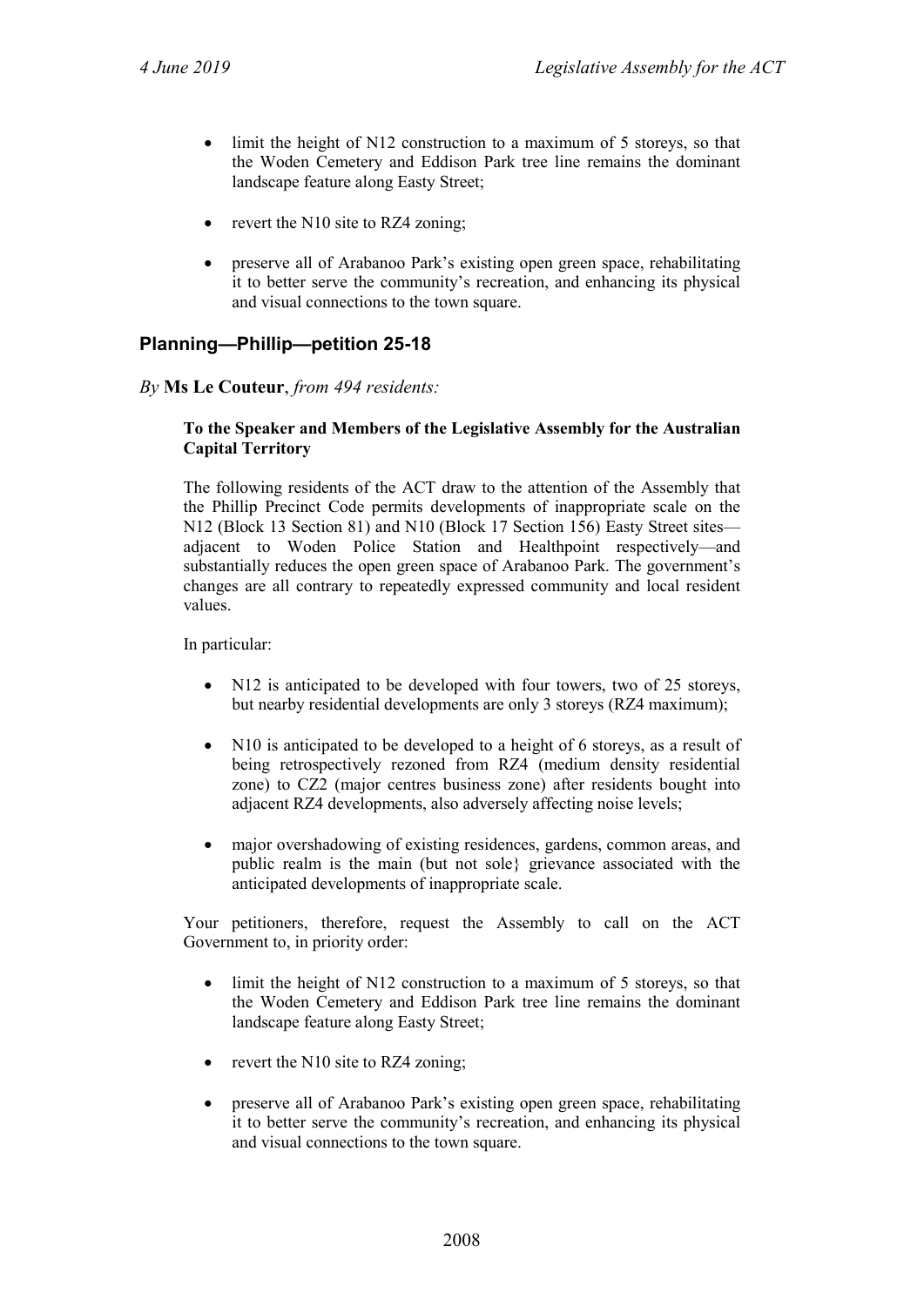- limit the height of N12 construction to a maximum of 5 storeys, so that the Woden Cemetery and Eddison Park tree line remains the dominant landscape feature along Easty Street;
- revert the N10 site to RZ4 zoning;
- preserve all of Arabanoo Park's existing open green space, rehabilitating it to better serve the community's recreation, and enhancing its physical and visual connections to the town square.

## Planning—Phillip—petition 25-18

*By* **Ms Le Couteur**, *from 494 residents:*

**To the Speaker and Members of the Legislative Assembly for the Australian Capital Territory**

The following residents of the ACT draw to the attention of the Assembly that the Phillip Precinct Code permits developments of inappropriate scale on the N12 (Block 13 Section 81) and N10 (Block 17 Section 156) Easty Street sites—adjacent to Woden Police Station and Healthpoint respectively—and substantially reduces the open green space of Arabanoo Park. The government's changes are all contrary to repeatedly expressed community and local resident values.

In particular:

- N12 is anticipated to be developed with four towers, two of 25 storeys, but nearby residential developments are only 3 storeys (RZ4 maximum);
- N10 is anticipated to be developed to a height of 6 storeys, as a result of being retrospectively rezoned from RZ4 (medium density residential zone) to CZ2 (major centres business zone) after residents bought into adjacent RZ4 developments, also adversely affecting noise levels;
- major overshadowing of existing residences, gardens, common areas, and public realm is the main (but not sole} grievance associated with the anticipated developments of inappropriate scale.

Your petitioners, therefore, request the Assembly to call on the ACT Government to, in priority order:

- limit the height of N12 construction to a maximum of 5 storeys, so that the Woden Cemetery and Eddison Park tree line remains the dominant landscape feature along Easty Street;
- revert the N10 site to RZ4 zoning;
- preserve all of Arabanoo Park's existing open green space, rehabilitating it to better serve the community's recreation, and enhancing its physical and visual connections to the town square.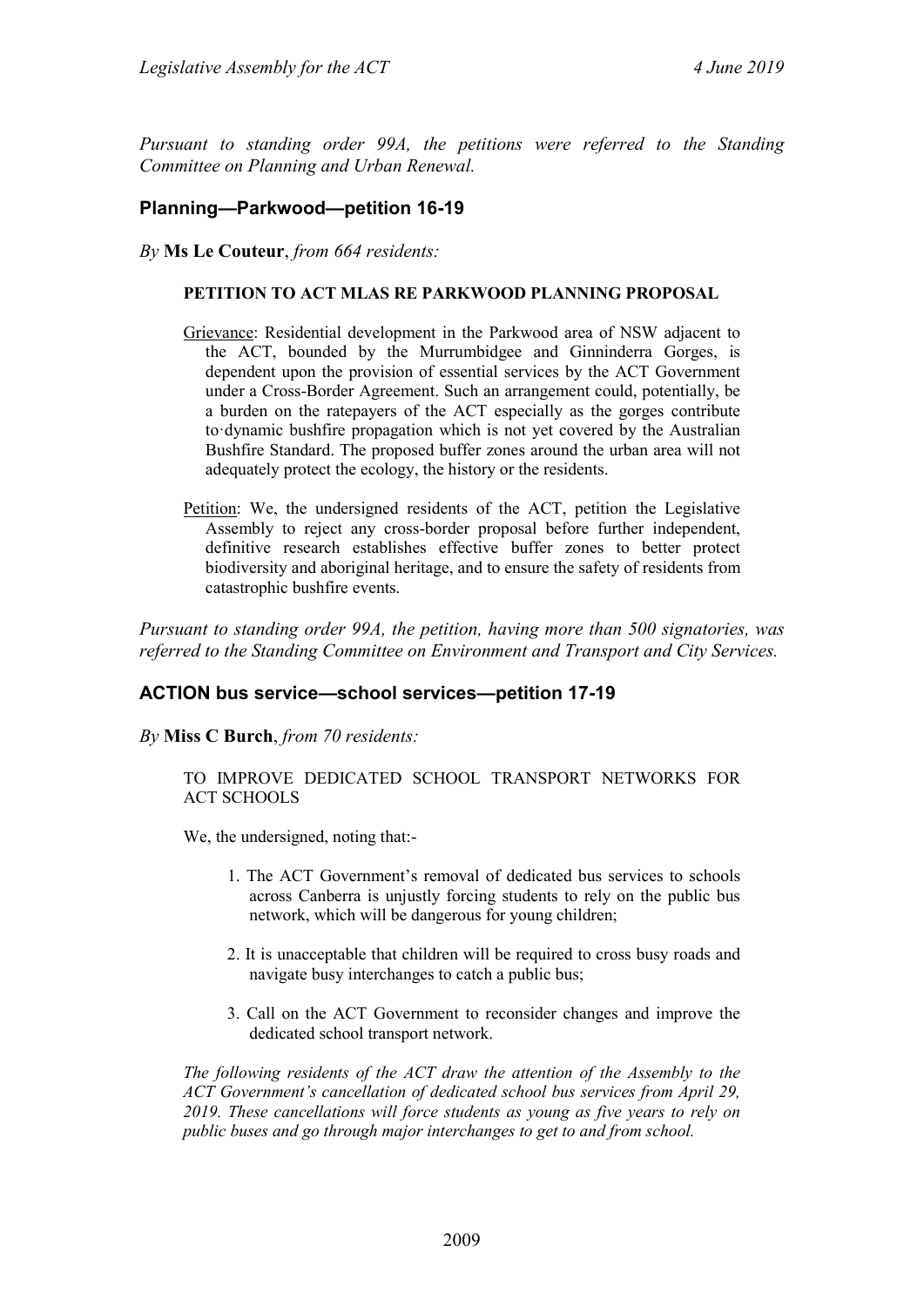*Pursuant to standing order 99A, the petitions were referred to the Standing Committee on Planning and Urban Renewal.*

## Planning—Parkwood—petition 16-19

*By* **Ms Le Couteur**, *from 664 residents:*

**PETITION TO ACT MLAS RE PARKWOOD PLANNING PROPOSAL**

Grievance: Residential development in the Parkwood area of NSW adjacent to the ACT, bounded by the Murrumbidgee and Ginninderra Gorges, is dependent upon the provision of essential services by the ACT Government under a Cross-Border Agreement. Such an arrangement could, potentially, be a burden on the ratepayers of the ACT especially as the gorges contribute to·dynamic bushfire propagation which is not yet covered by the Australian Bushfire Standard. The proposed buffer zones around the urban area will not adequately protect the ecology, the history or the residents.

Petition: We, the undersigned residents of the ACT, petition the Legislative Assembly to reject any cross-border proposal before further independent, definitive research establishes effective buffer zones to better protect biodiversity and aboriginal heritage, and to ensure the safety of residents from catastrophic bushfire events.

*Pursuant to standing order 99A, the petition, having more than 500 signatories, was referred to the Standing Committee on Environment and Transport and City Services.*

## ACTION bus service—school services—petition 17-19

*By* **Miss C Burch**, *from 70 residents:*

TO IMPROVE DEDICATED SCHOOL TRANSPORT NETWORKS FOR ACT SCHOOLS

We, the undersigned, noting that:-

1. The ACT Government's removal of dedicated bus services to schools across Canberra is unjustly forcing students to rely on the public bus network, which will be dangerous for young children;
2. It is unacceptable that children will be required to cross busy roads and navigate busy interchanges to catch a public bus;
3. Call on the ACT Government to reconsider changes and improve the dedicated school transport network.

*The following residents of the ACT draw the attention of the Assembly to the ACT Government's cancellation of dedicated school bus services from April 29, 2019. These cancellations will force students as young as five years to rely on public buses and go through major interchanges to get to and from school.*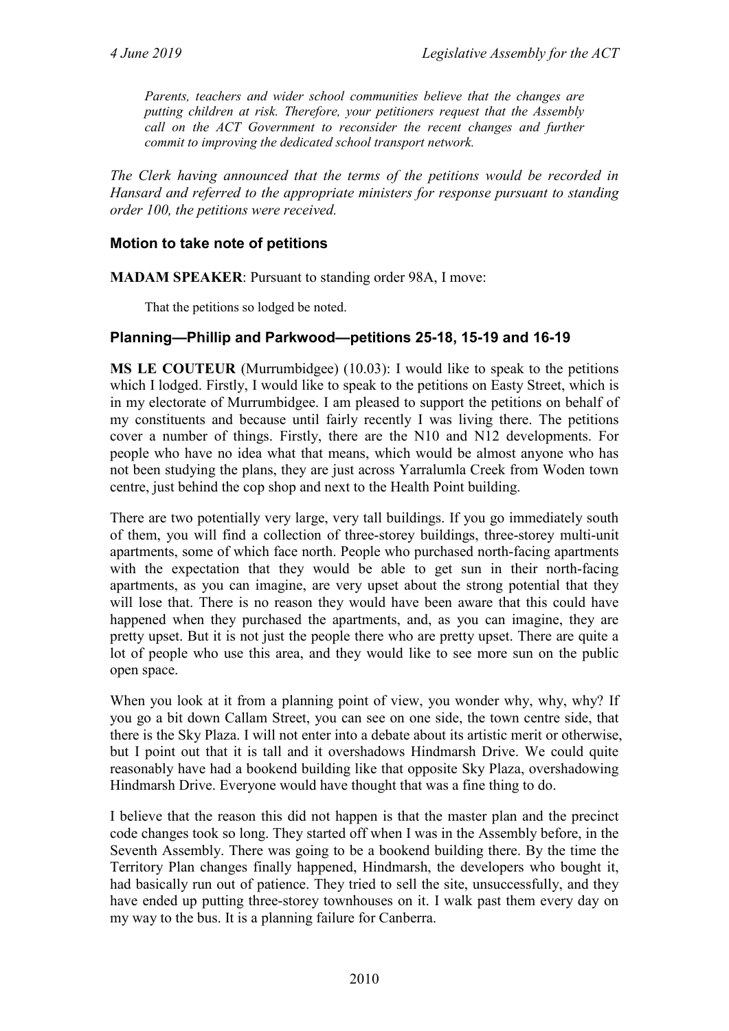*Parents, teachers and wider school communities believe that the changes are putting children at risk. Therefore, your petitioners request that the Assembly call on the ACT Government to reconsider the recent changes and further commit to improving the dedicated school transport network.*

*The Clerk having announced that the terms of the petitions would be recorded in Hansard and referred to the appropriate ministers for response pursuant to standing order 100, the petitions were received.*

### Motion to take note of petitions

**MADAM SPEAKER**: Pursuant to standing order 98A, I move:

> That the petitions so lodged be noted.

### Planning—Phillip and Parkwood—petitions 25-18, 15-19 and 16-19

**MS LE COUTEUR** (Murrumbidgee) (10.03): I would like to speak to the petitions which I lodged. Firstly, I would like to speak to the petitions on Easty Street, which is in my electorate of Murrumbidgee. I am pleased to support the petitions on behalf of my constituents and because until fairly recently I was living there. The petitions cover a number of things. Firstly, there are the N10 and N12 developments. For people who have no idea what that means, which would be almost anyone who has not been studying the plans, they are just across Yarralumla Creek from Woden town centre, just behind the cop shop and next to the Health Point building.

There are two potentially very large, very tall buildings. If you go immediately south of them, you will find a collection of three-storey buildings, three-storey multi-unit apartments, some of which face north. People who purchased north-facing apartments with the expectation that they would be able to get sun in their north-facing apartments, as you can imagine, are very upset about the strong potential that they will lose that. There is no reason they would have been aware that this could have happened when they purchased the apartments, and, as you can imagine, they are pretty upset. But it is not just the people there who are pretty upset. There are quite a lot of people who use this area, and they would like to see more sun on the public open space.

When you look at it from a planning point of view, you wonder why, why, why? If you go a bit down Callam Street, you can see on one side, the town centre side, that there is the Sky Plaza. I will not enter into a debate about its artistic merit or otherwise, but I point out that it is tall and it overshadows Hindmarsh Drive. We could quite reasonably have had a bookend building like that opposite Sky Plaza, overshadowing Hindmarsh Drive. Everyone would have thought that was a fine thing to do.

I believe that the reason this did not happen is that the master plan and the precinct code changes took so long. They started off when I was in the Assembly before, in the Seventh Assembly. There was going to be a bookend building there. By the time the Territory Plan changes finally happened, Hindmarsh, the developers who bought it, had basically run out of patience. They tried to sell the site, unsuccessfully, and they have ended up putting three-storey townhouses on it. I walk past them every day on my way to the bus. It is a planning failure for Canberra.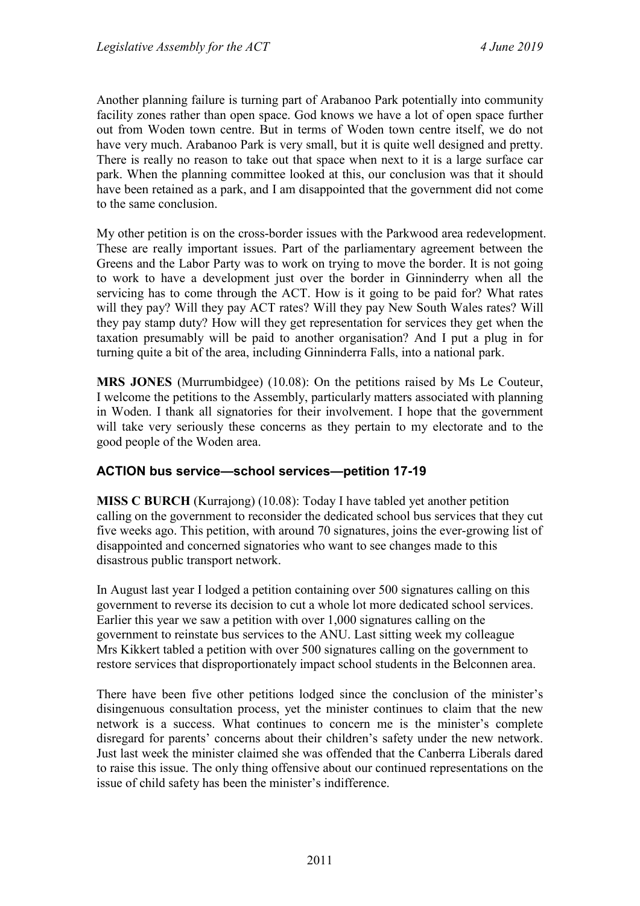Another planning failure is turning part of Arabanoo Park potentially into community facility zones rather than open space. God knows we have a lot of open space further out from Woden town centre. But in terms of Woden town centre itself, we do not have very much. Arabanoo Park is very small, but it is quite well designed and pretty. There is really no reason to take out that space when next to it is a large surface car park. When the planning committee looked at this, our conclusion was that it should have been retained as a park, and I am disappointed that the government did not come to the same conclusion.

My other petition is on the cross-border issues with the Parkwood area redevelopment. These are really important issues. Part of the parliamentary agreement between the Greens and the Labor Party was to work on trying to move the border. It is not going to work to have a development just over the border in Ginninderry when all the servicing has to come through the ACT. How is it going to be paid for? What rates will they pay? Will they pay ACT rates? Will they pay New South Wales rates? Will they pay stamp duty? How will they get representation for services they get when the taxation presumably will be paid to another organisation? And I put a plug in for turning quite a bit of the area, including Ginninderra Falls, into a national park.

**MRS JONES** (Murrumbidgee) (10.08): On the petitions raised by Ms Le Couteur, I welcome the petitions to the Assembly, particularly matters associated with planning in Woden. I thank all signatories for their involvement. I hope that the government will take very seriously these concerns as they pertain to my electorate and to the good people of the Woden area.

### ACTION bus service—school services—petition 17-19

**MISS C BURCH** (Kurrajong) (10.08): Today I have tabled yet another petition calling on the government to reconsider the dedicated school bus services that they cut five weeks ago. This petition, with around 70 signatures, joins the ever-growing list of disappointed and concerned signatories who want to see changes made to this disastrous public transport network.

In August last year I lodged a petition containing over 500 signatures calling on this government to reverse its decision to cut a whole lot more dedicated school services. Earlier this year we saw a petition with over 1,000 signatures calling on the government to reinstate bus services to the ANU. Last sitting week my colleague Mrs Kikkert tabled a petition with over 500 signatures calling on the government to restore services that disproportionately impact school students in the Belconnen area.

There have been five other petitions lodged since the conclusion of the minister's disingenuous consultation process, yet the minister continues to claim that the new network is a success. What continues to concern me is the minister's complete disregard for parents' concerns about their children's safety under the new network. Just last week the minister claimed she was offended that the Canberra Liberals dared to raise this issue. The only thing offensive about our continued representations on the issue of child safety has been the minister's indifference.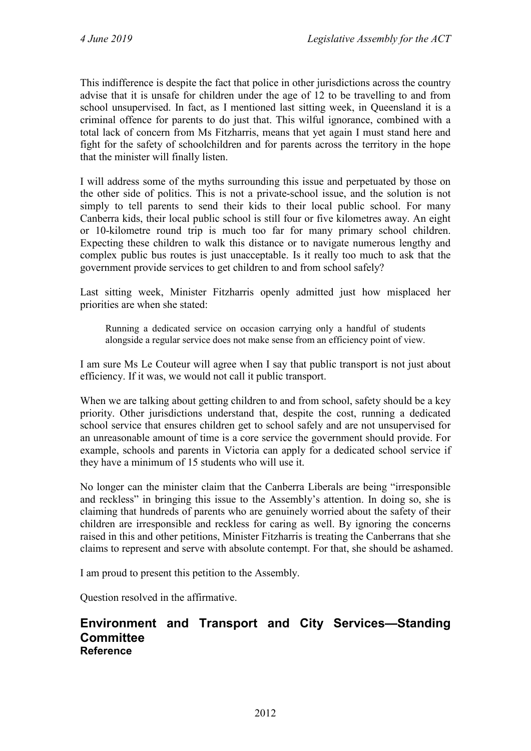This indifference is despite the fact that police in other jurisdictions across the country advise that it is unsafe for children under the age of 12 to be travelling to and from school unsupervised. In fact, as I mentioned last sitting week, in Queensland it is a criminal offence for parents to do just that. This wilful ignorance, combined with a total lack of concern from Ms Fitzharris, means that yet again I must stand here and fight for the safety of schoolchildren and for parents across the territory in the hope that the minister will finally listen.

I will address some of the myths surrounding this issue and perpetuated by those on the other side of politics. This is not a private-school issue, and the solution is not simply to tell parents to send their kids to their local public school. For many Canberra kids, their local public school is still four or five kilometres away. An eight or 10-kilometre round trip is much too far for many primary school children. Expecting these children to walk this distance or to navigate numerous lengthy and complex public bus routes is just unacceptable. Is it really too much to ask that the government provide services to get children to and from school safely?

Last sitting week, Minister Fitzharris openly admitted just how misplaced her priorities are when she stated:

> Running a dedicated service on occasion carrying only a handful of students alongside a regular service does not make sense from an efficiency point of view.

I am sure Ms Le Couteur will agree when I say that public transport is not just about efficiency. If it was, we would not call it public transport.

When we are talking about getting children to and from school, safety should be a key priority. Other jurisdictions understand that, despite the cost, running a dedicated school service that ensures children get to school safely and are not unsupervised for an unreasonable amount of time is a core service the government should provide. For example, schools and parents in Victoria can apply for a dedicated school service if they have a minimum of 15 students who will use it.

No longer can the minister claim that the Canberra Liberals are being "irresponsible and reckless" in bringing this issue to the Assembly's attention. In doing so, she is claiming that hundreds of parents who are genuinely worried about the safety of their children are irresponsible and reckless for caring as well. By ignoring the concerns raised in this and other petitions, Minister Fitzharris is treating the Canberrans that she claims to represent and serve with absolute contempt. For that, she should be ashamed.

I am proud to present this petition to the Assembly.

Question resolved in the affirmative.

## Environment and Transport and City Services—Standing Committee

### Reference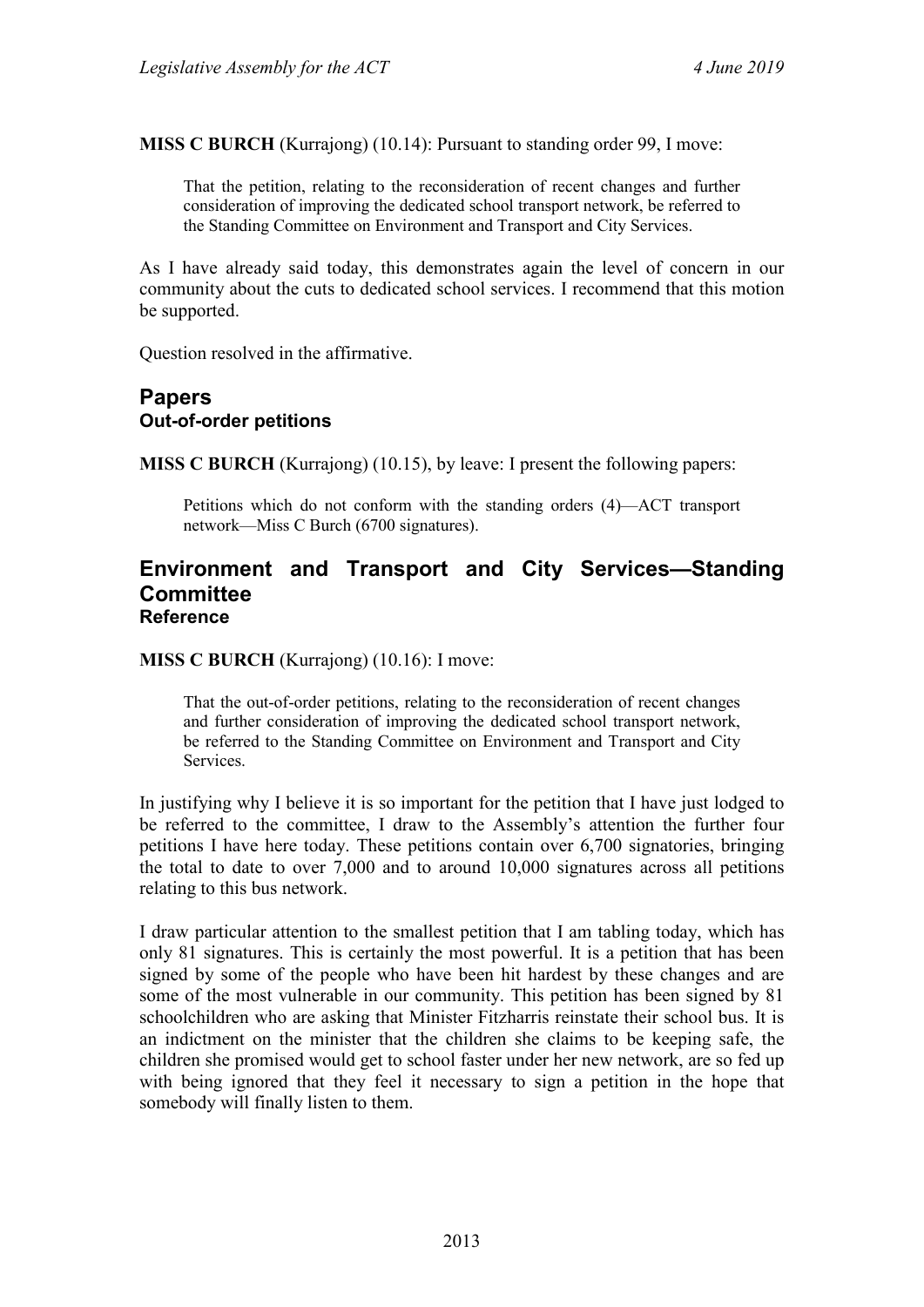**MISS C BURCH** (Kurrajong) (10.14): Pursuant to standing order 99, I move:

> That the petition, relating to the reconsideration of recent changes and further consideration of improving the dedicated school transport network, be referred to the Standing Committee on Environment and Transport and City Services.

As I have already said today, this demonstrates again the level of concern in our community about the cuts to dedicated school services. I recommend that this motion be supported.

Question resolved in the affirmative.

## Papers
### Out-of-order petitions

**MISS C BURCH** (Kurrajong) (10.15), by leave: I present the following papers:

> Petitions which do not conform with the standing orders (4)—ACT transport network—Miss C Burch (6700 signatures).

## Environment and Transport and City Services—Standing Committee
### Reference

**MISS C BURCH** (Kurrajong) (10.16): I move:

> That the out-of-order petitions, relating to the reconsideration of recent changes and further consideration of improving the dedicated school transport network, be referred to the Standing Committee on Environment and Transport and City Services.

In justifying why I believe it is so important for the petition that I have just lodged to be referred to the committee, I draw to the Assembly's attention the further four petitions I have here today. These petitions contain over 6,700 signatories, bringing the total to date to over 7,000 and to around 10,000 signatures across all petitions relating to this bus network.

I draw particular attention to the smallest petition that I am tabling today, which has only 81 signatures. This is certainly the most powerful. It is a petition that has been signed by some of the people who have been hit hardest by these changes and are some of the most vulnerable in our community. This petition has been signed by 81 schoolchildren who are asking that Minister Fitzharris reinstate their school bus. It is an indictment on the minister that the children she claims to be keeping safe, the children she promised would get to school faster under her new network, are so fed up with being ignored that they feel it necessary to sign a petition in the hope that somebody will finally listen to them.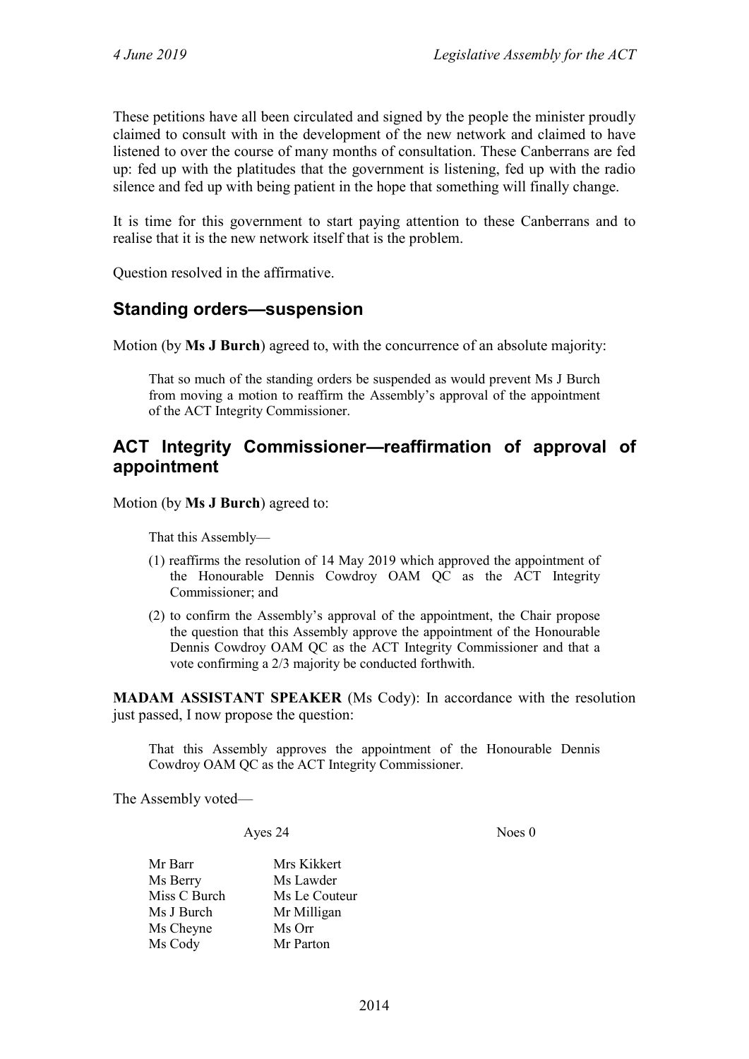These petitions have all been circulated and signed by the people the minister proudly claimed to consult with in the development of the new network and claimed to have listened to over the course of many months of consultation. These Canberrans are fed up: fed up with the platitudes that the government is listening, fed up with the radio silence and fed up with being patient in the hope that something will finally change.

It is time for this government to start paying attention to these Canberrans and to realise that it is the new network itself that is the problem.

Question resolved in the affirmative.

## Standing orders—suspension

Motion (by **Ms J Burch**) agreed to, with the concurrence of an absolute majority:

> That so much of the standing orders be suspended as would prevent Ms J Burch from moving a motion to reaffirm the Assembly's approval of the appointment of the ACT Integrity Commissioner.

## ACT Integrity Commissioner—reaffirmation of approval of appointment

Motion (by **Ms J Burch**) agreed to:

> That this Assembly—
>
> (1) reaffirms the resolution of 14 May 2019 which approved the appointment of the Honourable Dennis Cowdroy OAM QC as the ACT Integrity Commissioner; and
>
> (2) to confirm the Assembly's approval of the appointment, the Chair propose the question that this Assembly approve the appointment of the Honourable Dennis Cowdroy OAM QC as the ACT Integrity Commissioner and that a vote confirming a 2/3 majority be conducted forthwith.

**MADAM ASSISTANT SPEAKER** (Ms Cody): In accordance with the resolution just passed, I now propose the question:

> That this Assembly approves the appointment of the Honourable Dennis Cowdroy OAM QC as the ACT Integrity Commissioner.

The Assembly voted—

| Ayes 24 | | Noes 0 |
|---|---|---|
| Mr Barr | Mrs Kikkert | |
| Ms Berry | Ms Lawder | |
| Miss C Burch | Ms Le Couteur | |
| Ms J Burch | Mr Milligan | |
| Ms Cheyne | Ms Orr | |
| Ms Cody | Mr Parton | |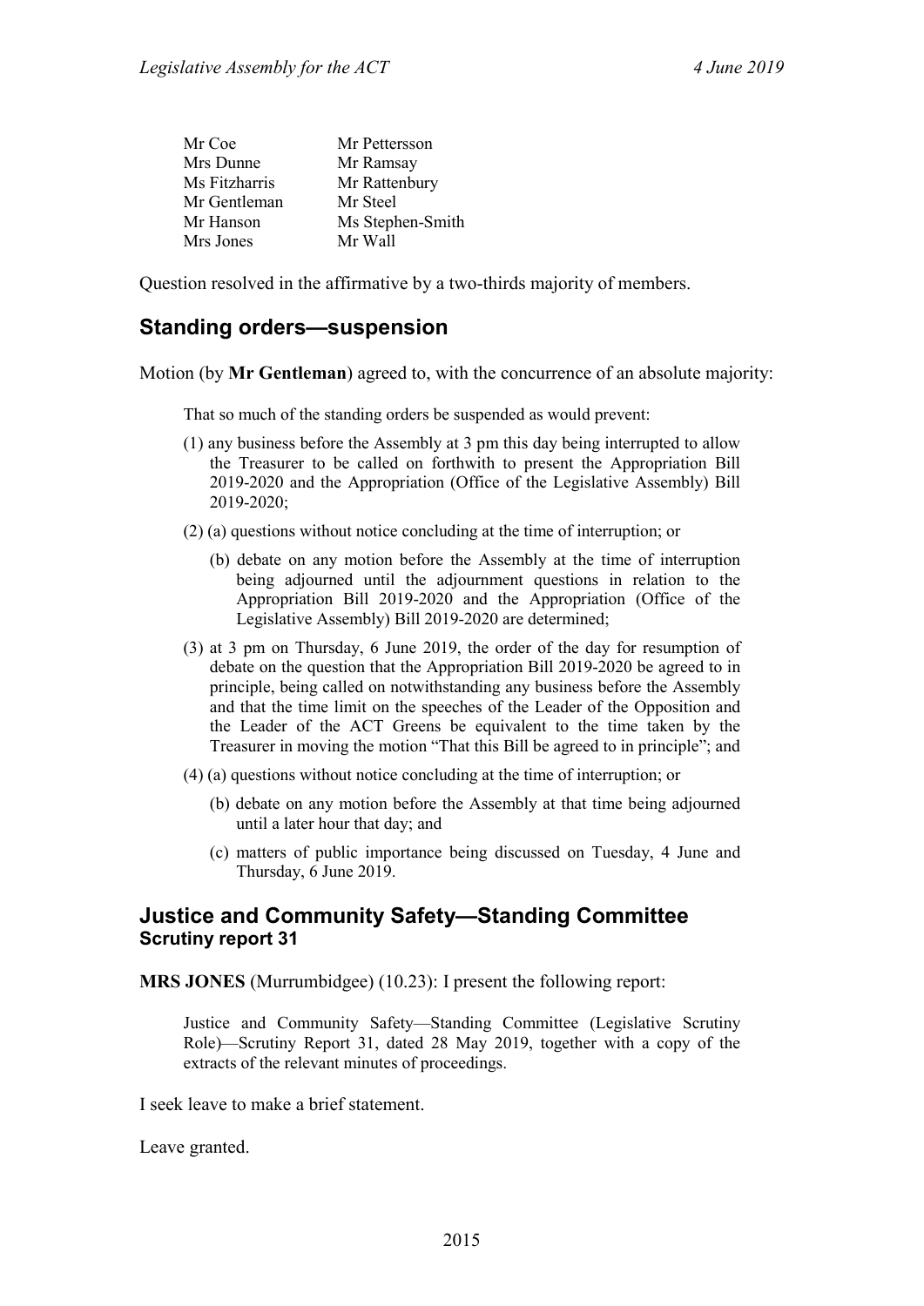| | |
|---|---|
| Mr Coe | Mr Pettersson |
| Mrs Dunne | Mr Ramsay |
| Ms Fitzharris | Mr Rattenbury |
| Mr Gentleman | Mr Steel |
| Mr Hanson | Ms Stephen-Smith |
| Mrs Jones | Mr Wall |

Question resolved in the affirmative by a two-thirds majority of members.

## Standing orders—suspension

Motion (by **Mr Gentleman**) agreed to, with the concurrence of an absolute majority:

> That so much of the standing orders be suspended as would prevent:
>
> (1) any business before the Assembly at 3 pm this day being interrupted to allow the Treasurer to be called on forthwith to present the Appropriation Bill 2019-2020 and the Appropriation (Office of the Legislative Assembly) Bill 2019-2020;
>
> (2) (a) questions without notice concluding at the time of interruption; or
>
> (b) debate on any motion before the Assembly at the time of interruption being adjourned until the adjournment questions in relation to the Appropriation Bill 2019-2020 and the Appropriation (Office of the Legislative Assembly) Bill 2019-2020 are determined;
>
> (3) at 3 pm on Thursday, 6 June 2019, the order of the day for resumption of debate on the question that the Appropriation Bill 2019-2020 be agreed to in principle, being called on notwithstanding any business before the Assembly and that the time limit on the speeches of the Leader of the Opposition and the Leader of the ACT Greens be equivalent to the time taken by the Treasurer in moving the motion "That this Bill be agreed to in principle"; and
>
> (4) (a) questions without notice concluding at the time of interruption; or
>
> (b) debate on any motion before the Assembly at that time being adjourned until a later hour that day; and
>
> (c) matters of public importance being discussed on Tuesday, 4 June and Thursday, 6 June 2019.

## Justice and Community Safety—Standing Committee
### Scrutiny report 31

**MRS JONES** (Murrumbidgee) (10.23): I present the following report:

> Justice and Community Safety—Standing Committee (Legislative Scrutiny Role)—Scrutiny Report 31, dated 28 May 2019, together with a copy of the extracts of the relevant minutes of proceedings.

I seek leave to make a brief statement.

Leave granted.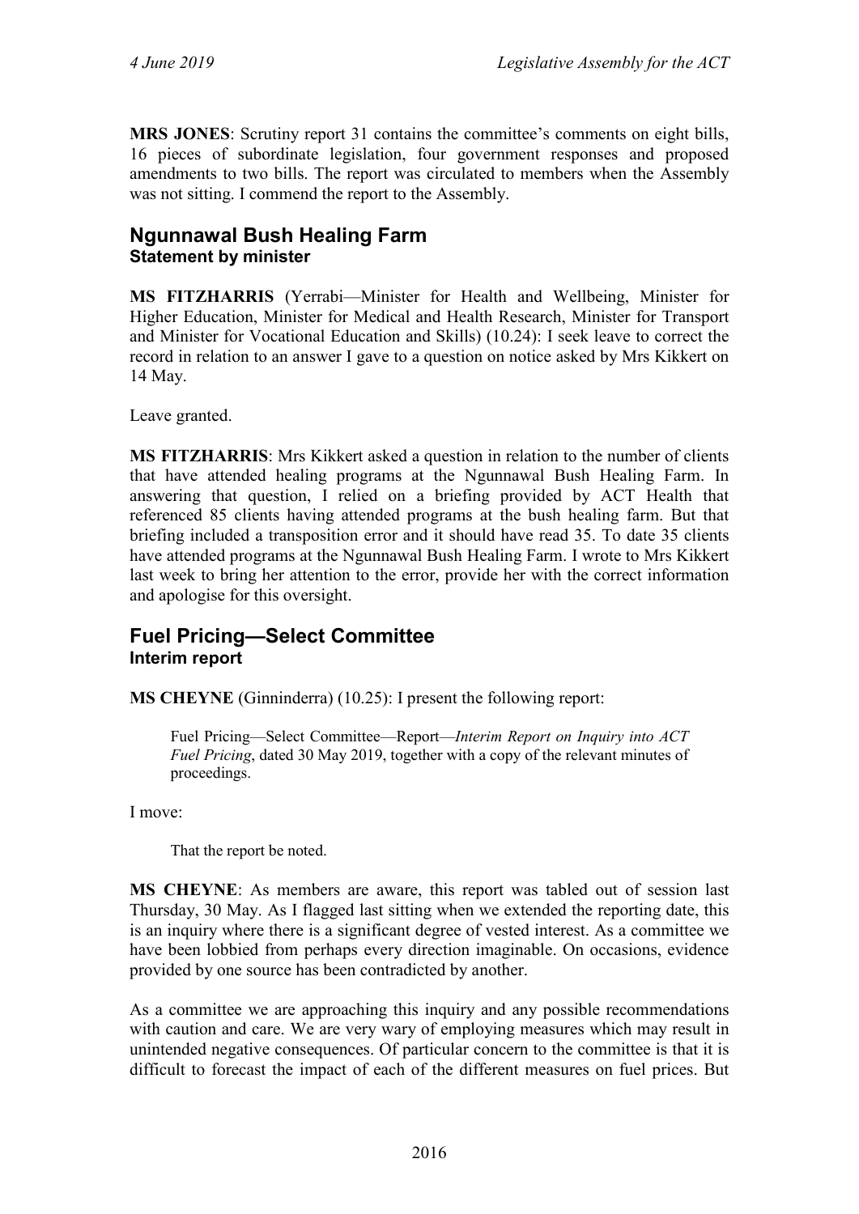**MRS JONES**: Scrutiny report 31 contains the committee's comments on eight bills, 16 pieces of subordinate legislation, four government responses and proposed amendments to two bills. The report was circulated to members when the Assembly was not sitting. I commend the report to the Assembly.

## Ngunnawal Bush Healing Farm
### Statement by minister

**MS FITZHARRIS** (Yerrabi—Minister for Health and Wellbeing, Minister for Higher Education, Minister for Medical and Health Research, Minister for Transport and Minister for Vocational Education and Skills) (10.24): I seek leave to correct the record in relation to an answer I gave to a question on notice asked by Mrs Kikkert on 14 May.

Leave granted.

**MS FITZHARRIS**: Mrs Kikkert asked a question in relation to the number of clients that have attended healing programs at the Ngunnawal Bush Healing Farm. In answering that question, I relied on a briefing provided by ACT Health that referenced 85 clients having attended programs at the bush healing farm. But that briefing included a transposition error and it should have read 35. To date 35 clients have attended programs at the Ngunnawal Bush Healing Farm. I wrote to Mrs Kikkert last week to bring her attention to the error, provide her with the correct information and apologise for this oversight.

## Fuel Pricing—Select Committee
### Interim report

**MS CHEYNE** (Ginninderra) (10.25): I present the following report:

> Fuel Pricing—Select Committee—Report—*Interim Report on Inquiry into ACT Fuel Pricing*, dated 30 May 2019, together with a copy of the relevant minutes of proceedings.

I move:

> That the report be noted.

**MS CHEYNE**: As members are aware, this report was tabled out of session last Thursday, 30 May. As I flagged last sitting when we extended the reporting date, this is an inquiry where there is a significant degree of vested interest. As a committee we have been lobbied from perhaps every direction imaginable. On occasions, evidence provided by one source has been contradicted by another.

As a committee we are approaching this inquiry and any possible recommendations with caution and care. We are very wary of employing measures which may result in unintended negative consequences. Of particular concern to the committee is that it is difficult to forecast the impact of each of the different measures on fuel prices. But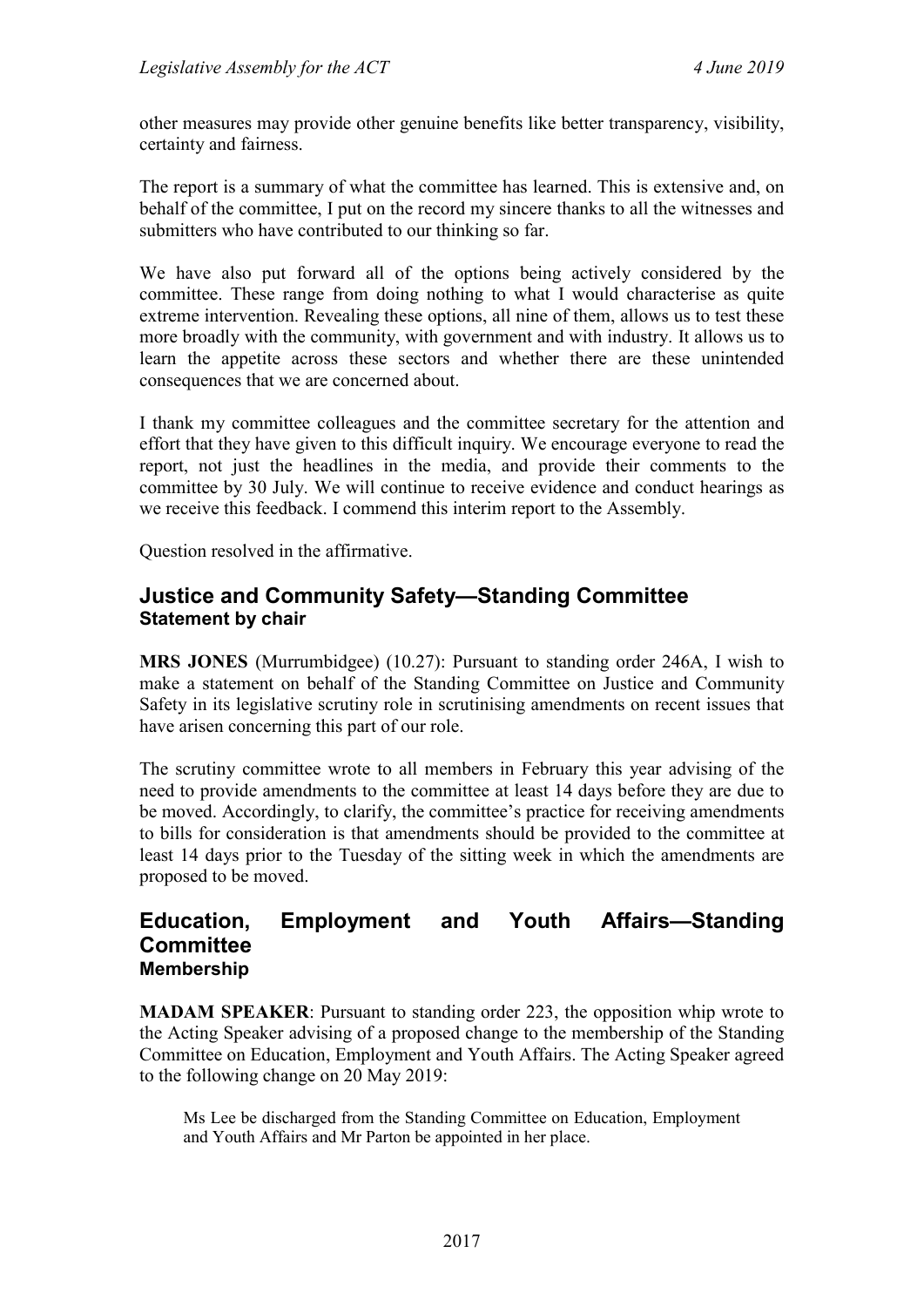other measures may provide other genuine benefits like better transparency, visibility, certainty and fairness.

The report is a summary of what the committee has learned. This is extensive and, on behalf of the committee, I put on the record my sincere thanks to all the witnesses and submitters who have contributed to our thinking so far.

We have also put forward all of the options being actively considered by the committee. These range from doing nothing to what I would characterise as quite extreme intervention. Revealing these options, all nine of them, allows us to test these more broadly with the community, with government and with industry. It allows us to learn the appetite across these sectors and whether there are these unintended consequences that we are concerned about.

I thank my committee colleagues and the committee secretary for the attention and effort that they have given to this difficult inquiry. We encourage everyone to read the report, not just the headlines in the media, and provide their comments to the committee by 30 July. We will continue to receive evidence and conduct hearings as we receive this feedback. I commend this interim report to the Assembly.

Question resolved in the affirmative.

## Justice and Community Safety—Standing Committee
### Statement by chair

**MRS JONES** (Murrumbidgee) (10.27): Pursuant to standing order 246A, I wish to make a statement on behalf of the Standing Committee on Justice and Community Safety in its legislative scrutiny role in scrutinising amendments on recent issues that have arisen concerning this part of our role.

The scrutiny committee wrote to all members in February this year advising of the need to provide amendments to the committee at least 14 days before they are due to be moved. Accordingly, to clarify, the committee's practice for receiving amendments to bills for consideration is that amendments should be provided to the committee at least 14 days prior to the Tuesday of the sitting week in which the amendments are proposed to be moved.

## Education, Employment and Youth Affairs—Standing Committee
### Membership

**MADAM SPEAKER**: Pursuant to standing order 223, the opposition whip wrote to the Acting Speaker advising of a proposed change to the membership of the Standing Committee on Education, Employment and Youth Affairs. The Acting Speaker agreed to the following change on 20 May 2019:

> Ms Lee be discharged from the Standing Committee on Education, Employment and Youth Affairs and Mr Parton be appointed in her place.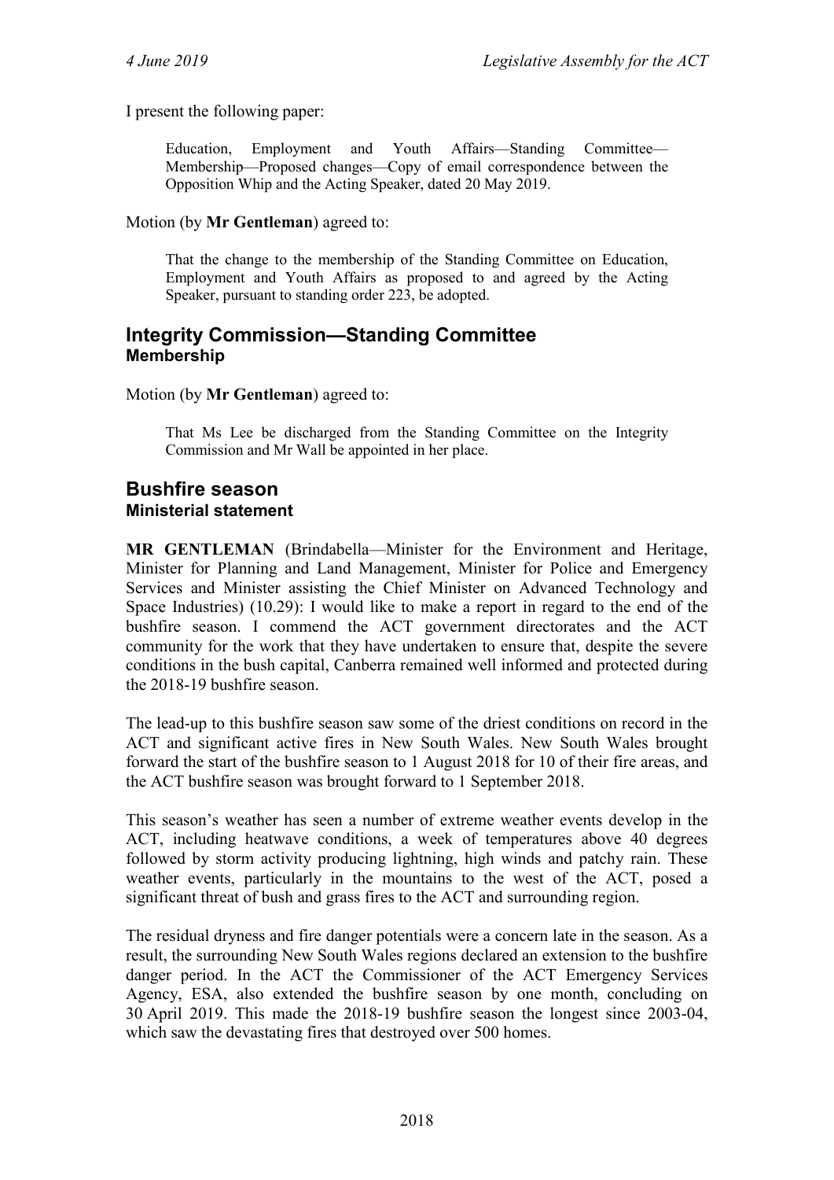I present the following paper:

> Education, Employment and Youth Affairs—Standing Committee—Membership—Proposed changes—Copy of email correspondence between the Opposition Whip and the Acting Speaker, dated 20 May 2019.

Motion (by **Mr Gentleman**) agreed to:

> That the change to the membership of the Standing Committee on Education, Employment and Youth Affairs as proposed to and agreed by the Acting Speaker, pursuant to standing order 223, be adopted.

## Integrity Commission—Standing Committee
### Membership

Motion (by **Mr Gentleman**) agreed to:

> That Ms Lee be discharged from the Standing Committee on the Integrity Commission and Mr Wall be appointed in her place.

## Bushfire season
### Ministerial statement

**MR GENTLEMAN** (Brindabella—Minister for the Environment and Heritage, Minister for Planning and Land Management, Minister for Police and Emergency Services and Minister assisting the Chief Minister on Advanced Technology and Space Industries) (10.29): I would like to make a report in regard to the end of the bushfire season. I commend the ACT government directorates and the ACT community for the work that they have undertaken to ensure that, despite the severe conditions in the bush capital, Canberra remained well informed and protected during the 2018-19 bushfire season.

The lead-up to this bushfire season saw some of the driest conditions on record in the ACT and significant active fires in New South Wales. New South Wales brought forward the start of the bushfire season to 1 August 2018 for 10 of their fire areas, and the ACT bushfire season was brought forward to 1 September 2018.

This season's weather has seen a number of extreme weather events develop in the ACT, including heatwave conditions, a week of temperatures above 40 degrees followed by storm activity producing lightning, high winds and patchy rain. These weather events, particularly in the mountains to the west of the ACT, posed a significant threat of bush and grass fires to the ACT and surrounding region.

The residual dryness and fire danger potentials were a concern late in the season. As a result, the surrounding New South Wales regions declared an extension to the bushfire danger period. In the ACT the Commissioner of the ACT Emergency Services Agency, ESA, also extended the bushfire season by one month, concluding on 30 April 2019. This made the 2018-19 bushfire season the longest since 2003-04, which saw the devastating fires that destroyed over 500 homes.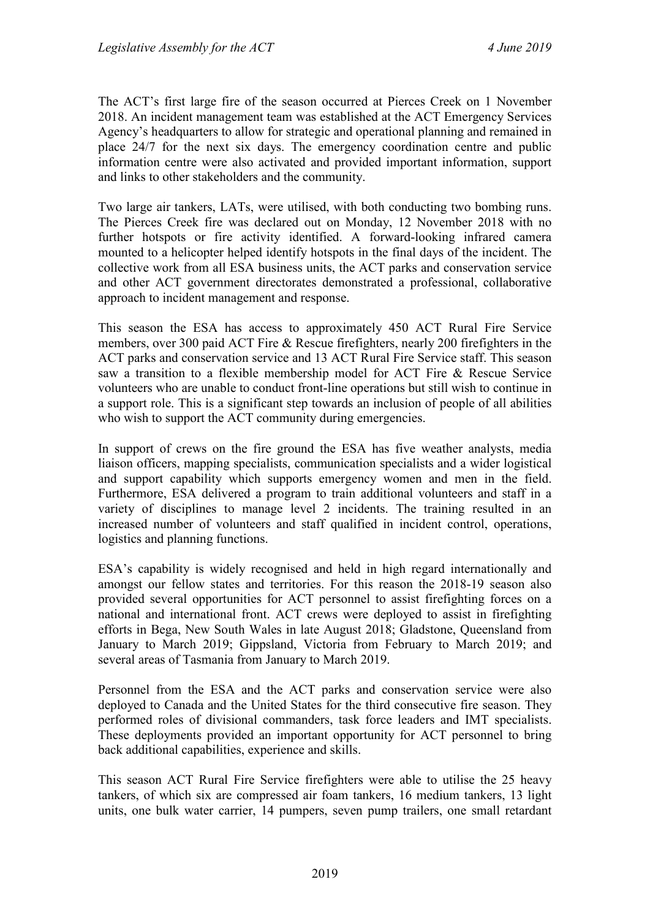The ACT's first large fire of the season occurred at Pierces Creek on 1 November 2018. An incident management team was established at the ACT Emergency Services Agency's headquarters to allow for strategic and operational planning and remained in place 24/7 for the next six days. The emergency coordination centre and public information centre were also activated and provided important information, support and links to other stakeholders and the community.

Two large air tankers, LATs, were utilised, with both conducting two bombing runs. The Pierces Creek fire was declared out on Monday, 12 November 2018 with no further hotspots or fire activity identified. A forward-looking infrared camera mounted to a helicopter helped identify hotspots in the final days of the incident. The collective work from all ESA business units, the ACT parks and conservation service and other ACT government directorates demonstrated a professional, collaborative approach to incident management and response.

This season the ESA has access to approximately 450 ACT Rural Fire Service members, over 300 paid ACT Fire & Rescue firefighters, nearly 200 firefighters in the ACT parks and conservation service and 13 ACT Rural Fire Service staff. This season saw a transition to a flexible membership model for ACT Fire & Rescue Service volunteers who are unable to conduct front-line operations but still wish to continue in a support role. This is a significant step towards an inclusion of people of all abilities who wish to support the ACT community during emergencies.

In support of crews on the fire ground the ESA has five weather analysts, media liaison officers, mapping specialists, communication specialists and a wider logistical and support capability which supports emergency women and men in the field. Furthermore, ESA delivered a program to train additional volunteers and staff in a variety of disciplines to manage level 2 incidents. The training resulted in an increased number of volunteers and staff qualified in incident control, operations, logistics and planning functions.

ESA's capability is widely recognised and held in high regard internationally and amongst our fellow states and territories. For this reason the 2018-19 season also provided several opportunities for ACT personnel to assist firefighting forces on a national and international front. ACT crews were deployed to assist in firefighting efforts in Bega, New South Wales in late August 2018; Gladstone, Queensland from January to March 2019; Gippsland, Victoria from February to March 2019; and several areas of Tasmania from January to March 2019.

Personnel from the ESA and the ACT parks and conservation service were also deployed to Canada and the United States for the third consecutive fire season. They performed roles of divisional commanders, task force leaders and IMT specialists. These deployments provided an important opportunity for ACT personnel to bring back additional capabilities, experience and skills.

This season ACT Rural Fire Service firefighters were able to utilise the 25 heavy tankers, of which six are compressed air foam tankers, 16 medium tankers, 13 light units, one bulk water carrier, 14 pumpers, seven pump trailers, one small retardant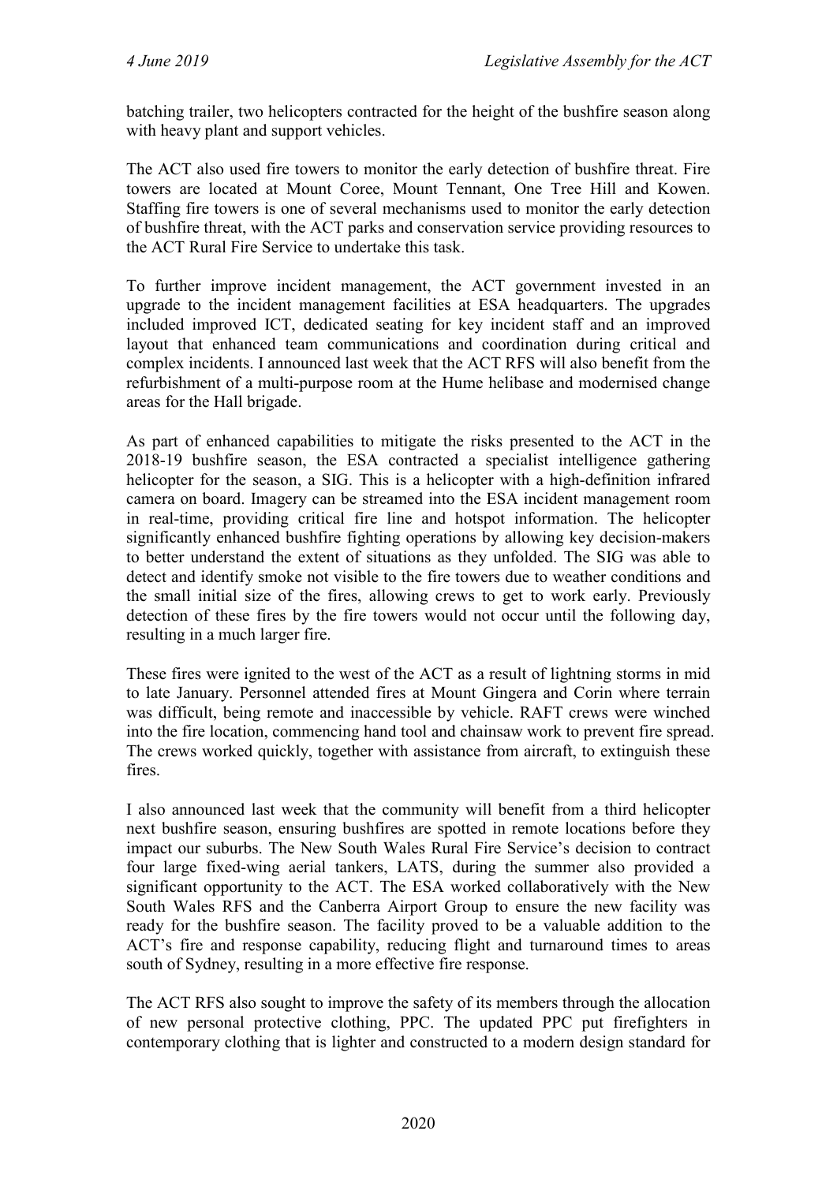batching trailer, two helicopters contracted for the height of the bushfire season along with heavy plant and support vehicles.

The ACT also used fire towers to monitor the early detection of bushfire threat. Fire towers are located at Mount Coree, Mount Tennant, One Tree Hill and Kowen. Staffing fire towers is one of several mechanisms used to monitor the early detection of bushfire threat, with the ACT parks and conservation service providing resources to the ACT Rural Fire Service to undertake this task.

To further improve incident management, the ACT government invested in an upgrade to the incident management facilities at ESA headquarters. The upgrades included improved ICT, dedicated seating for key incident staff and an improved layout that enhanced team communications and coordination during critical and complex incidents. I announced last week that the ACT RFS will also benefit from the refurbishment of a multi-purpose room at the Hume helibase and modernised change areas for the Hall brigade.

As part of enhanced capabilities to mitigate the risks presented to the ACT in the 2018-19 bushfire season, the ESA contracted a specialist intelligence gathering helicopter for the season, a SIG. This is a helicopter with a high-definition infrared camera on board. Imagery can be streamed into the ESA incident management room in real-time, providing critical fire line and hotspot information. The helicopter significantly enhanced bushfire fighting operations by allowing key decision-makers to better understand the extent of situations as they unfolded. The SIG was able to detect and identify smoke not visible to the fire towers due to weather conditions and the small initial size of the fires, allowing crews to get to work early. Previously detection of these fires by the fire towers would not occur until the following day, resulting in a much larger fire.

These fires were ignited to the west of the ACT as a result of lightning storms in mid to late January. Personnel attended fires at Mount Gingera and Corin where terrain was difficult, being remote and inaccessible by vehicle. RAFT crews were winched into the fire location, commencing hand tool and chainsaw work to prevent fire spread. The crews worked quickly, together with assistance from aircraft, to extinguish these fires.

I also announced last week that the community will benefit from a third helicopter next bushfire season, ensuring bushfires are spotted in remote locations before they impact our suburbs. The New South Wales Rural Fire Service's decision to contract four large fixed-wing aerial tankers, LATS, during the summer also provided a significant opportunity to the ACT. The ESA worked collaboratively with the New South Wales RFS and the Canberra Airport Group to ensure the new facility was ready for the bushfire season. The facility proved to be a valuable addition to the ACT's fire and response capability, reducing flight and turnaround times to areas south of Sydney, resulting in a more effective fire response.

The ACT RFS also sought to improve the safety of its members through the allocation of new personal protective clothing, PPC. The updated PPC put firefighters in contemporary clothing that is lighter and constructed to a modern design standard for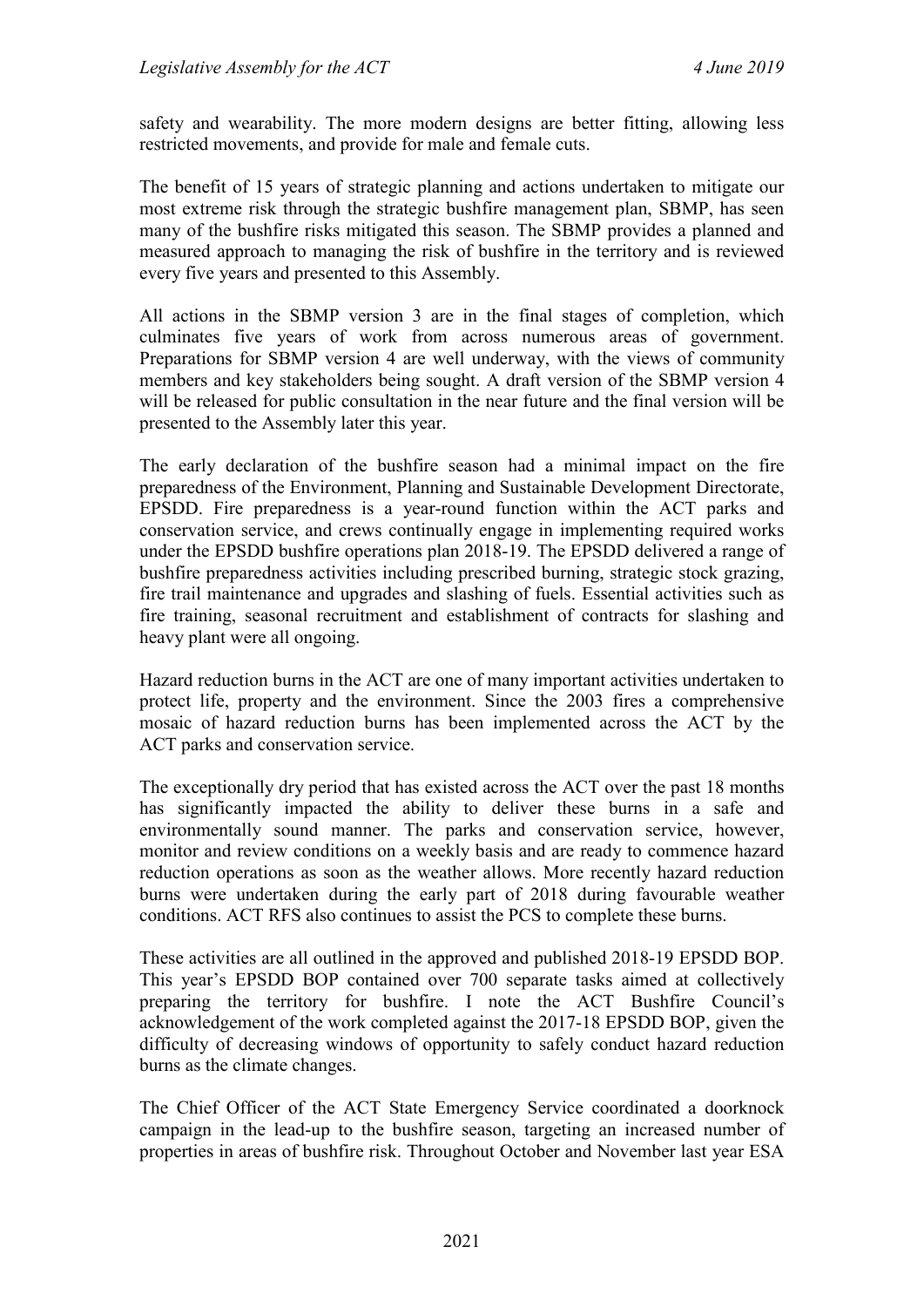safety and wearability. The more modern designs are better fitting, allowing less restricted movements, and provide for male and female cuts.

The benefit of 15 years of strategic planning and actions undertaken to mitigate our most extreme risk through the strategic bushfire management plan, SBMP, has seen many of the bushfire risks mitigated this season. The SBMP provides a planned and measured approach to managing the risk of bushfire in the territory and is reviewed every five years and presented to this Assembly.

All actions in the SBMP version 3 are in the final stages of completion, which culminates five years of work from across numerous areas of government. Preparations for SBMP version 4 are well underway, with the views of community members and key stakeholders being sought. A draft version of the SBMP version 4 will be released for public consultation in the near future and the final version will be presented to the Assembly later this year.

The early declaration of the bushfire season had a minimal impact on the fire preparedness of the Environment, Planning and Sustainable Development Directorate, EPSDD. Fire preparedness is a year-round function within the ACT parks and conservation service, and crews continually engage in implementing required works under the EPSDD bushfire operations plan 2018-19. The EPSDD delivered a range of bushfire preparedness activities including prescribed burning, strategic stock grazing, fire trail maintenance and upgrades and slashing of fuels. Essential activities such as fire training, seasonal recruitment and establishment of contracts for slashing and heavy plant were all ongoing.

Hazard reduction burns in the ACT are one of many important activities undertaken to protect life, property and the environment. Since the 2003 fires a comprehensive mosaic of hazard reduction burns has been implemented across the ACT by the ACT parks and conservation service.

The exceptionally dry period that has existed across the ACT over the past 18 months has significantly impacted the ability to deliver these burns in a safe and environmentally sound manner. The parks and conservation service, however, monitor and review conditions on a weekly basis and are ready to commence hazard reduction operations as soon as the weather allows. More recently hazard reduction burns were undertaken during the early part of 2018 during favourable weather conditions. ACT RFS also continues to assist the PCS to complete these burns.

These activities are all outlined in the approved and published 2018-19 EPSDD BOP. This year's EPSDD BOP contained over 700 separate tasks aimed at collectively preparing the territory for bushfire. I note the ACT Bushfire Council's acknowledgement of the work completed against the 2017-18 EPSDD BOP, given the difficulty of decreasing windows of opportunity to safely conduct hazard reduction burns as the climate changes.

The Chief Officer of the ACT State Emergency Service coordinated a doorknock campaign in the lead-up to the bushfire season, targeting an increased number of properties in areas of bushfire risk. Throughout October and November last year ESA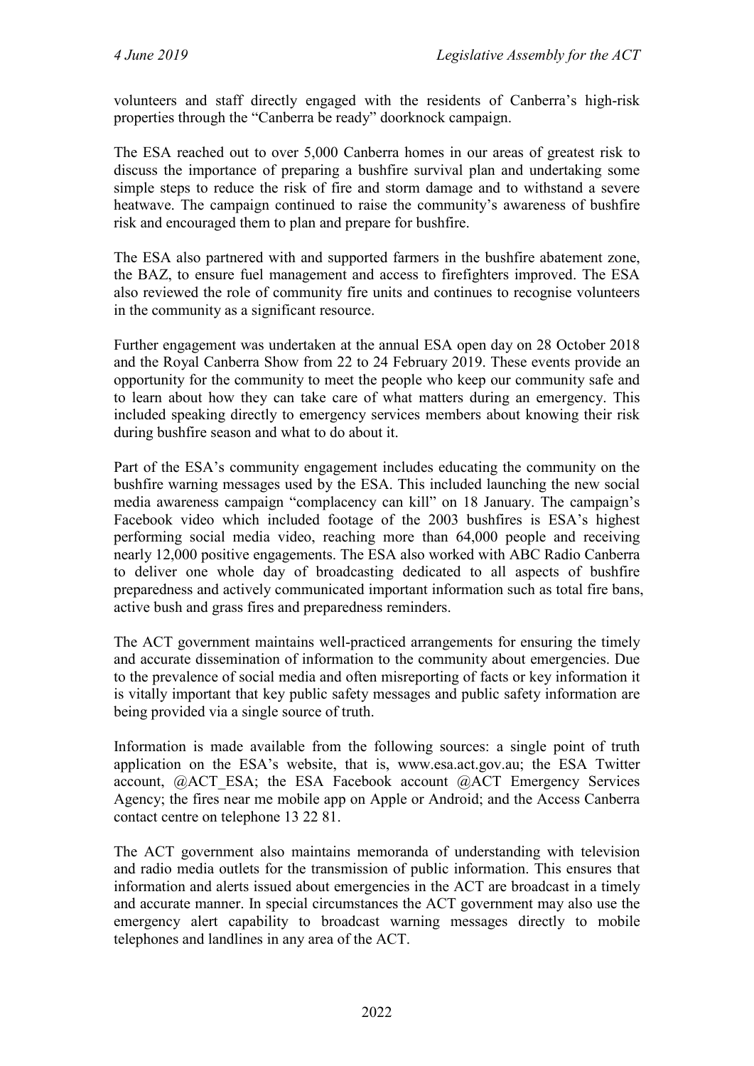volunteers and staff directly engaged with the residents of Canberra's high-risk properties through the "Canberra be ready" doorknock campaign.

The ESA reached out to over 5,000 Canberra homes in our areas of greatest risk to discuss the importance of preparing a bushfire survival plan and undertaking some simple steps to reduce the risk of fire and storm damage and to withstand a severe heatwave. The campaign continued to raise the community's awareness of bushfire risk and encouraged them to plan and prepare for bushfire.

The ESA also partnered with and supported farmers in the bushfire abatement zone, the BAZ, to ensure fuel management and access to firefighters improved. The ESA also reviewed the role of community fire units and continues to recognise volunteers in the community as a significant resource.

Further engagement was undertaken at the annual ESA open day on 28 October 2018 and the Royal Canberra Show from 22 to 24 February 2019. These events provide an opportunity for the community to meet the people who keep our community safe and to learn about how they can take care of what matters during an emergency. This included speaking directly to emergency services members about knowing their risk during bushfire season and what to do about it.

Part of the ESA's community engagement includes educating the community on the bushfire warning messages used by the ESA. This included launching the new social media awareness campaign "complacency can kill" on 18 January. The campaign's Facebook video which included footage of the 2003 bushfires is ESA's highest performing social media video, reaching more than 64,000 people and receiving nearly 12,000 positive engagements. The ESA also worked with ABC Radio Canberra to deliver one whole day of broadcasting dedicated to all aspects of bushfire preparedness and actively communicated important information such as total fire bans, active bush and grass fires and preparedness reminders.

The ACT government maintains well-practiced arrangements for ensuring the timely and accurate dissemination of information to the community about emergencies. Due to the prevalence of social media and often misreporting of facts or key information it is vitally important that key public safety messages and public safety information are being provided via a single source of truth.

Information is made available from the following sources: a single point of truth application on the ESA's website, that is, www.esa.act.gov.au; the ESA Twitter account, @ACT_ESA; the ESA Facebook account @ACT Emergency Services Agency; the fires near me mobile app on Apple or Android; and the Access Canberra contact centre on telephone 13 22 81.

The ACT government also maintains memoranda of understanding with television and radio media outlets for the transmission of public information. This ensures that information and alerts issued about emergencies in the ACT are broadcast in a timely and accurate manner. In special circumstances the ACT government may also use the emergency alert capability to broadcast warning messages directly to mobile telephones and landlines in any area of the ACT.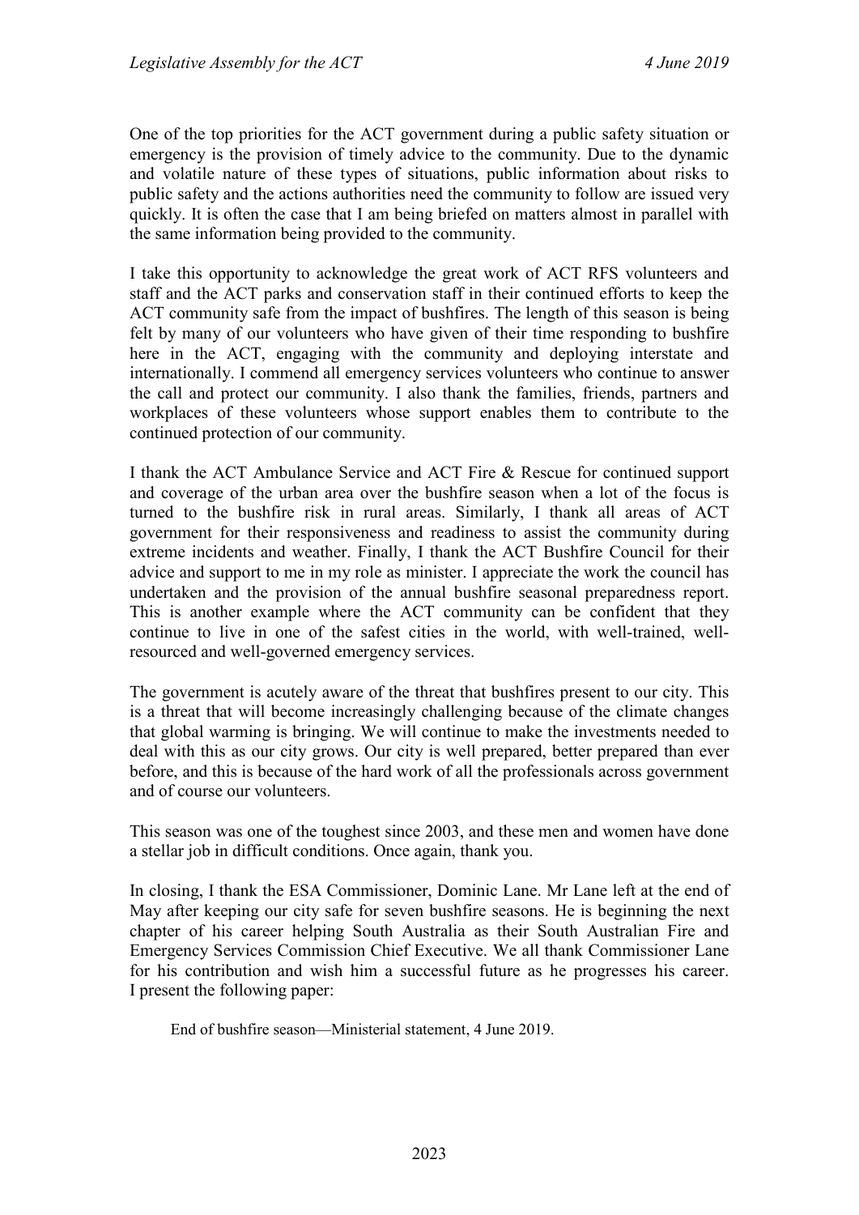One of the top priorities for the ACT government during a public safety situation or emergency is the provision of timely advice to the community. Due to the dynamic and volatile nature of these types of situations, public information about risks to public safety and the actions authorities need the community to follow are issued very quickly. It is often the case that I am being briefed on matters almost in parallel with the same information being provided to the community.

I take this opportunity to acknowledge the great work of ACT RFS volunteers and staff and the ACT parks and conservation staff in their continued efforts to keep the ACT community safe from the impact of bushfires. The length of this season is being felt by many of our volunteers who have given of their time responding to bushfire here in the ACT, engaging with the community and deploying interstate and internationally. I commend all emergency services volunteers who continue to answer the call and protect our community. I also thank the families, friends, partners and workplaces of these volunteers whose support enables them to contribute to the continued protection of our community.

I thank the ACT Ambulance Service and ACT Fire & Rescue for continued support and coverage of the urban area over the bushfire season when a lot of the focus is turned to the bushfire risk in rural areas. Similarly, I thank all areas of ACT government for their responsiveness and readiness to assist the community during extreme incidents and weather. Finally, I thank the ACT Bushfire Council for their advice and support to me in my role as minister. I appreciate the work the council has undertaken and the provision of the annual bushfire seasonal preparedness report. This is another example where the ACT community can be confident that they continue to live in one of the safest cities in the world, with well-trained, well-resourced and well-governed emergency services.

The government is acutely aware of the threat that bushfires present to our city. This is a threat that will become increasingly challenging because of the climate changes that global warming is bringing. We will continue to make the investments needed to deal with this as our city grows. Our city is well prepared, better prepared than ever before, and this is because of the hard work of all the professionals across government and of course our volunteers.

This season was one of the toughest since 2003, and these men and women have done a stellar job in difficult conditions. Once again, thank you.

In closing, I thank the ESA Commissioner, Dominic Lane. Mr Lane left at the end of May after keeping our city safe for seven bushfire seasons. He is beginning the next chapter of his career helping South Australia as their South Australian Fire and Emergency Services Commission Chief Executive. We all thank Commissioner Lane for his contribution and wish him a successful future as he progresses his career. I present the following paper:

End of bushfire season—Ministerial statement, 4 June 2019.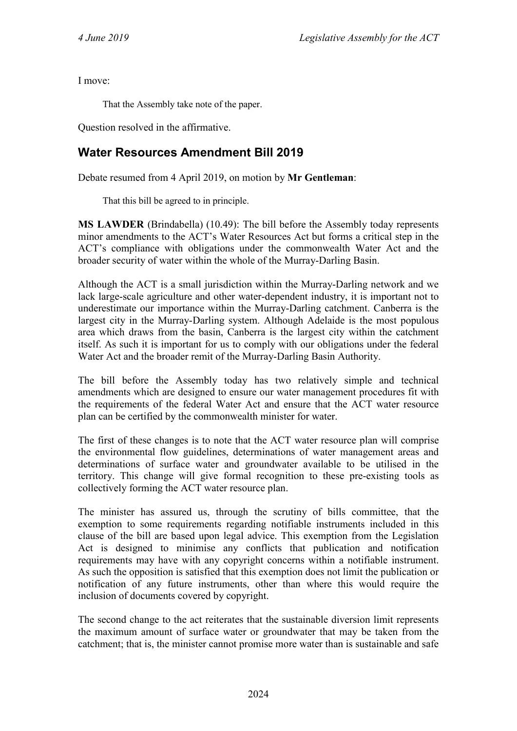I move:

> That the Assembly take note of the paper.

Question resolved in the affirmative.

## Water Resources Amendment Bill 2019

Debate resumed from 4 April 2019, on motion by **Mr Gentleman**:

> That this bill be agreed to in principle.

**MS LAWDER** (Brindabella) (10.49): The bill before the Assembly today represents minor amendments to the ACT's Water Resources Act but forms a critical step in the ACT's compliance with obligations under the commonwealth Water Act and the broader security of water within the whole of the Murray-Darling Basin.

Although the ACT is a small jurisdiction within the Murray-Darling network and we lack large-scale agriculture and other water-dependent industry, it is important not to underestimate our importance within the Murray-Darling catchment. Canberra is the largest city in the Murray-Darling system. Although Adelaide is the most populous area which draws from the basin, Canberra is the largest city within the catchment itself. As such it is important for us to comply with our obligations under the federal Water Act and the broader remit of the Murray-Darling Basin Authority.

The bill before the Assembly today has two relatively simple and technical amendments which are designed to ensure our water management procedures fit with the requirements of the federal Water Act and ensure that the ACT water resource plan can be certified by the commonwealth minister for water.

The first of these changes is to note that the ACT water resource plan will comprise the environmental flow guidelines, determinations of water management areas and determinations of surface water and groundwater available to be utilised in the territory. This change will give formal recognition to these pre-existing tools as collectively forming the ACT water resource plan.

The minister has assured us, through the scrutiny of bills committee, that the exemption to some requirements regarding notifiable instruments included in this clause of the bill are based upon legal advice. This exemption from the Legislation Act is designed to minimise any conflicts that publication and notification requirements may have with any copyright concerns within a notifiable instrument. As such the opposition is satisfied that this exemption does not limit the publication or notification of any future instruments, other than where this would require the inclusion of documents covered by copyright.

The second change to the act reiterates that the sustainable diversion limit represents the maximum amount of surface water or groundwater that may be taken from the catchment; that is, the minister cannot promise more water than is sustainable and safe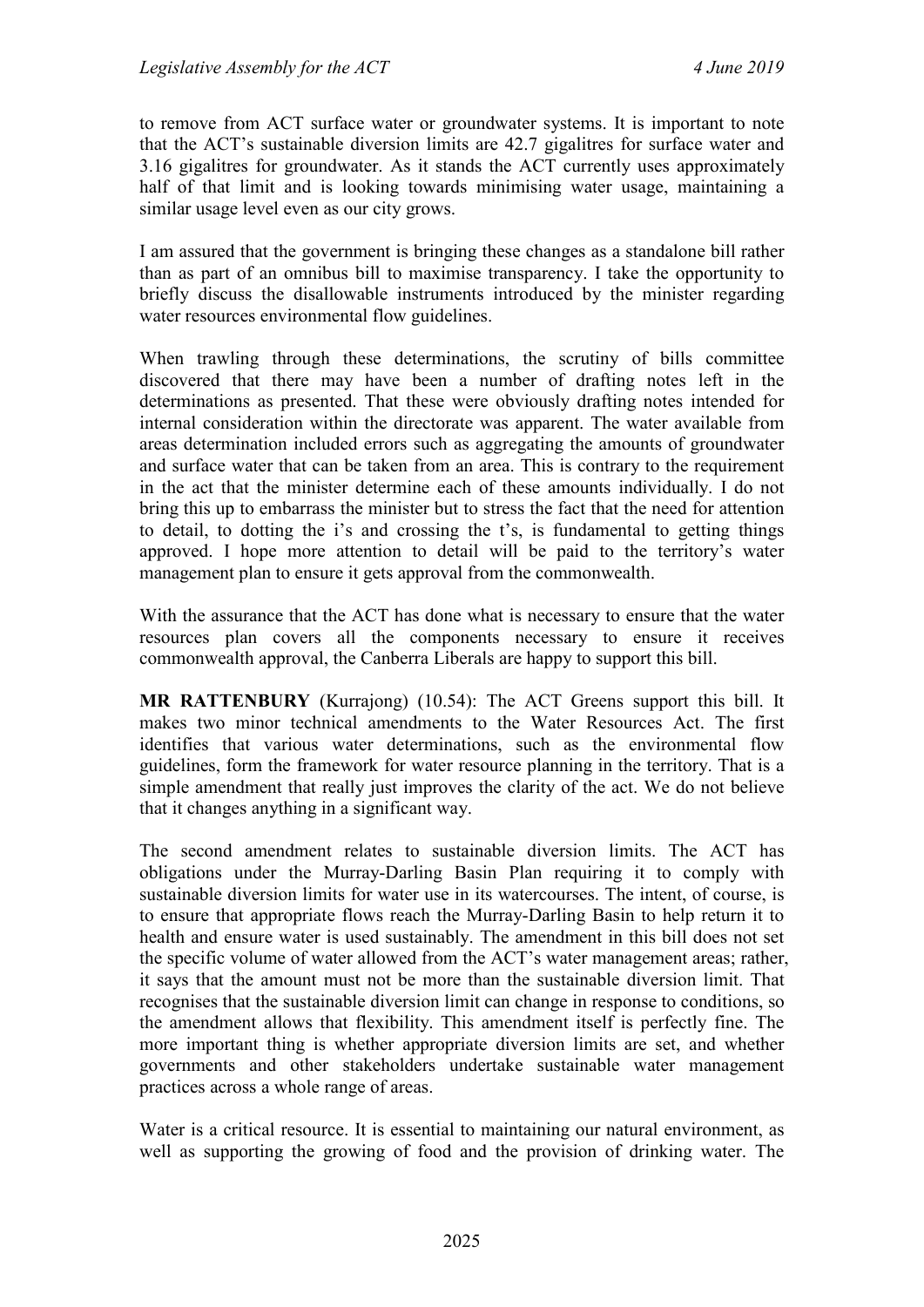to remove from ACT surface water or groundwater systems. It is important to note that the ACT's sustainable diversion limits are 42.7 gigalitres for surface water and 3.16 gigalitres for groundwater. As it stands the ACT currently uses approximately half of that limit and is looking towards minimising water usage, maintaining a similar usage level even as our city grows.

I am assured that the government is bringing these changes as a standalone bill rather than as part of an omnibus bill to maximise transparency. I take the opportunity to briefly discuss the disallowable instruments introduced by the minister regarding water resources environmental flow guidelines.

When trawling through these determinations, the scrutiny of bills committee discovered that there may have been a number of drafting notes left in the determinations as presented. That these were obviously drafting notes intended for internal consideration within the directorate was apparent. The water available from areas determination included errors such as aggregating the amounts of groundwater and surface water that can be taken from an area. This is contrary to the requirement in the act that the minister determine each of these amounts individually. I do not bring this up to embarrass the minister but to stress the fact that the need for attention to detail, to dotting the i's and crossing the t's, is fundamental to getting things approved. I hope more attention to detail will be paid to the territory's water management plan to ensure it gets approval from the commonwealth.

With the assurance that the ACT has done what is necessary to ensure that the water resources plan covers all the components necessary to ensure it receives commonwealth approval, the Canberra Liberals are happy to support this bill.

**MR RATTENBURY** (Kurrajong) (10.54): The ACT Greens support this bill. It makes two minor technical amendments to the Water Resources Act. The first identifies that various water determinations, such as the environmental flow guidelines, form the framework for water resource planning in the territory. That is a simple amendment that really just improves the clarity of the act. We do not believe that it changes anything in a significant way.

The second amendment relates to sustainable diversion limits. The ACT has obligations under the Murray-Darling Basin Plan requiring it to comply with sustainable diversion limits for water use in its watercourses. The intent, of course, is to ensure that appropriate flows reach the Murray-Darling Basin to help return it to health and ensure water is used sustainably. The amendment in this bill does not set the specific volume of water allowed from the ACT's water management areas; rather, it says that the amount must not be more than the sustainable diversion limit. That recognises that the sustainable diversion limit can change in response to conditions, so the amendment allows that flexibility. This amendment itself is perfectly fine. The more important thing is whether appropriate diversion limits are set, and whether governments and other stakeholders undertake sustainable water management practices across a whole range of areas.

Water is a critical resource. It is essential to maintaining our natural environment, as well as supporting the growing of food and the provision of drinking water. The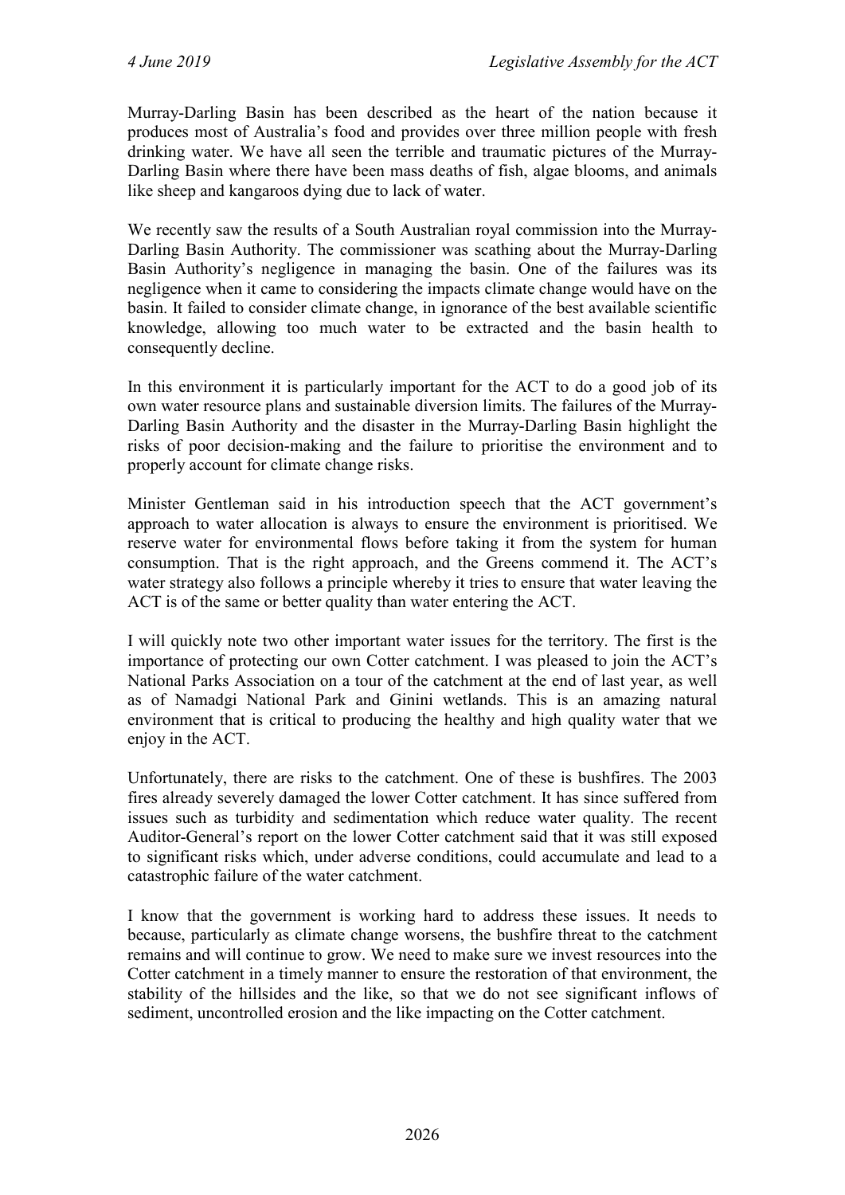Murray-Darling Basin has been described as the heart of the nation because it produces most of Australia's food and provides over three million people with fresh drinking water. We have all seen the terrible and traumatic pictures of the Murray-Darling Basin where there have been mass deaths of fish, algae blooms, and animals like sheep and kangaroos dying due to lack of water.

We recently saw the results of a South Australian royal commission into the Murray-Darling Basin Authority. The commissioner was scathing about the Murray-Darling Basin Authority's negligence in managing the basin. One of the failures was its negligence when it came to considering the impacts climate change would have on the basin. It failed to consider climate change, in ignorance of the best available scientific knowledge, allowing too much water to be extracted and the basin health to consequently decline.

In this environment it is particularly important for the ACT to do a good job of its own water resource plans and sustainable diversion limits. The failures of the Murray-Darling Basin Authority and the disaster in the Murray-Darling Basin highlight the risks of poor decision-making and the failure to prioritise the environment and to properly account for climate change risks.

Minister Gentleman said in his introduction speech that the ACT government's approach to water allocation is always to ensure the environment is prioritised. We reserve water for environmental flows before taking it from the system for human consumption. That is the right approach, and the Greens commend it. The ACT's water strategy also follows a principle whereby it tries to ensure that water leaving the ACT is of the same or better quality than water entering the ACT.

I will quickly note two other important water issues for the territory. The first is the importance of protecting our own Cotter catchment. I was pleased to join the ACT's National Parks Association on a tour of the catchment at the end of last year, as well as of Namadgi National Park and Ginini wetlands. This is an amazing natural environment that is critical to producing the healthy and high quality water that we enjoy in the ACT.

Unfortunately, there are risks to the catchment. One of these is bushfires. The 2003 fires already severely damaged the lower Cotter catchment. It has since suffered from issues such as turbidity and sedimentation which reduce water quality. The recent Auditor-General's report on the lower Cotter catchment said that it was still exposed to significant risks which, under adverse conditions, could accumulate and lead to a catastrophic failure of the water catchment.

I know that the government is working hard to address these issues. It needs to because, particularly as climate change worsens, the bushfire threat to the catchment remains and will continue to grow. We need to make sure we invest resources into the Cotter catchment in a timely manner to ensure the restoration of that environment, the stability of the hillsides and the like, so that we do not see significant inflows of sediment, uncontrolled erosion and the like impacting on the Cotter catchment.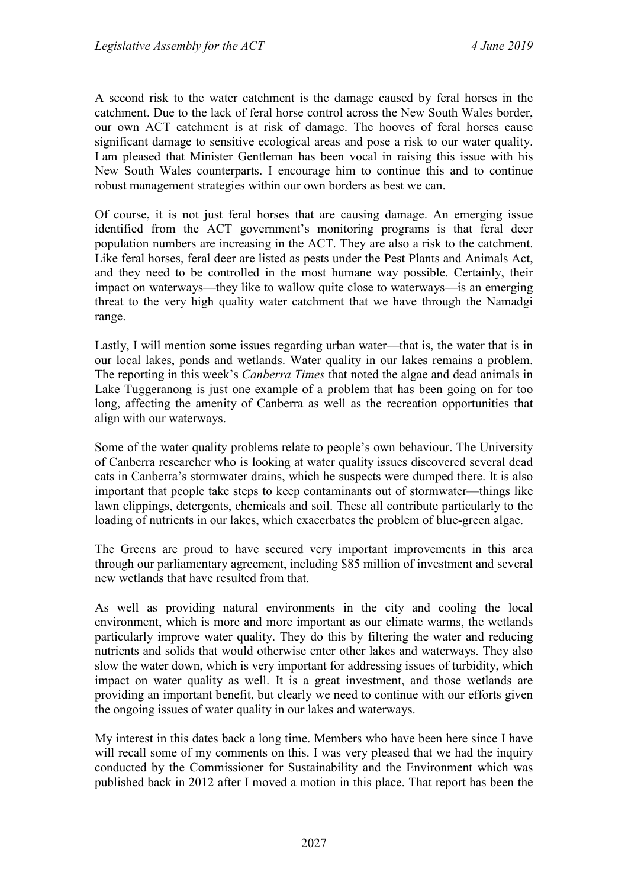A second risk to the water catchment is the damage caused by feral horses in the catchment. Due to the lack of feral horse control across the New South Wales border, our own ACT catchment is at risk of damage. The hooves of feral horses cause significant damage to sensitive ecological areas and pose a risk to our water quality. I am pleased that Minister Gentleman has been vocal in raising this issue with his New South Wales counterparts. I encourage him to continue this and to continue robust management strategies within our own borders as best we can.

Of course, it is not just feral horses that are causing damage. An emerging issue identified from the ACT government's monitoring programs is that feral deer population numbers are increasing in the ACT. They are also a risk to the catchment. Like feral horses, feral deer are listed as pests under the Pest Plants and Animals Act, and they need to be controlled in the most humane way possible. Certainly, their impact on waterways—they like to wallow quite close to waterways—is an emerging threat to the very high quality water catchment that we have through the Namadgi range.

Lastly, I will mention some issues regarding urban water—that is, the water that is in our local lakes, ponds and wetlands. Water quality in our lakes remains a problem. The reporting in this week's *Canberra Times* that noted the algae and dead animals in Lake Tuggeranong is just one example of a problem that has been going on for too long, affecting the amenity of Canberra as well as the recreation opportunities that align with our waterways.

Some of the water quality problems relate to people's own behaviour. The University of Canberra researcher who is looking at water quality issues discovered several dead cats in Canberra's stormwater drains, which he suspects were dumped there. It is also important that people take steps to keep contaminants out of stormwater—things like lawn clippings, detergents, chemicals and soil. These all contribute particularly to the loading of nutrients in our lakes, which exacerbates the problem of blue-green algae.

The Greens are proud to have secured very important improvements in this area through our parliamentary agreement, including $85 million of investment and several new wetlands that have resulted from that.

As well as providing natural environments in the city and cooling the local environment, which is more and more important as our climate warms, the wetlands particularly improve water quality. They do this by filtering the water and reducing nutrients and solids that would otherwise enter other lakes and waterways. They also slow the water down, which is very important for addressing issues of turbidity, which impact on water quality as well. It is a great investment, and those wetlands are providing an important benefit, but clearly we need to continue with our efforts given the ongoing issues of water quality in our lakes and waterways.

My interest in this dates back a long time. Members who have been here since I have will recall some of my comments on this. I was very pleased that we had the inquiry conducted by the Commissioner for Sustainability and the Environment which was published back in 2012 after I moved a motion in this place. That report has been the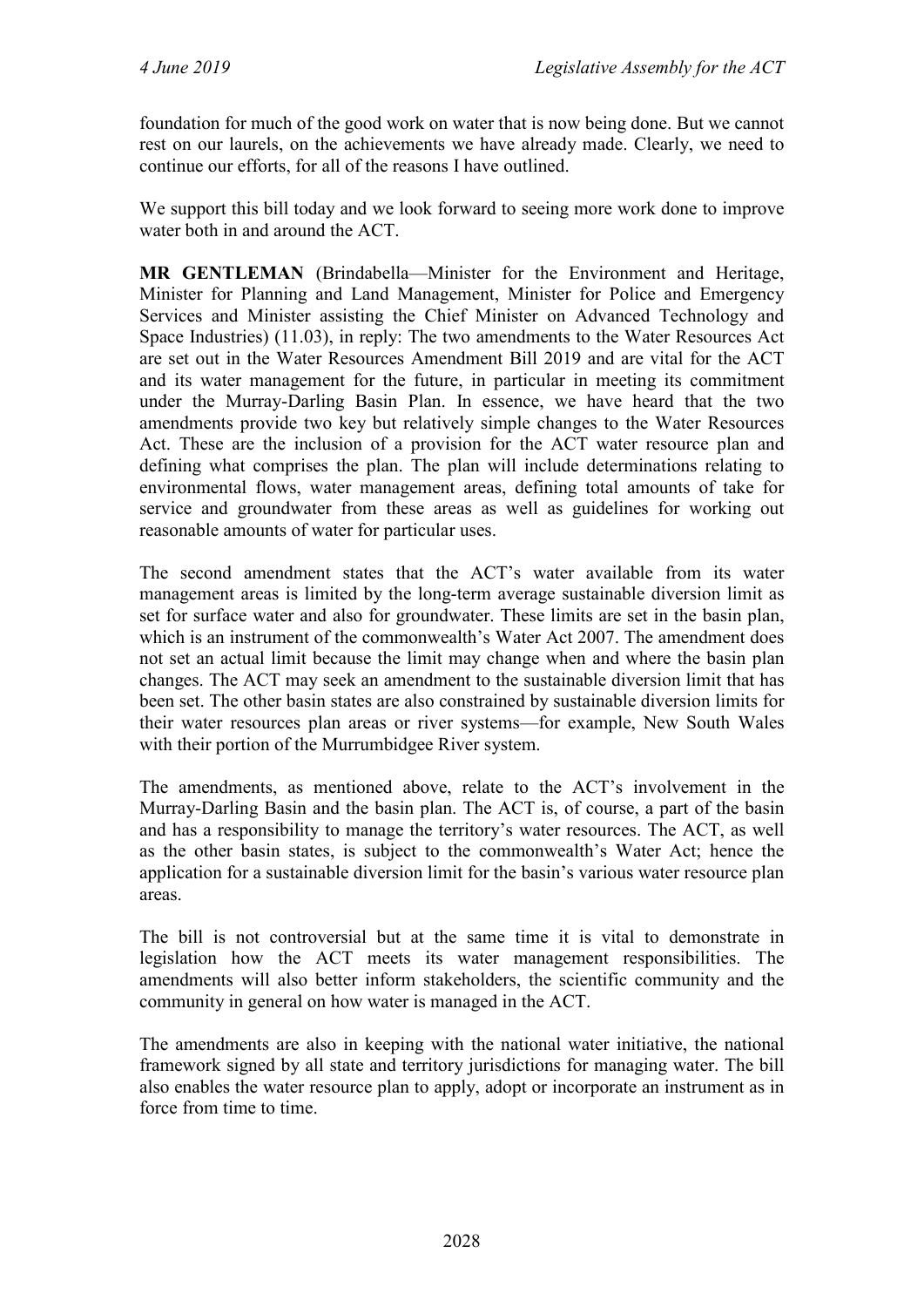foundation for much of the good work on water that is now being done. But we cannot rest on our laurels, on the achievements we have already made. Clearly, we need to continue our efforts, for all of the reasons I have outlined.

We support this bill today and we look forward to seeing more work done to improve water both in and around the ACT.

**MR GENTLEMAN** (Brindabella—Minister for the Environment and Heritage, Minister for Planning and Land Management, Minister for Police and Emergency Services and Minister assisting the Chief Minister on Advanced Technology and Space Industries) (11.03), in reply: The two amendments to the Water Resources Act are set out in the Water Resources Amendment Bill 2019 and are vital for the ACT and its water management for the future, in particular in meeting its commitment under the Murray-Darling Basin Plan. In essence, we have heard that the two amendments provide two key but relatively simple changes to the Water Resources Act. These are the inclusion of a provision for the ACT water resource plan and defining what comprises the plan. The plan will include determinations relating to environmental flows, water management areas, defining total amounts of take for service and groundwater from these areas as well as guidelines for working out reasonable amounts of water for particular uses.

The second amendment states that the ACT's water available from its water management areas is limited by the long-term average sustainable diversion limit as set for surface water and also for groundwater. These limits are set in the basin plan, which is an instrument of the commonwealth's Water Act 2007. The amendment does not set an actual limit because the limit may change when and where the basin plan changes. The ACT may seek an amendment to the sustainable diversion limit that has been set. The other basin states are also constrained by sustainable diversion limits for their water resources plan areas or river systems—for example, New South Wales with their portion of the Murrumbidgee River system.

The amendments, as mentioned above, relate to the ACT's involvement in the Murray-Darling Basin and the basin plan. The ACT is, of course, a part of the basin and has a responsibility to manage the territory's water resources. The ACT, as well as the other basin states, is subject to the commonwealth's Water Act; hence the application for a sustainable diversion limit for the basin's various water resource plan areas.

The bill is not controversial but at the same time it is vital to demonstrate in legislation how the ACT meets its water management responsibilities. The amendments will also better inform stakeholders, the scientific community and the community in general on how water is managed in the ACT.

The amendments are also in keeping with the national water initiative, the national framework signed by all state and territory jurisdictions for managing water. The bill also enables the water resource plan to apply, adopt or incorporate an instrument as in force from time to time.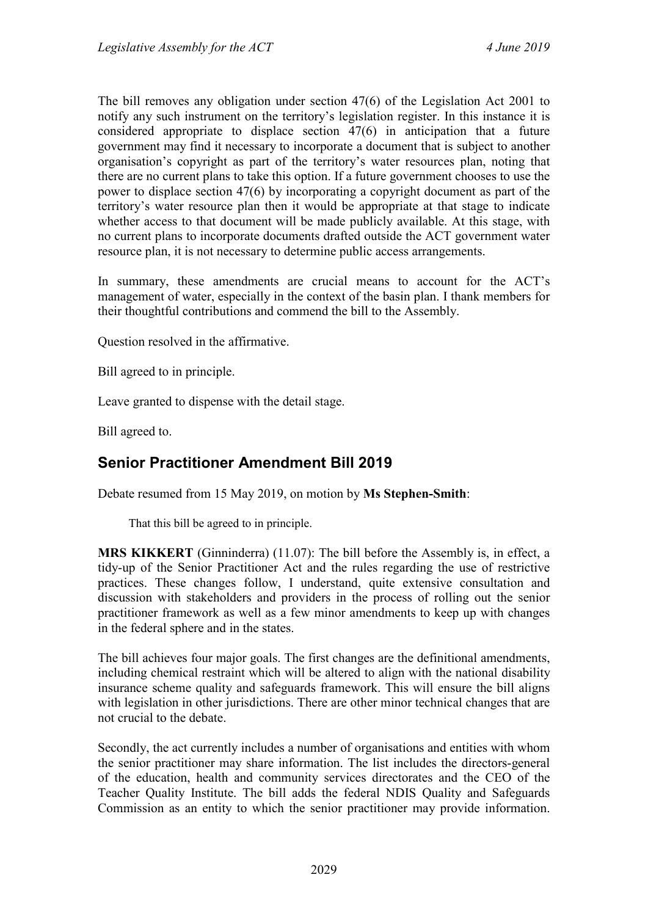The bill removes any obligation under section 47(6) of the Legislation Act 2001 to notify any such instrument on the territory's legislation register. In this instance it is considered appropriate to displace section 47(6) in anticipation that a future government may find it necessary to incorporate a document that is subject to another organisation's copyright as part of the territory's water resources plan, noting that there are no current plans to take this option. If a future government chooses to use the power to displace section 47(6) by incorporating a copyright document as part of the territory's water resource plan then it would be appropriate at that stage to indicate whether access to that document will be made publicly available. At this stage, with no current plans to incorporate documents drafted outside the ACT government water resource plan, it is not necessary to determine public access arrangements.

In summary, these amendments are crucial means to account for the ACT's management of water, especially in the context of the basin plan. I thank members for their thoughtful contributions and commend the bill to the Assembly.

Question resolved in the affirmative.

Bill agreed to in principle.

Leave granted to dispense with the detail stage.

Bill agreed to.

## Senior Practitioner Amendment Bill 2019

Debate resumed from 15 May 2019, on motion by **Ms Stephen-Smith**:

> That this bill be agreed to in principle.

**MRS KIKKERT** (Ginninderra) (11.07): The bill before the Assembly is, in effect, a tidy-up of the Senior Practitioner Act and the rules regarding the use of restrictive practices. These changes follow, I understand, quite extensive consultation and discussion with stakeholders and providers in the process of rolling out the senior practitioner framework as well as a few minor amendments to keep up with changes in the federal sphere and in the states.

The bill achieves four major goals. The first changes are the definitional amendments, including chemical restraint which will be altered to align with the national disability insurance scheme quality and safeguards framework. This will ensure the bill aligns with legislation in other jurisdictions. There are other minor technical changes that are not crucial to the debate.

Secondly, the act currently includes a number of organisations and entities with whom the senior practitioner may share information. The list includes the directors-general of the education, health and community services directorates and the CEO of the Teacher Quality Institute. The bill adds the federal NDIS Quality and Safeguards Commission as an entity to which the senior practitioner may provide information.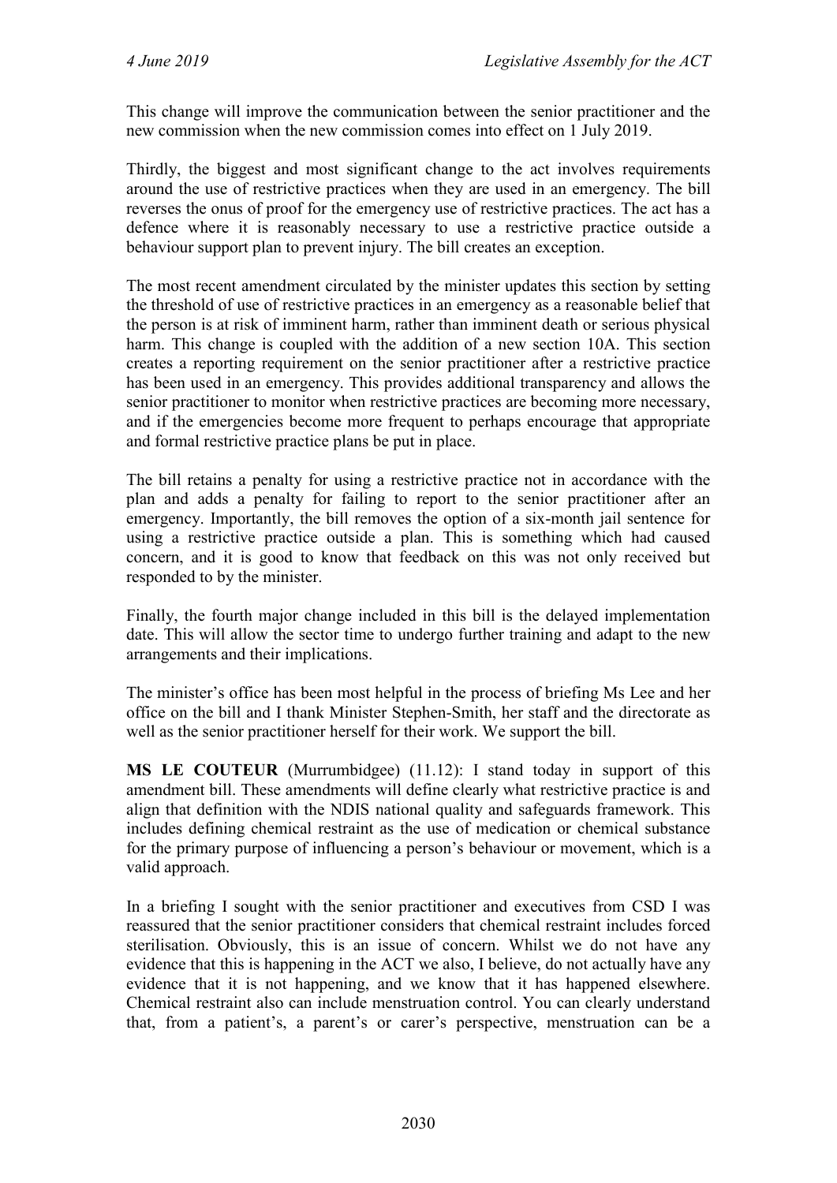This change will improve the communication between the senior practitioner and the new commission when the new commission comes into effect on 1 July 2019.

Thirdly, the biggest and most significant change to the act involves requirements around the use of restrictive practices when they are used in an emergency. The bill reverses the onus of proof for the emergency use of restrictive practices. The act has a defence where it is reasonably necessary to use a restrictive practice outside a behaviour support plan to prevent injury. The bill creates an exception.

The most recent amendment circulated by the minister updates this section by setting the threshold of use of restrictive practices in an emergency as a reasonable belief that the person is at risk of imminent harm, rather than imminent death or serious physical harm. This change is coupled with the addition of a new section 10A. This section creates a reporting requirement on the senior practitioner after a restrictive practice has been used in an emergency. This provides additional transparency and allows the senior practitioner to monitor when restrictive practices are becoming more necessary, and if the emergencies become more frequent to perhaps encourage that appropriate and formal restrictive practice plans be put in place.

The bill retains a penalty for using a restrictive practice not in accordance with the plan and adds a penalty for failing to report to the senior practitioner after an emergency. Importantly, the bill removes the option of a six-month jail sentence for using a restrictive practice outside a plan. This is something which had caused concern, and it is good to know that feedback on this was not only received but responded to by the minister.

Finally, the fourth major change included in this bill is the delayed implementation date. This will allow the sector time to undergo further training and adapt to the new arrangements and their implications.

The minister's office has been most helpful in the process of briefing Ms Lee and her office on the bill and I thank Minister Stephen-Smith, her staff and the directorate as well as the senior practitioner herself for their work. We support the bill.

**MS LE COUTEUR** (Murrumbidgee) (11.12): I stand today in support of this amendment bill. These amendments will define clearly what restrictive practice is and align that definition with the NDIS national quality and safeguards framework. This includes defining chemical restraint as the use of medication or chemical substance for the primary purpose of influencing a person's behaviour or movement, which is a valid approach.

In a briefing I sought with the senior practitioner and executives from CSD I was reassured that the senior practitioner considers that chemical restraint includes forced sterilisation. Obviously, this is an issue of concern. Whilst we do not have any evidence that this is happening in the ACT we also, I believe, do not actually have any evidence that it is not happening, and we know that it has happened elsewhere. Chemical restraint also can include menstruation control. You can clearly understand that, from a patient's, a parent's or carer's perspective, menstruation can be a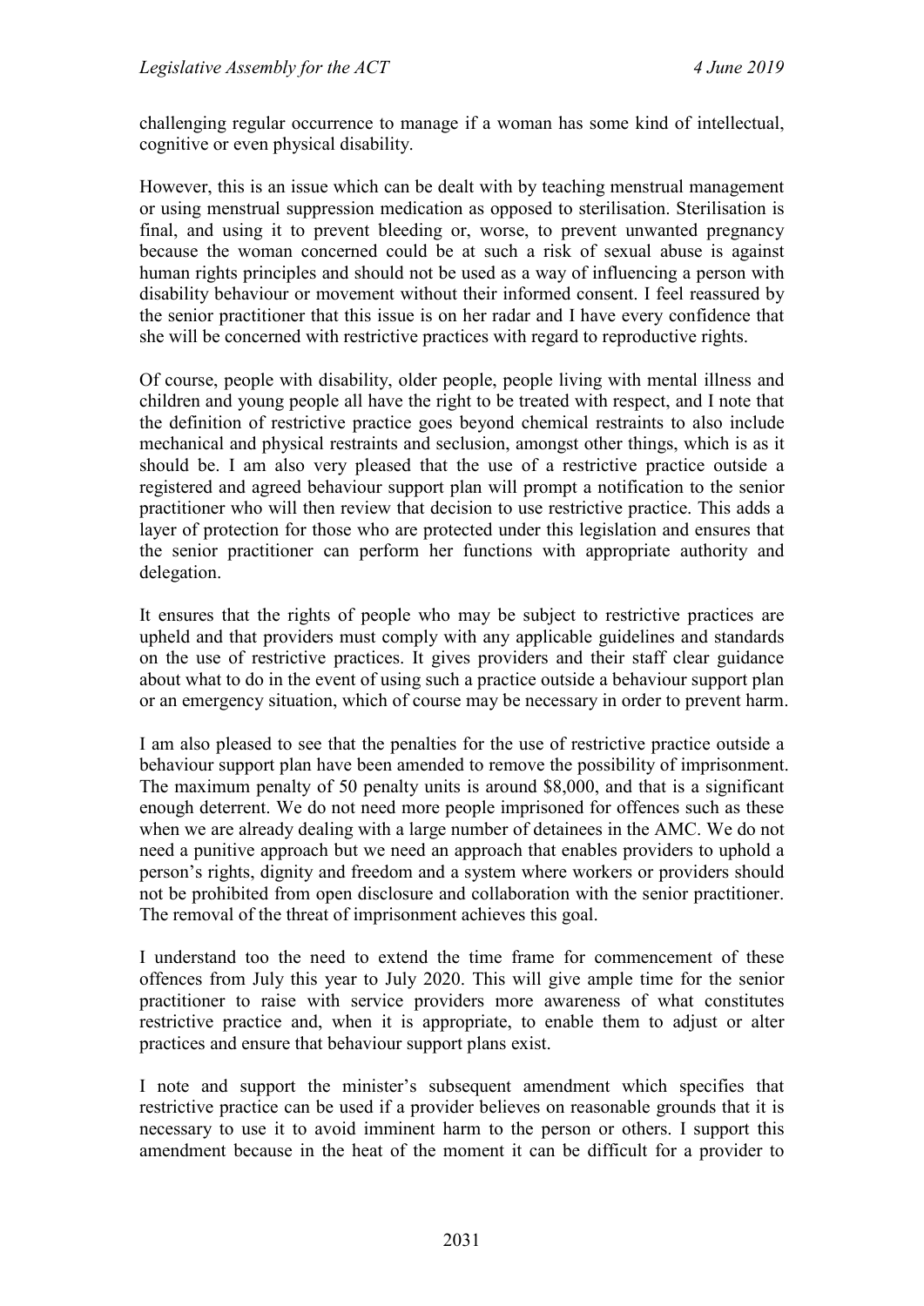challenging regular occurrence to manage if a woman has some kind of intellectual, cognitive or even physical disability.

However, this is an issue which can be dealt with by teaching menstrual management or using menstrual suppression medication as opposed to sterilisation. Sterilisation is final, and using it to prevent bleeding or, worse, to prevent unwanted pregnancy because the woman concerned could be at such a risk of sexual abuse is against human rights principles and should not be used as a way of influencing a person with disability behaviour or movement without their informed consent. I feel reassured by the senior practitioner that this issue is on her radar and I have every confidence that she will be concerned with restrictive practices with regard to reproductive rights.

Of course, people with disability, older people, people living with mental illness and children and young people all have the right to be treated with respect, and I note that the definition of restrictive practice goes beyond chemical restraints to also include mechanical and physical restraints and seclusion, amongst other things, which is as it should be. I am also very pleased that the use of a restrictive practice outside a registered and agreed behaviour support plan will prompt a notification to the senior practitioner who will then review that decision to use restrictive practice. This adds a layer of protection for those who are protected under this legislation and ensures that the senior practitioner can perform her functions with appropriate authority and delegation.

It ensures that the rights of people who may be subject to restrictive practices are upheld and that providers must comply with any applicable guidelines and standards on the use of restrictive practices. It gives providers and their staff clear guidance about what to do in the event of using such a practice outside a behaviour support plan or an emergency situation, which of course may be necessary in order to prevent harm.

I am also pleased to see that the penalties for the use of restrictive practice outside a behaviour support plan have been amended to remove the possibility of imprisonment. The maximum penalty of 50 penalty units is around $8,000, and that is a significant enough deterrent. We do not need more people imprisoned for offences such as these when we are already dealing with a large number of detainees in the AMC. We do not need a punitive approach but we need an approach that enables providers to uphold a person's rights, dignity and freedom and a system where workers or providers should not be prohibited from open disclosure and collaboration with the senior practitioner. The removal of the threat of imprisonment achieves this goal.

I understand too the need to extend the time frame for commencement of these offences from July this year to July 2020. This will give ample time for the senior practitioner to raise with service providers more awareness of what constitutes restrictive practice and, when it is appropriate, to enable them to adjust or alter practices and ensure that behaviour support plans exist.

I note and support the minister's subsequent amendment which specifies that restrictive practice can be used if a provider believes on reasonable grounds that it is necessary to use it to avoid imminent harm to the person or others. I support this amendment because in the heat of the moment it can be difficult for a provider to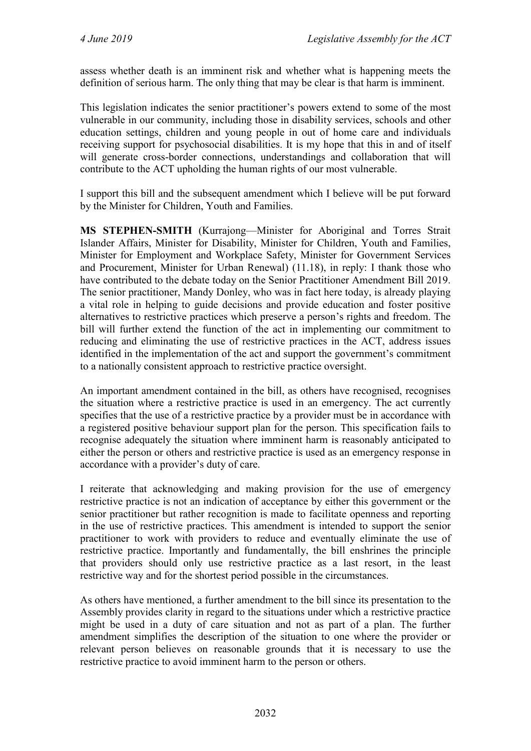assess whether death is an imminent risk and whether what is happening meets the definition of serious harm. The only thing that may be clear is that harm is imminent.

This legislation indicates the senior practitioner's powers extend to some of the most vulnerable in our community, including those in disability services, schools and other education settings, children and young people in out of home care and individuals receiving support for psychosocial disabilities. It is my hope that this in and of itself will generate cross-border connections, understandings and collaboration that will contribute to the ACT upholding the human rights of our most vulnerable.

I support this bill and the subsequent amendment which I believe will be put forward by the Minister for Children, Youth and Families.

**MS STEPHEN-SMITH** (Kurrajong—Minister for Aboriginal and Torres Strait Islander Affairs, Minister for Disability, Minister for Children, Youth and Families, Minister for Employment and Workplace Safety, Minister for Government Services and Procurement, Minister for Urban Renewal) (11.18), in reply: I thank those who have contributed to the debate today on the Senior Practitioner Amendment Bill 2019. The senior practitioner, Mandy Donley, who was in fact here today, is already playing a vital role in helping to guide decisions and provide education and foster positive alternatives to restrictive practices which preserve a person's rights and freedom. The bill will further extend the function of the act in implementing our commitment to reducing and eliminating the use of restrictive practices in the ACT, address issues identified in the implementation of the act and support the government's commitment to a nationally consistent approach to restrictive practice oversight.

An important amendment contained in the bill, as others have recognised, recognises the situation where a restrictive practice is used in an emergency. The act currently specifies that the use of a restrictive practice by a provider must be in accordance with a registered positive behaviour support plan for the person. This specification fails to recognise adequately the situation where imminent harm is reasonably anticipated to either the person or others and restrictive practice is used as an emergency response in accordance with a provider's duty of care.

I reiterate that acknowledging and making provision for the use of emergency restrictive practice is not an indication of acceptance by either this government or the senior practitioner but rather recognition is made to facilitate openness and reporting in the use of restrictive practices. This amendment is intended to support the senior practitioner to work with providers to reduce and eventually eliminate the use of restrictive practice. Importantly and fundamentally, the bill enshrines the principle that providers should only use restrictive practice as a last resort, in the least restrictive way and for the shortest period possible in the circumstances.

As others have mentioned, a further amendment to the bill since its presentation to the Assembly provides clarity in regard to the situations under which a restrictive practice might be used in a duty of care situation and not as part of a plan. The further amendment simplifies the description of the situation to one where the provider or relevant person believes on reasonable grounds that it is necessary to use the restrictive practice to avoid imminent harm to the person or others.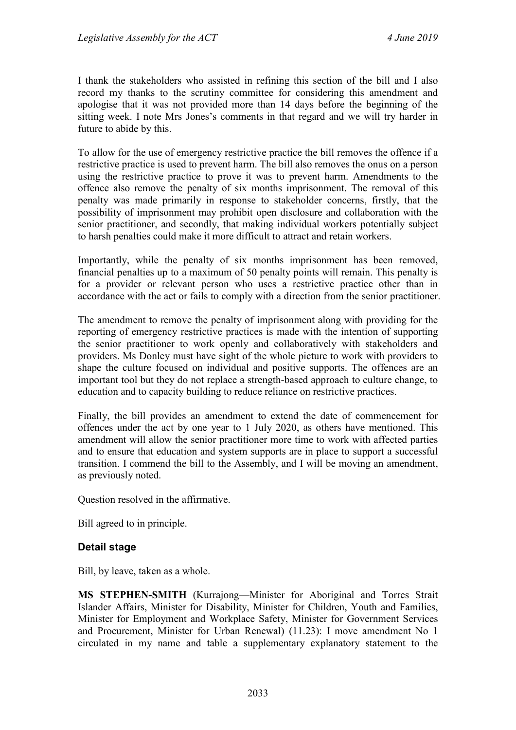I thank the stakeholders who assisted in refining this section of the bill and I also record my thanks to the scrutiny committee for considering this amendment and apologise that it was not provided more than 14 days before the beginning of the sitting week. I note Mrs Jones's comments in that regard and we will try harder in future to abide by this.

To allow for the use of emergency restrictive practice the bill removes the offence if a restrictive practice is used to prevent harm. The bill also removes the onus on a person using the restrictive practice to prove it was to prevent harm. Amendments to the offence also remove the penalty of six months imprisonment. The removal of this penalty was made primarily in response to stakeholder concerns, firstly, that the possibility of imprisonment may prohibit open disclosure and collaboration with the senior practitioner, and secondly, that making individual workers potentially subject to harsh penalties could make it more difficult to attract and retain workers.

Importantly, while the penalty of six months imprisonment has been removed, financial penalties up to a maximum of 50 penalty points will remain. This penalty is for a provider or relevant person who uses a restrictive practice other than in accordance with the act or fails to comply with a direction from the senior practitioner.

The amendment to remove the penalty of imprisonment along with providing for the reporting of emergency restrictive practices is made with the intention of supporting the senior practitioner to work openly and collaboratively with stakeholders and providers. Ms Donley must have sight of the whole picture to work with providers to shape the culture focused on individual and positive supports. The offences are an important tool but they do not replace a strength-based approach to culture change, to education and to capacity building to reduce reliance on restrictive practices.

Finally, the bill provides an amendment to extend the date of commencement for offences under the act by one year to 1 July 2020, as others have mentioned. This amendment will allow the senior practitioner more time to work with affected parties and to ensure that education and system supports are in place to support a successful transition. I commend the bill to the Assembly, and I will be moving an amendment, as previously noted.

Question resolved in the affirmative.

Bill agreed to in principle.

### Detail stage

Bill, by leave, taken as a whole.

**MS STEPHEN-SMITH** (Kurrajong—Minister for Aboriginal and Torres Strait Islander Affairs, Minister for Disability, Minister for Children, Youth and Families, Minister for Employment and Workplace Safety, Minister for Government Services and Procurement, Minister for Urban Renewal) (11.23): I move amendment No 1 circulated in my name and table a supplementary explanatory statement to the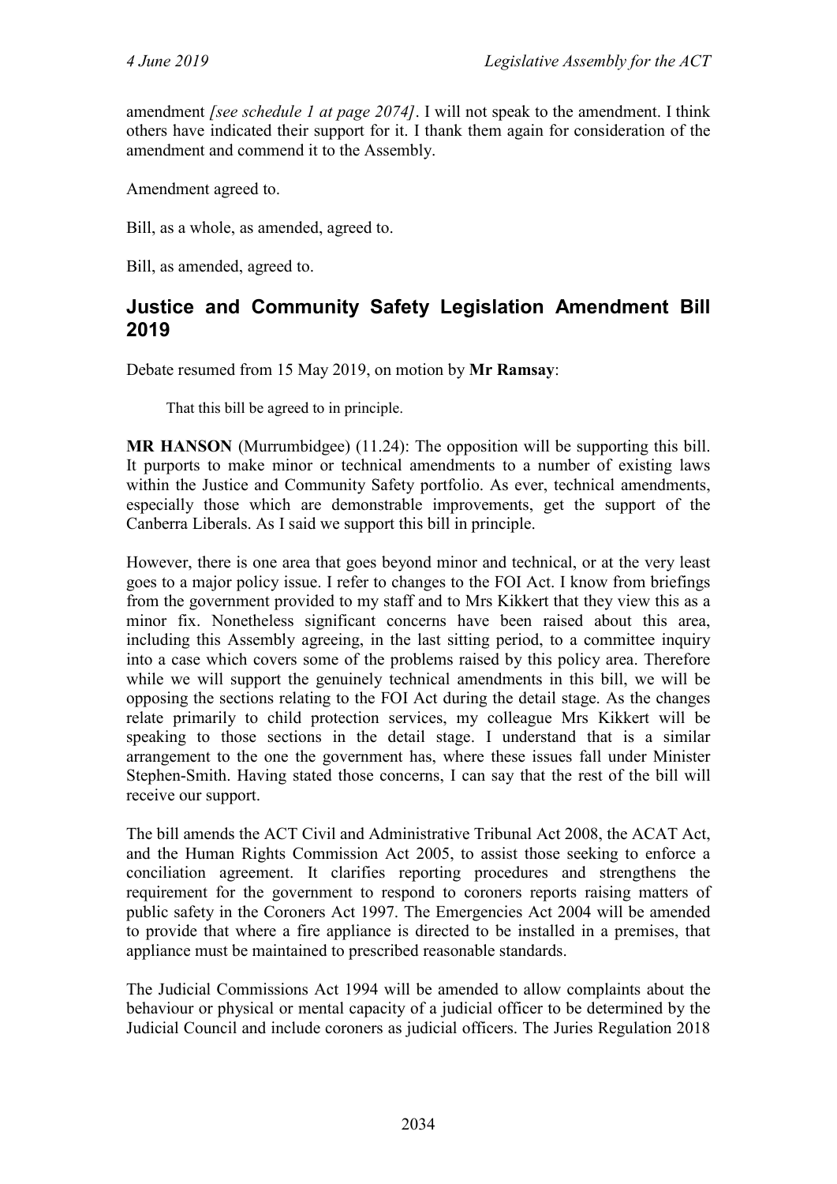amendment *[see schedule 1 at page 2074]*. I will not speak to the amendment. I think others have indicated their support for it. I thank them again for consideration of the amendment and commend it to the Assembly.

Amendment agreed to.

Bill, as a whole, as amended, agreed to.

Bill, as amended, agreed to.

## Justice and Community Safety Legislation Amendment Bill 2019

Debate resumed from 15 May 2019, on motion by **Mr Ramsay**:

> That this bill be agreed to in principle.

**MR HANSON** (Murrumbidgee) (11.24): The opposition will be supporting this bill. It purports to make minor or technical amendments to a number of existing laws within the Justice and Community Safety portfolio. As ever, technical amendments, especially those which are demonstrable improvements, get the support of the Canberra Liberals. As I said we support this bill in principle.

However, there is one area that goes beyond minor and technical, or at the very least goes to a major policy issue. I refer to changes to the FOI Act. I know from briefings from the government provided to my staff and to Mrs Kikkert that they view this as a minor fix. Nonetheless significant concerns have been raised about this area, including this Assembly agreeing, in the last sitting period, to a committee inquiry into a case which covers some of the problems raised by this policy area. Therefore while we will support the genuinely technical amendments in this bill, we will be opposing the sections relating to the FOI Act during the detail stage. As the changes relate primarily to child protection services, my colleague Mrs Kikkert will be speaking to those sections in the detail stage. I understand that is a similar arrangement to the one the government has, where these issues fall under Minister Stephen-Smith. Having stated those concerns, I can say that the rest of the bill will receive our support.

The bill amends the ACT Civil and Administrative Tribunal Act 2008, the ACAT Act, and the Human Rights Commission Act 2005, to assist those seeking to enforce a conciliation agreement. It clarifies reporting procedures and strengthens the requirement for the government to respond to coroners reports raising matters of public safety in the Coroners Act 1997. The Emergencies Act 2004 will be amended to provide that where a fire appliance is directed to be installed in a premises, that appliance must be maintained to prescribed reasonable standards.

The Judicial Commissions Act 1994 will be amended to allow complaints about the behaviour or physical or mental capacity of a judicial officer to be determined by the Judicial Council and include coroners as judicial officers. The Juries Regulation 2018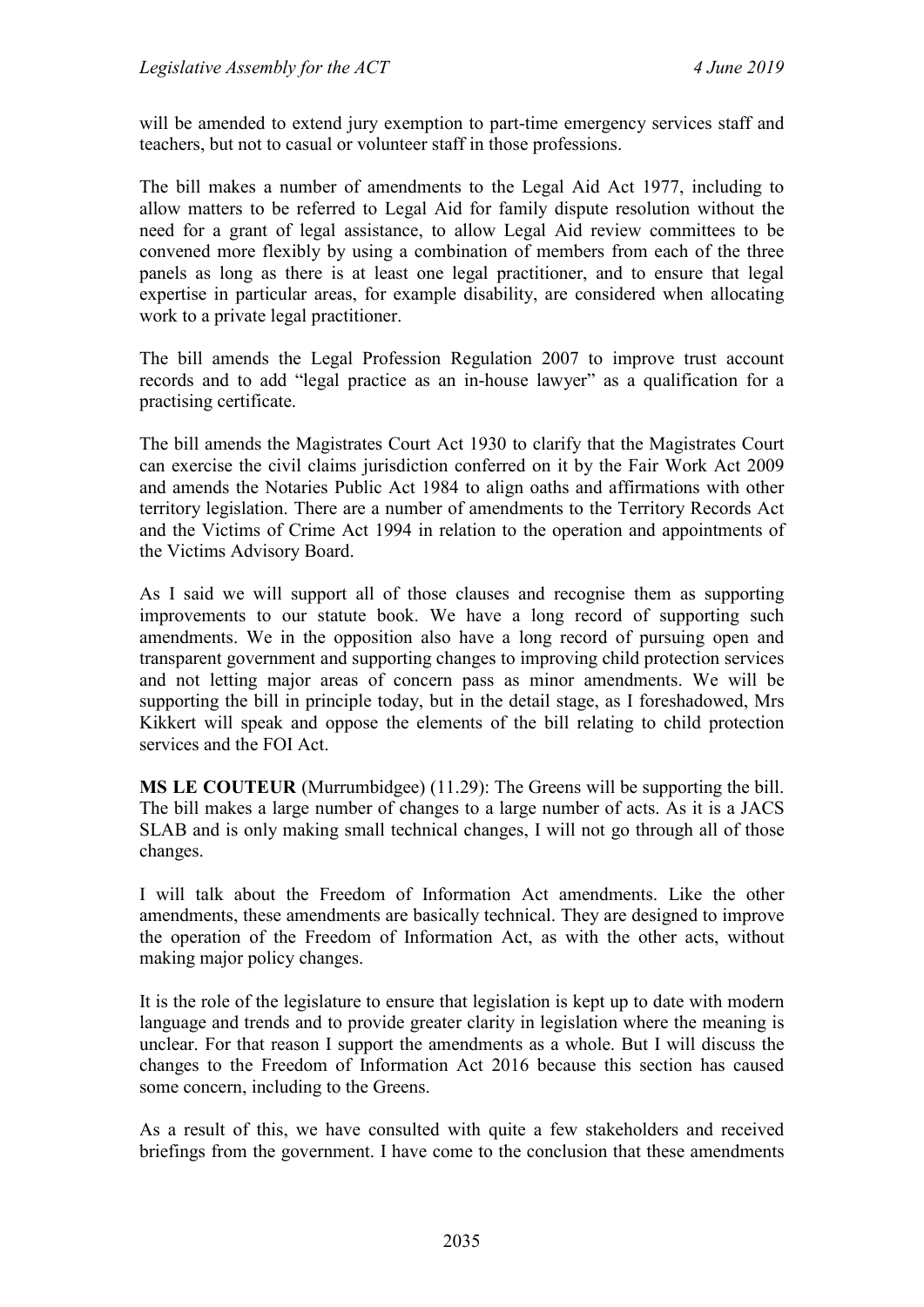will be amended to extend jury exemption to part-time emergency services staff and teachers, but not to casual or volunteer staff in those professions.

The bill makes a number of amendments to the Legal Aid Act 1977, including to allow matters to be referred to Legal Aid for family dispute resolution without the need for a grant of legal assistance, to allow Legal Aid review committees to be convened more flexibly by using a combination of members from each of the three panels as long as there is at least one legal practitioner, and to ensure that legal expertise in particular areas, for example disability, are considered when allocating work to a private legal practitioner.

The bill amends the Legal Profession Regulation 2007 to improve trust account records and to add "legal practice as an in-house lawyer" as a qualification for a practising certificate.

The bill amends the Magistrates Court Act 1930 to clarify that the Magistrates Court can exercise the civil claims jurisdiction conferred on it by the Fair Work Act 2009 and amends the Notaries Public Act 1984 to align oaths and affirmations with other territory legislation. There are a number of amendments to the Territory Records Act and the Victims of Crime Act 1994 in relation to the operation and appointments of the Victims Advisory Board.

As I said we will support all of those clauses and recognise them as supporting improvements to our statute book. We have a long record of supporting such amendments. We in the opposition also have a long record of pursuing open and transparent government and supporting changes to improving child protection services and not letting major areas of concern pass as minor amendments. We will be supporting the bill in principle today, but in the detail stage, as I foreshadowed, Mrs Kikkert will speak and oppose the elements of the bill relating to child protection services and the FOI Act.

**MS LE COUTEUR** (Murrumbidgee) (11.29): The Greens will be supporting the bill. The bill makes a large number of changes to a large number of acts. As it is a JACS SLAB and is only making small technical changes, I will not go through all of those changes.

I will talk about the Freedom of Information Act amendments. Like the other amendments, these amendments are basically technical. They are designed to improve the operation of the Freedom of Information Act, as with the other acts, without making major policy changes.

It is the role of the legislature to ensure that legislation is kept up to date with modern language and trends and to provide greater clarity in legislation where the meaning is unclear. For that reason I support the amendments as a whole. But I will discuss the changes to the Freedom of Information Act 2016 because this section has caused some concern, including to the Greens.

As a result of this, we have consulted with quite a few stakeholders and received briefings from the government. I have come to the conclusion that these amendments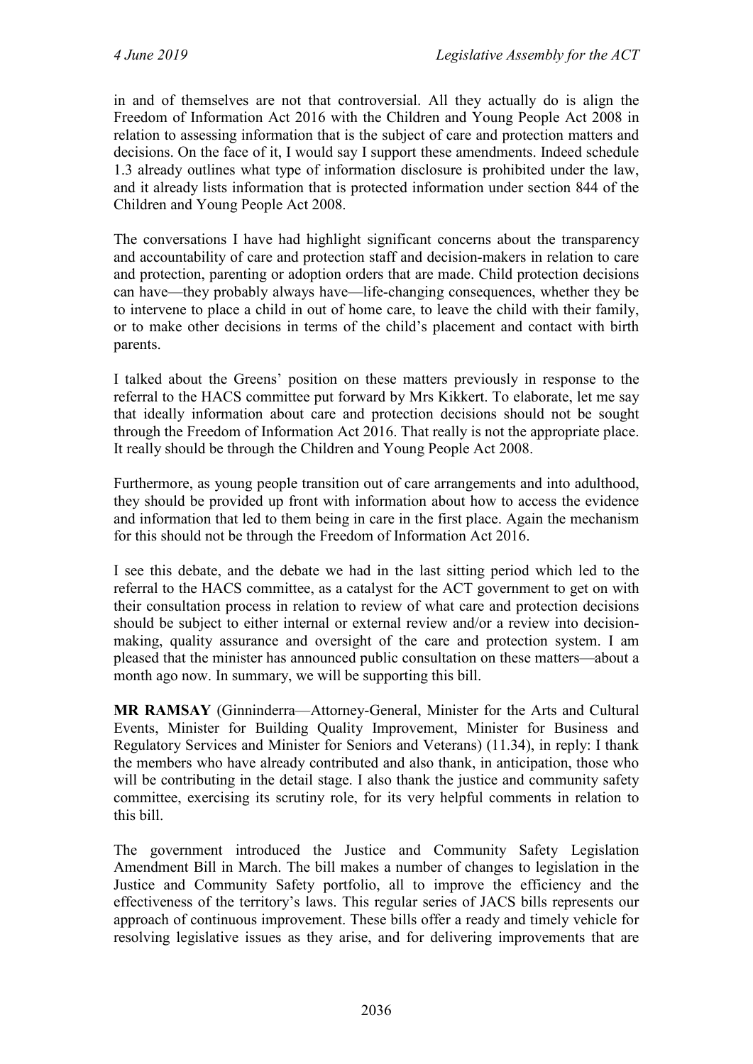in and of themselves are not that controversial. All they actually do is align the Freedom of Information Act 2016 with the Children and Young People Act 2008 in relation to assessing information that is the subject of care and protection matters and decisions. On the face of it, I would say I support these amendments. Indeed schedule 1.3 already outlines what type of information disclosure is prohibited under the law, and it already lists information that is protected information under section 844 of the Children and Young People Act 2008.

The conversations I have had highlight significant concerns about the transparency and accountability of care and protection staff and decision-makers in relation to care and protection, parenting or adoption orders that are made. Child protection decisions can have—they probably always have—life-changing consequences, whether they be to intervene to place a child in out of home care, to leave the child with their family, or to make other decisions in terms of the child's placement and contact with birth parents.

I talked about the Greens' position on these matters previously in response to the referral to the HACS committee put forward by Mrs Kikkert. To elaborate, let me say that ideally information about care and protection decisions should not be sought through the Freedom of Information Act 2016. That really is not the appropriate place. It really should be through the Children and Young People Act 2008.

Furthermore, as young people transition out of care arrangements and into adulthood, they should be provided up front with information about how to access the evidence and information that led to them being in care in the first place. Again the mechanism for this should not be through the Freedom of Information Act 2016.

I see this debate, and the debate we had in the last sitting period which led to the referral to the HACS committee, as a catalyst for the ACT government to get on with their consultation process in relation to review of what care and protection decisions should be subject to either internal or external review and/or a review into decision-making, quality assurance and oversight of the care and protection system. I am pleased that the minister has announced public consultation on these matters—about a month ago now. In summary, we will be supporting this bill.

**MR RAMSAY** (Ginninderra—Attorney-General, Minister for the Arts and Cultural Events, Minister for Building Quality Improvement, Minister for Business and Regulatory Services and Minister for Seniors and Veterans) (11.34), in reply: I thank the members who have already contributed and also thank, in anticipation, those who will be contributing in the detail stage. I also thank the justice and community safety committee, exercising its scrutiny role, for its very helpful comments in relation to this bill.

The government introduced the Justice and Community Safety Legislation Amendment Bill in March. The bill makes a number of changes to legislation in the Justice and Community Safety portfolio, all to improve the efficiency and the effectiveness of the territory's laws. This regular series of JACS bills represents our approach of continuous improvement. These bills offer a ready and timely vehicle for resolving legislative issues as they arise, and for delivering improvements that are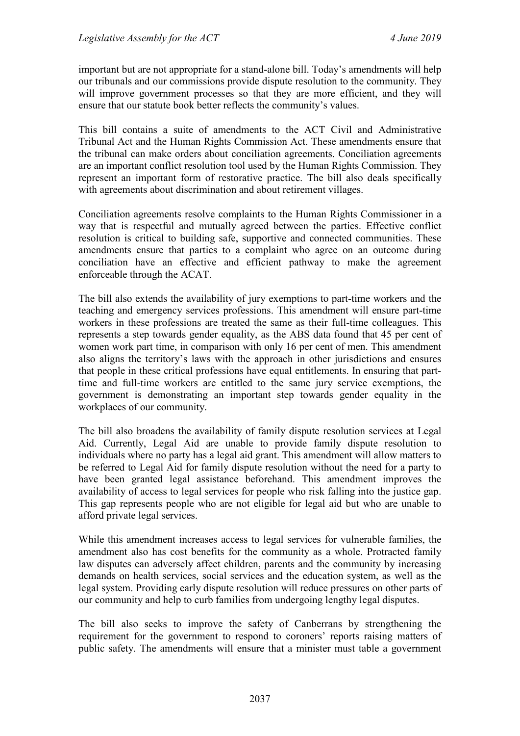important but are not appropriate for a stand-alone bill. Today's amendments will help our tribunals and our commissions provide dispute resolution to the community. They will improve government processes so that they are more efficient, and they will ensure that our statute book better reflects the community's values.

This bill contains a suite of amendments to the ACT Civil and Administrative Tribunal Act and the Human Rights Commission Act. These amendments ensure that the tribunal can make orders about conciliation agreements. Conciliation agreements are an important conflict resolution tool used by the Human Rights Commission. They represent an important form of restorative practice. The bill also deals specifically with agreements about discrimination and about retirement villages.

Conciliation agreements resolve complaints to the Human Rights Commissioner in a way that is respectful and mutually agreed between the parties. Effective conflict resolution is critical to building safe, supportive and connected communities. These amendments ensure that parties to a complaint who agree on an outcome during conciliation have an effective and efficient pathway to make the agreement enforceable through the ACAT.

The bill also extends the availability of jury exemptions to part-time workers and the teaching and emergency services professions. This amendment will ensure part-time workers in these professions are treated the same as their full-time colleagues. This represents a step towards gender equality, as the ABS data found that 45 per cent of women work part time, in comparison with only 16 per cent of men. This amendment also aligns the territory's laws with the approach in other jurisdictions and ensures that people in these critical professions have equal entitlements. In ensuring that part-time and full-time workers are entitled to the same jury service exemptions, the government is demonstrating an important step towards gender equality in the workplaces of our community.

The bill also broadens the availability of family dispute resolution services at Legal Aid. Currently, Legal Aid are unable to provide family dispute resolution to individuals where no party has a legal aid grant. This amendment will allow matters to be referred to Legal Aid for family dispute resolution without the need for a party to have been granted legal assistance beforehand. This amendment improves the availability of access to legal services for people who risk falling into the justice gap. This gap represents people who are not eligible for legal aid but who are unable to afford private legal services.

While this amendment increases access to legal services for vulnerable families, the amendment also has cost benefits for the community as a whole. Protracted family law disputes can adversely affect children, parents and the community by increasing demands on health services, social services and the education system, as well as the legal system. Providing early dispute resolution will reduce pressures on other parts of our community and help to curb families from undergoing lengthy legal disputes.

The bill also seeks to improve the safety of Canberrans by strengthening the requirement for the government to respond to coroners' reports raising matters of public safety. The amendments will ensure that a minister must table a government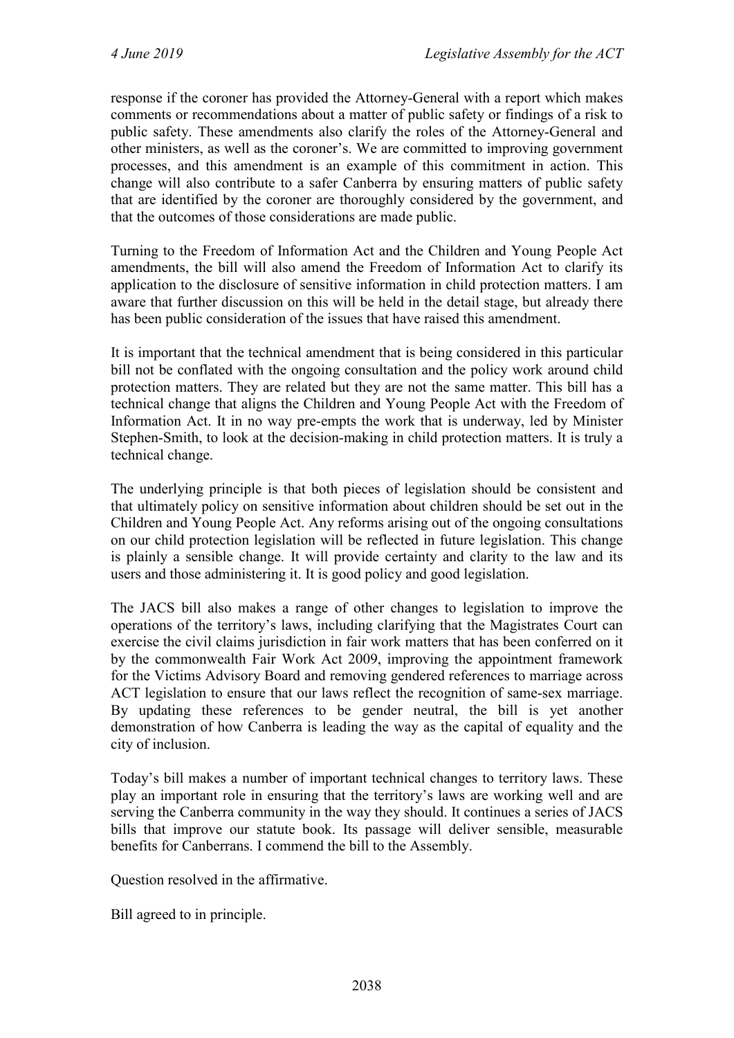response if the coroner has provided the Attorney-General with a report which makes comments or recommendations about a matter of public safety or findings of a risk to public safety. These amendments also clarify the roles of the Attorney-General and other ministers, as well as the coroner's. We are committed to improving government processes, and this amendment is an example of this commitment in action. This change will also contribute to a safer Canberra by ensuring matters of public safety that are identified by the coroner are thoroughly considered by the government, and that the outcomes of those considerations are made public.

Turning to the Freedom of Information Act and the Children and Young People Act amendments, the bill will also amend the Freedom of Information Act to clarify its application to the disclosure of sensitive information in child protection matters. I am aware that further discussion on this will be held in the detail stage, but already there has been public consideration of the issues that have raised this amendment.

It is important that the technical amendment that is being considered in this particular bill not be conflated with the ongoing consultation and the policy work around child protection matters. They are related but they are not the same matter. This bill has a technical change that aligns the Children and Young People Act with the Freedom of Information Act. It in no way pre-empts the work that is underway, led by Minister Stephen-Smith, to look at the decision-making in child protection matters. It is truly a technical change.

The underlying principle is that both pieces of legislation should be consistent and that ultimately policy on sensitive information about children should be set out in the Children and Young People Act. Any reforms arising out of the ongoing consultations on our child protection legislation will be reflected in future legislation. This change is plainly a sensible change. It will provide certainty and clarity to the law and its users and those administering it. It is good policy and good legislation.

The JACS bill also makes a range of other changes to legislation to improve the operations of the territory's laws, including clarifying that the Magistrates Court can exercise the civil claims jurisdiction in fair work matters that has been conferred on it by the commonwealth Fair Work Act 2009, improving the appointment framework for the Victims Advisory Board and removing gendered references to marriage across ACT legislation to ensure that our laws reflect the recognition of same-sex marriage. By updating these references to be gender neutral, the bill is yet another demonstration of how Canberra is leading the way as the capital of equality and the city of inclusion.

Today's bill makes a number of important technical changes to territory laws. These play an important role in ensuring that the territory's laws are working well and are serving the Canberra community in the way they should. It continues a series of JACS bills that improve our statute book. Its passage will deliver sensible, measurable benefits for Canberrans. I commend the bill to the Assembly.

Question resolved in the affirmative.

Bill agreed to in principle.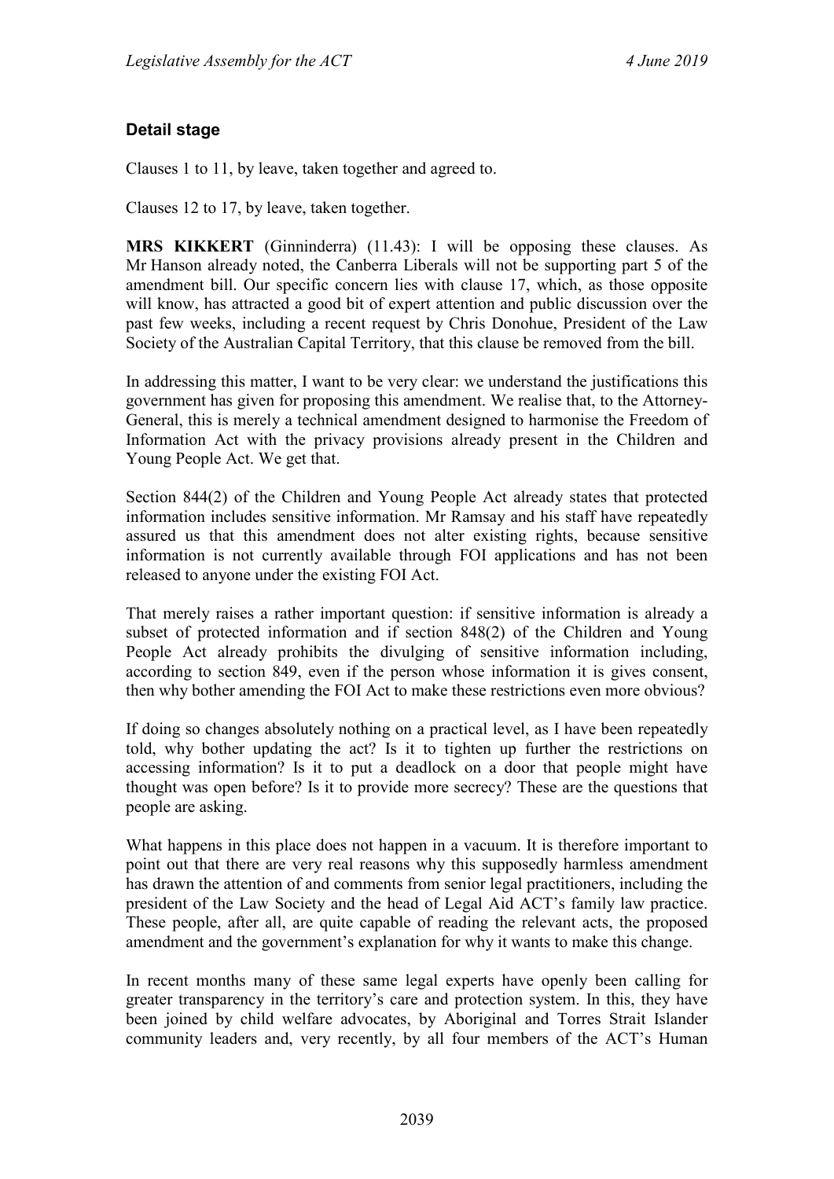### Detail stage

Clauses 1 to 11, by leave, taken together and agreed to.

Clauses 12 to 17, by leave, taken together.

**MRS KIKKERT** (Ginninderra) (11.43): I will be opposing these clauses. As Mr Hanson already noted, the Canberra Liberals will not be supporting part 5 of the amendment bill. Our specific concern lies with clause 17, which, as those opposite will know, has attracted a good bit of expert attention and public discussion over the past few weeks, including a recent request by Chris Donohue, President of the Law Society of the Australian Capital Territory, that this clause be removed from the bill.

In addressing this matter, I want to be very clear: we understand the justifications this government has given for proposing this amendment. We realise that, to the Attorney-General, this is merely a technical amendment designed to harmonise the Freedom of Information Act with the privacy provisions already present in the Children and Young People Act. We get that.

Section 844(2) of the Children and Young People Act already states that protected information includes sensitive information. Mr Ramsay and his staff have repeatedly assured us that this amendment does not alter existing rights, because sensitive information is not currently available through FOI applications and has not been released to anyone under the existing FOI Act.

That merely raises a rather important question: if sensitive information is already a subset of protected information and if section 848(2) of the Children and Young People Act already prohibits the divulging of sensitive information including, according to section 849, even if the person whose information it is gives consent, then why bother amending the FOI Act to make these restrictions even more obvious?

If doing so changes absolutely nothing on a practical level, as I have been repeatedly told, why bother updating the act? Is it to tighten up further the restrictions on accessing information? Is it to put a deadlock on a door that people might have thought was open before? Is it to provide more secrecy? These are the questions that people are asking.

What happens in this place does not happen in a vacuum. It is therefore important to point out that there are very real reasons why this supposedly harmless amendment has drawn the attention of and comments from senior legal practitioners, including the president of the Law Society and the head of Legal Aid ACT's family law practice. These people, after all, are quite capable of reading the relevant acts, the proposed amendment and the government's explanation for why it wants to make this change.

In recent months many of these same legal experts have openly been calling for greater transparency in the territory's care and protection system. In this, they have been joined by child welfare advocates, by Aboriginal and Torres Strait Islander community leaders and, very recently, by all four members of the ACT's Human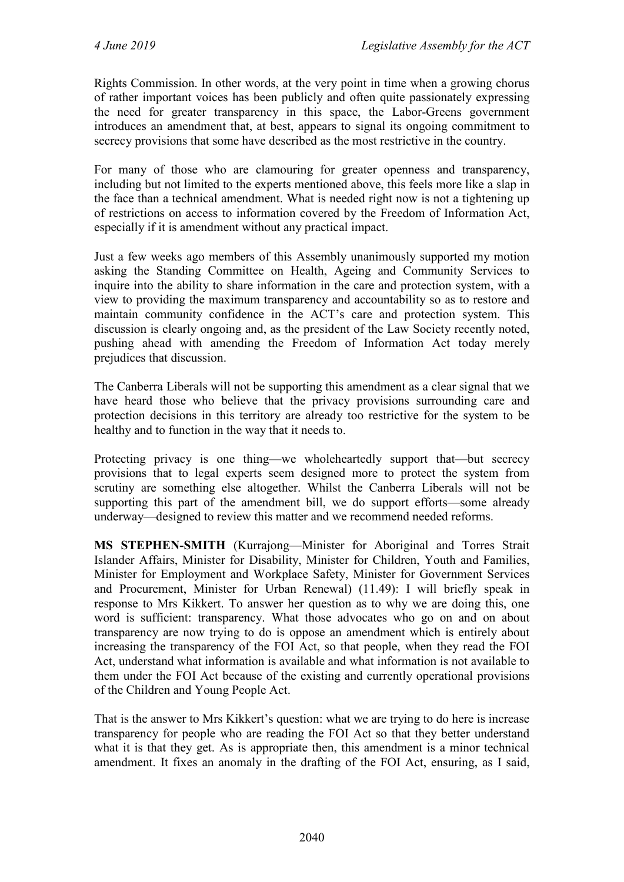Rights Commission. In other words, at the very point in time when a growing chorus of rather important voices has been publicly and often quite passionately expressing the need for greater transparency in this space, the Labor-Greens government introduces an amendment that, at best, appears to signal its ongoing commitment to secrecy provisions that some have described as the most restrictive in the country.

For many of those who are clamouring for greater openness and transparency, including but not limited to the experts mentioned above, this feels more like a slap in the face than a technical amendment. What is needed right now is not a tightening up of restrictions on access to information covered by the Freedom of Information Act, especially if it is amendment without any practical impact.

Just a few weeks ago members of this Assembly unanimously supported my motion asking the Standing Committee on Health, Ageing and Community Services to inquire into the ability to share information in the care and protection system, with a view to providing the maximum transparency and accountability so as to restore and maintain community confidence in the ACT's care and protection system. This discussion is clearly ongoing and, as the president of the Law Society recently noted, pushing ahead with amending the Freedom of Information Act today merely prejudices that discussion.

The Canberra Liberals will not be supporting this amendment as a clear signal that we have heard those who believe that the privacy provisions surrounding care and protection decisions in this territory are already too restrictive for the system to be healthy and to function in the way that it needs to.

Protecting privacy is one thing—we wholeheartedly support that—but secrecy provisions that to legal experts seem designed more to protect the system from scrutiny are something else altogether. Whilst the Canberra Liberals will not be supporting this part of the amendment bill, we do support efforts—some already underway—designed to review this matter and we recommend needed reforms.

**MS STEPHEN-SMITH** (Kurrajong—Minister for Aboriginal and Torres Strait Islander Affairs, Minister for Disability, Minister for Children, Youth and Families, Minister for Employment and Workplace Safety, Minister for Government Services and Procurement, Minister for Urban Renewal) (11.49): I will briefly speak in response to Mrs Kikkert. To answer her question as to why we are doing this, one word is sufficient: transparency. What those advocates who go on and on about transparency are now trying to do is oppose an amendment which is entirely about increasing the transparency of the FOI Act, so that people, when they read the FOI Act, understand what information is available and what information is not available to them under the FOI Act because of the existing and currently operational provisions of the Children and Young People Act.

That is the answer to Mrs Kikkert's question: what we are trying to do here is increase transparency for people who are reading the FOI Act so that they better understand what it is that they get. As is appropriate then, this amendment is a minor technical amendment. It fixes an anomaly in the drafting of the FOI Act, ensuring, as I said,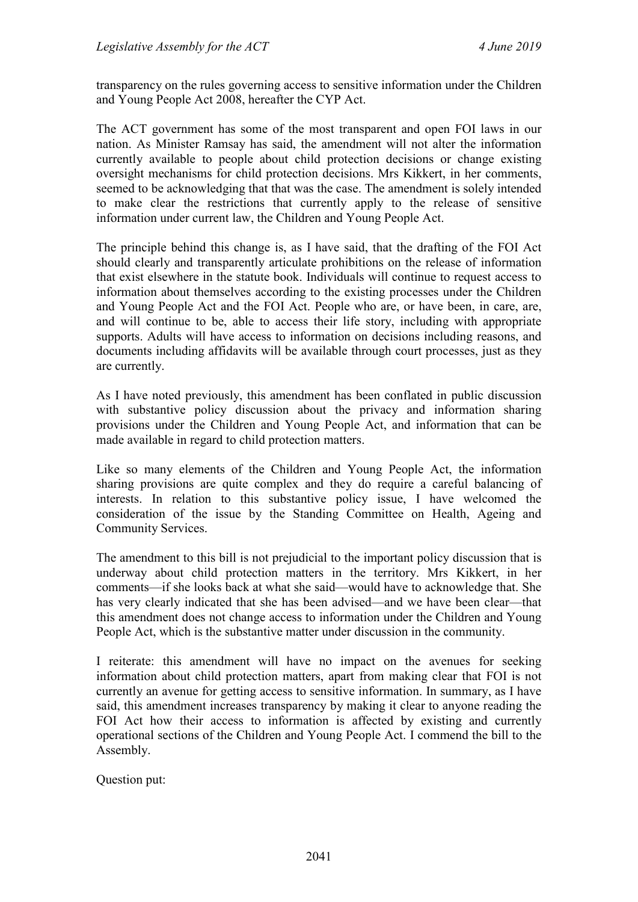transparency on the rules governing access to sensitive information under the Children and Young People Act 2008, hereafter the CYP Act.

The ACT government has some of the most transparent and open FOI laws in our nation. As Minister Ramsay has said, the amendment will not alter the information currently available to people about child protection decisions or change existing oversight mechanisms for child protection decisions. Mrs Kikkert, in her comments, seemed to be acknowledging that that was the case. The amendment is solely intended to make clear the restrictions that currently apply to the release of sensitive information under current law, the Children and Young People Act.

The principle behind this change is, as I have said, that the drafting of the FOI Act should clearly and transparently articulate prohibitions on the release of information that exist elsewhere in the statute book. Individuals will continue to request access to information about themselves according to the existing processes under the Children and Young People Act and the FOI Act. People who are, or have been, in care, are, and will continue to be, able to access their life story, including with appropriate supports. Adults will have access to information on decisions including reasons, and documents including affidavits will be available through court processes, just as they are currently.

As I have noted previously, this amendment has been conflated in public discussion with substantive policy discussion about the privacy and information sharing provisions under the Children and Young People Act, and information that can be made available in regard to child protection matters.

Like so many elements of the Children and Young People Act, the information sharing provisions are quite complex and they do require a careful balancing of interests. In relation to this substantive policy issue, I have welcomed the consideration of the issue by the Standing Committee on Health, Ageing and Community Services.

The amendment to this bill is not prejudicial to the important policy discussion that is underway about child protection matters in the territory. Mrs Kikkert, in her comments—if she looks back at what she said—would have to acknowledge that. She has very clearly indicated that she has been advised—and we have been clear—that this amendment does not change access to information under the Children and Young People Act, which is the substantive matter under discussion in the community.

I reiterate: this amendment will have no impact on the avenues for seeking information about child protection matters, apart from making clear that FOI is not currently an avenue for getting access to sensitive information. In summary, as I have said, this amendment increases transparency by making it clear to anyone reading the FOI Act how their access to information is affected by existing and currently operational sections of the Children and Young People Act. I commend the bill to the Assembly.

Question put: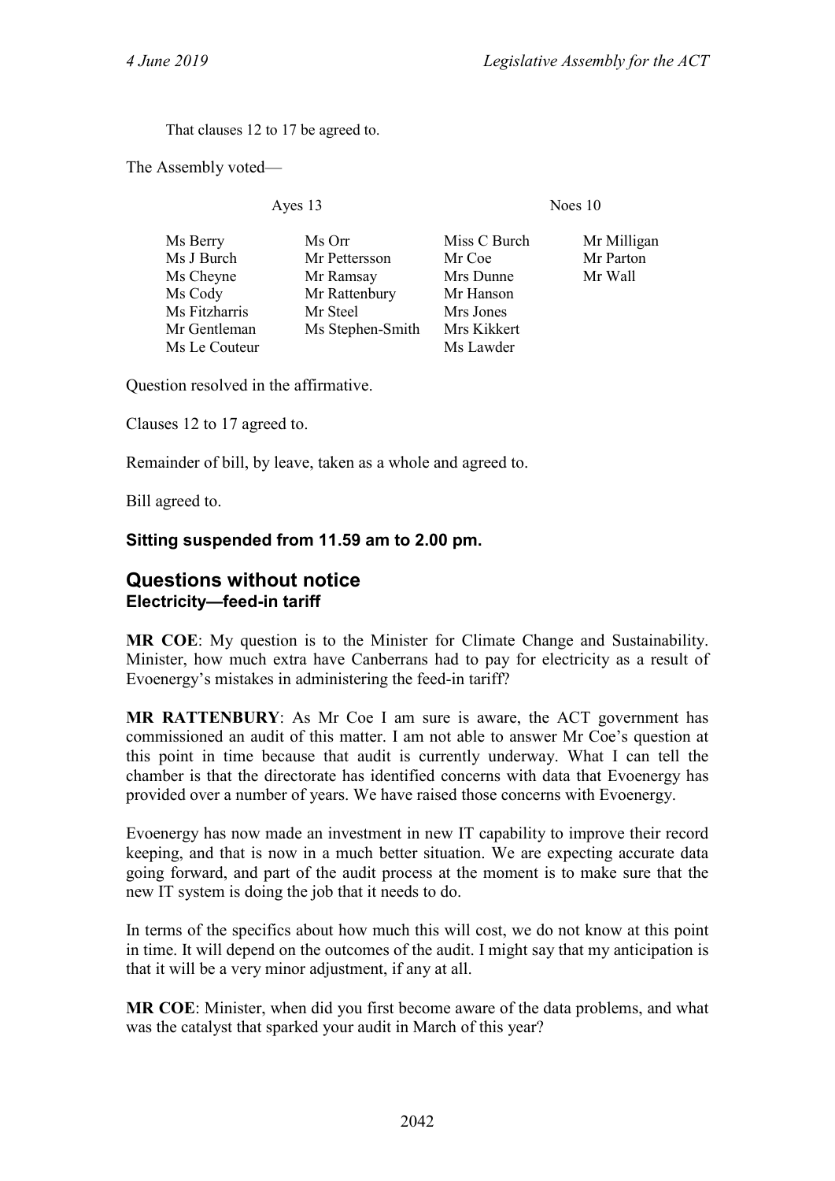That clauses 12 to 17 be agreed to.

The Assembly voted—

| Ayes 13 | | Noes 10 | |
|---|---|---|---|
| Ms Berry | Ms Orr | Miss C Burch | Mr Milligan |
| Ms J Burch | Mr Pettersson | Mr Coe | Mr Parton |
| Ms Cheyne | Mr Ramsay | Mrs Dunne | Mr Wall |
| Ms Cody | Mr Rattenbury | Mr Hanson | |
| Ms Fitzharris | Mr Steel | Mrs Jones | |
| Mr Gentleman | Ms Stephen-Smith | Mrs Kikkert | |
| Ms Le Couteur | | Ms Lawder | |

Question resolved in the affirmative.

Clauses 12 to 17 agreed to.

Remainder of bill, by leave, taken as a whole and agreed to.

Bill agreed to.

**Sitting suspended from 11.59 am to 2.00 pm.**

## Questions without notice

### Electricity—feed-in tariff

**MR COE**: My question is to the Minister for Climate Change and Sustainability. Minister, how much extra have Canberrans had to pay for electricity as a result of Evoenergy's mistakes in administering the feed-in tariff?

**MR RATTENBURY**: As Mr Coe I am sure is aware, the ACT government has commissioned an audit of this matter. I am not able to answer Mr Coe's question at this point in time because that audit is currently underway. What I can tell the chamber is that the directorate has identified concerns with data that Evoenergy has provided over a number of years. We have raised those concerns with Evoenergy.

Evoenergy has now made an investment in new IT capability to improve their record keeping, and that is now in a much better situation. We are expecting accurate data going forward, and part of the audit process at the moment is to make sure that the new IT system is doing the job that it needs to do.

In terms of the specifics about how much this will cost, we do not know at this point in time. It will depend on the outcomes of the audit. I might say that my anticipation is that it will be a very minor adjustment, if any at all.

**MR COE**: Minister, when did you first become aware of the data problems, and what was the catalyst that sparked your audit in March of this year?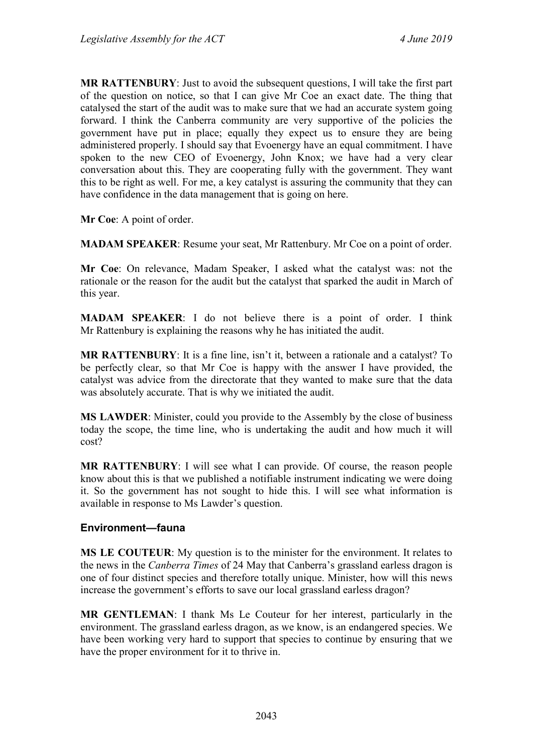**MR RATTENBURY**: Just to avoid the subsequent questions, I will take the first part of the question on notice, so that I can give Mr Coe an exact date. The thing that catalysed the start of the audit was to make sure that we had an accurate system going forward. I think the Canberra community are very supportive of the policies the government have put in place; equally they expect us to ensure they are being administered properly. I should say that Evoenergy have an equal commitment. I have spoken to the new CEO of Evoenergy, John Knox; we have had a very clear conversation about this. They are cooperating fully with the government. They want this to be right as well. For me, a key catalyst is assuring the community that they can have confidence in the data management that is going on here.

**Mr Coe**: A point of order.

**MADAM SPEAKER**: Resume your seat, Mr Rattenbury. Mr Coe on a point of order.

**Mr Coe**: On relevance, Madam Speaker, I asked what the catalyst was: not the rationale or the reason for the audit but the catalyst that sparked the audit in March of this year.

**MADAM SPEAKER**: I do not believe there is a point of order. I think Mr Rattenbury is explaining the reasons why he has initiated the audit.

**MR RATTENBURY**: It is a fine line, isn't it, between a rationale and a catalyst? To be perfectly clear, so that Mr Coe is happy with the answer I have provided, the catalyst was advice from the directorate that they wanted to make sure that the data was absolutely accurate. That is why we initiated the audit.

**MS LAWDER**: Minister, could you provide to the Assembly by the close of business today the scope, the time line, who is undertaking the audit and how much it will cost?

**MR RATTENBURY**: I will see what I can provide. Of course, the reason people know about this is that we published a notifiable instrument indicating we were doing it. So the government has not sought to hide this. I will see what information is available in response to Ms Lawder's question.

## Environment—fauna

**MS LE COUTEUR**: My question is to the minister for the environment. It relates to the news in the *Canberra Times* of 24 May that Canberra's grassland earless dragon is one of four distinct species and therefore totally unique. Minister, how will this news increase the government's efforts to save our local grassland earless dragon?

**MR GENTLEMAN**: I thank Ms Le Couteur for her interest, particularly in the environment. The grassland earless dragon, as we know, is an endangered species. We have been working very hard to support that species to continue by ensuring that we have the proper environment for it to thrive in.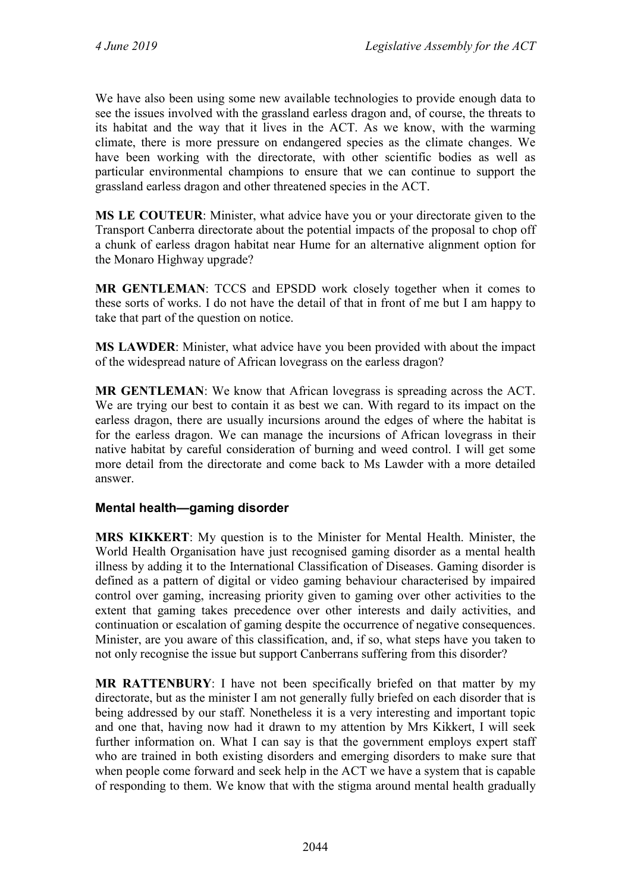We have also been using some new available technologies to provide enough data to see the issues involved with the grassland earless dragon and, of course, the threats to its habitat and the way that it lives in the ACT. As we know, with the warming climate, there is more pressure on endangered species as the climate changes. We have been working with the directorate, with other scientific bodies as well as particular environmental champions to ensure that we can continue to support the grassland earless dragon and other threatened species in the ACT.

**MS LE COUTEUR**: Minister, what advice have you or your directorate given to the Transport Canberra directorate about the potential impacts of the proposal to chop off a chunk of earless dragon habitat near Hume for an alternative alignment option for the Monaro Highway upgrade?

**MR GENTLEMAN**: TCCS and EPSDD work closely together when it comes to these sorts of works. I do not have the detail of that in front of me but I am happy to take that part of the question on notice.

**MS LAWDER**: Minister, what advice have you been provided with about the impact of the widespread nature of African lovegrass on the earless dragon?

**MR GENTLEMAN**: We know that African lovegrass is spreading across the ACT. We are trying our best to contain it as best we can. With regard to its impact on the earless dragon, there are usually incursions around the edges of where the habitat is for the earless dragon. We can manage the incursions of African lovegrass in their native habitat by careful consideration of burning and weed control. I will get some more detail from the directorate and come back to Ms Lawder with a more detailed answer.

### Mental health—gaming disorder

**MRS KIKKERT**: My question is to the Minister for Mental Health. Minister, the World Health Organisation have just recognised gaming disorder as a mental health illness by adding it to the International Classification of Diseases. Gaming disorder is defined as a pattern of digital or video gaming behaviour characterised by impaired control over gaming, increasing priority given to gaming over other activities to the extent that gaming takes precedence over other interests and daily activities, and continuation or escalation of gaming despite the occurrence of negative consequences. Minister, are you aware of this classification, and, if so, what steps have you taken to not only recognise the issue but support Canberrans suffering from this disorder?

**MR RATTENBURY**: I have not been specifically briefed on that matter by my directorate, but as the minister I am not generally fully briefed on each disorder that is being addressed by our staff. Nonetheless it is a very interesting and important topic and one that, having now had it drawn to my attention by Mrs Kikkert, I will seek further information on. What I can say is that the government employs expert staff who are trained in both existing disorders and emerging disorders to make sure that when people come forward and seek help in the ACT we have a system that is capable of responding to them. We know that with the stigma around mental health gradually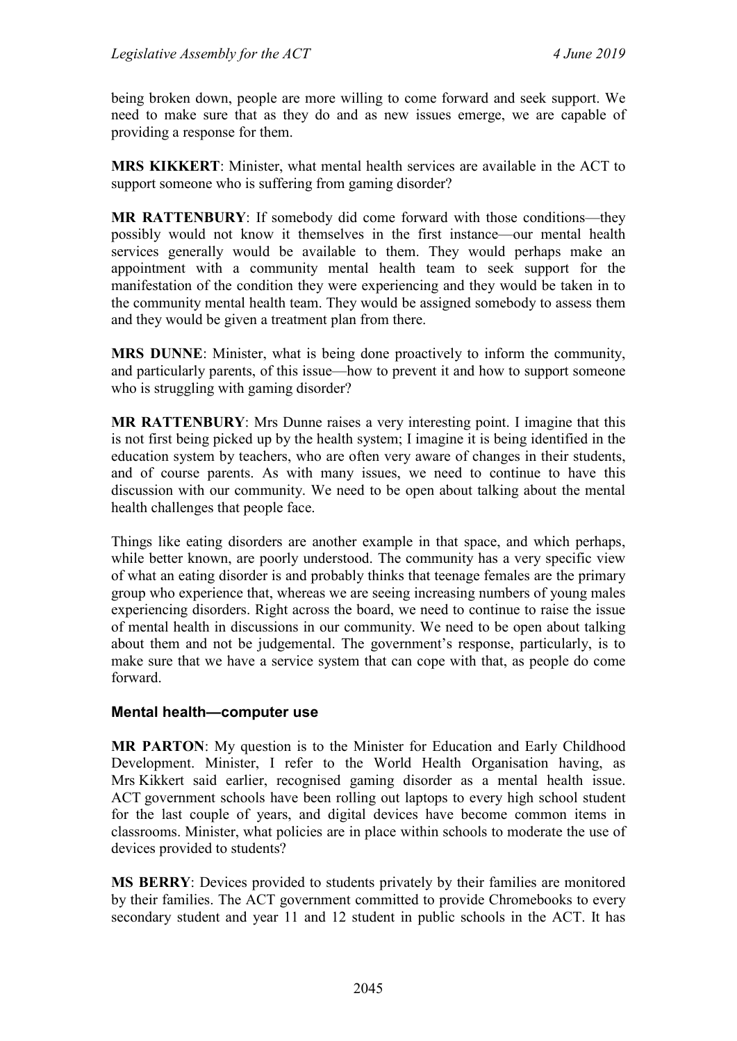being broken down, people are more willing to come forward and seek support. We need to make sure that as they do and as new issues emerge, we are capable of providing a response for them.

**MRS KIKKERT**: Minister, what mental health services are available in the ACT to support someone who is suffering from gaming disorder?

**MR RATTENBURY**: If somebody did come forward with those conditions—they possibly would not know it themselves in the first instance—our mental health services generally would be available to them. They would perhaps make an appointment with a community mental health team to seek support for the manifestation of the condition they were experiencing and they would be taken in to the community mental health team. They would be assigned somebody to assess them and they would be given a treatment plan from there.

**MRS DUNNE**: Minister, what is being done proactively to inform the community, and particularly parents, of this issue—how to prevent it and how to support someone who is struggling with gaming disorder?

**MR RATTENBURY**: Mrs Dunne raises a very interesting point. I imagine that this is not first being picked up by the health system; I imagine it is being identified in the education system by teachers, who are often very aware of changes in their students, and of course parents. As with many issues, we need to continue to have this discussion with our community. We need to be open about talking about the mental health challenges that people face.

Things like eating disorders are another example in that space, and which perhaps, while better known, are poorly understood. The community has a very specific view of what an eating disorder is and probably thinks that teenage females are the primary group who experience that, whereas we are seeing increasing numbers of young males experiencing disorders. Right across the board, we need to continue to raise the issue of mental health in discussions in our community. We need to be open about talking about them and not be judgemental. The government's response, particularly, is to make sure that we have a service system that can cope with that, as people do come forward.

### Mental health—computer use

**MR PARTON**: My question is to the Minister for Education and Early Childhood Development. Minister, I refer to the World Health Organisation having, as Mrs Kikkert said earlier, recognised gaming disorder as a mental health issue. ACT government schools have been rolling out laptops to every high school student for the last couple of years, and digital devices have become common items in classrooms. Minister, what policies are in place within schools to moderate the use of devices provided to students?

**MS BERRY**: Devices provided to students privately by their families are monitored by their families. The ACT government committed to provide Chromebooks to every secondary student and year 11 and 12 student in public schools in the ACT. It has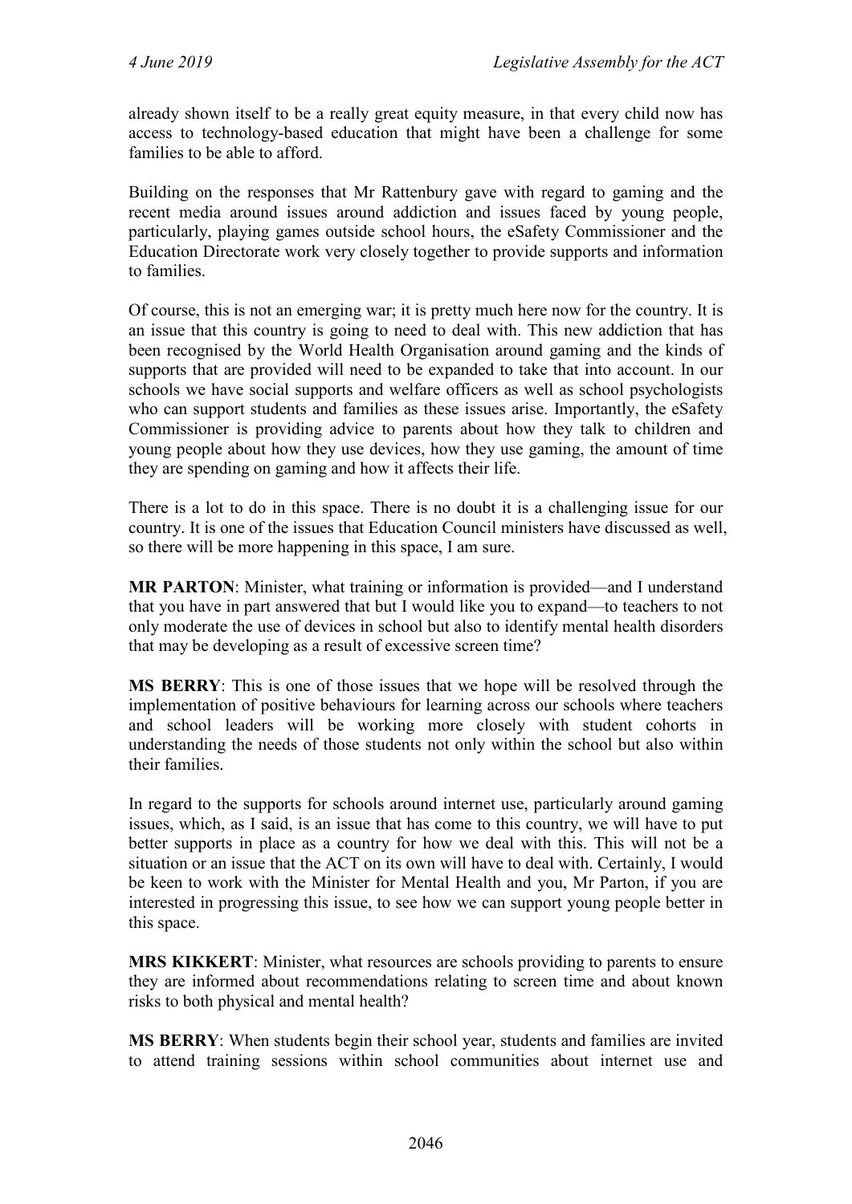already shown itself to be a really great equity measure, in that every child now has access to technology-based education that might have been a challenge for some families to be able to afford.

Building on the responses that Mr Rattenbury gave with regard to gaming and the recent media around issues around addiction and issues faced by young people, particularly, playing games outside school hours, the eSafety Commissioner and the Education Directorate work very closely together to provide supports and information to families.

Of course, this is not an emerging war; it is pretty much here now for the country. It is an issue that this country is going to need to deal with. This new addiction that has been recognised by the World Health Organisation around gaming and the kinds of supports that are provided will need to be expanded to take that into account. In our schools we have social supports and welfare officers as well as school psychologists who can support students and families as these issues arise. Importantly, the eSafety Commissioner is providing advice to parents about how they talk to children and young people about how they use devices, how they use gaming, the amount of time they are spending on gaming and how it affects their life.

There is a lot to do in this space. There is no doubt it is a challenging issue for our country. It is one of the issues that Education Council ministers have discussed as well, so there will be more happening in this space, I am sure.

**MR PARTON**: Minister, what training or information is provided—and I understand that you have in part answered that but I would like you to expand—to teachers to not only moderate the use of devices in school but also to identify mental health disorders that may be developing as a result of excessive screen time?

**MS BERRY**: This is one of those issues that we hope will be resolved through the implementation of positive behaviours for learning across our schools where teachers and school leaders will be working more closely with student cohorts in understanding the needs of those students not only within the school but also within their families.

In regard to the supports for schools around internet use, particularly around gaming issues, which, as I said, is an issue that has come to this country, we will have to put better supports in place as a country for how we deal with this. This will not be a situation or an issue that the ACT on its own will have to deal with. Certainly, I would be keen to work with the Minister for Mental Health and you, Mr Parton, if you are interested in progressing this issue, to see how we can support young people better in this space.

**MRS KIKKERT**: Minister, what resources are schools providing to parents to ensure they are informed about recommendations relating to screen time and about known risks to both physical and mental health?

**MS BERRY**: When students begin their school year, students and families are invited to attend training sessions within school communities about internet use and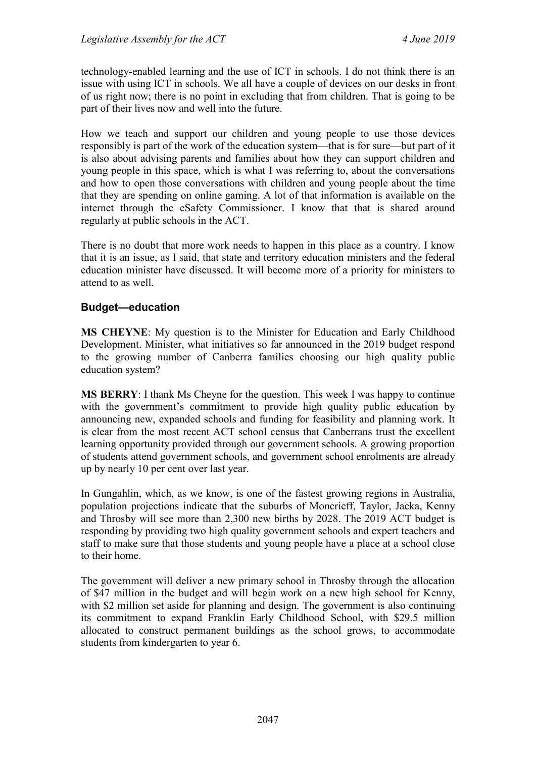technology-enabled learning and the use of ICT in schools. I do not think there is an issue with using ICT in schools. We all have a couple of devices on our desks in front of us right now; there is no point in excluding that from children. That is going to be part of their lives now and well into the future.

How we teach and support our children and young people to use those devices responsibly is part of the work of the education system—that is for sure—but part of it is also about advising parents and families about how they can support children and young people in this space, which is what I was referring to, about the conversations and how to open those conversations with children and young people about the time that they are spending on online gaming. A lot of that information is available on the internet through the eSafety Commissioner. I know that that is shared around regularly at public schools in the ACT.

There is no doubt that more work needs to happen in this place as a country. I know that it is an issue, as I said, that state and territory education ministers and the federal education minister have discussed. It will become more of a priority for ministers to attend to as well.

### Budget—education

**MS CHEYNE**: My question is to the Minister for Education and Early Childhood Development. Minister, what initiatives so far announced in the 2019 budget respond to the growing number of Canberra families choosing our high quality public education system?

**MS BERRY**: I thank Ms Cheyne for the question. This week I was happy to continue with the government's commitment to provide high quality public education by announcing new, expanded schools and funding for feasibility and planning work. It is clear from the most recent ACT school census that Canberrans trust the excellent learning opportunity provided through our government schools. A growing proportion of students attend government schools, and government school enrolments are already up by nearly 10 per cent over last year.

In Gungahlin, which, as we know, is one of the fastest growing regions in Australia, population projections indicate that the suburbs of Moncrieff, Taylor, Jacka, Kenny and Throsby will see more than 2,300 new births by 2028. The 2019 ACT budget is responding by providing two high quality government schools and expert teachers and staff to make sure that those students and young people have a place at a school close to their home.

The government will deliver a new primary school in Throsby through the allocation of $47 million in the budget and will begin work on a new high school for Kenny, with $2 million set aside for planning and design. The government is also continuing its commitment to expand Franklin Early Childhood School, with $29.5 million allocated to construct permanent buildings as the school grows, to accommodate students from kindergarten to year 6.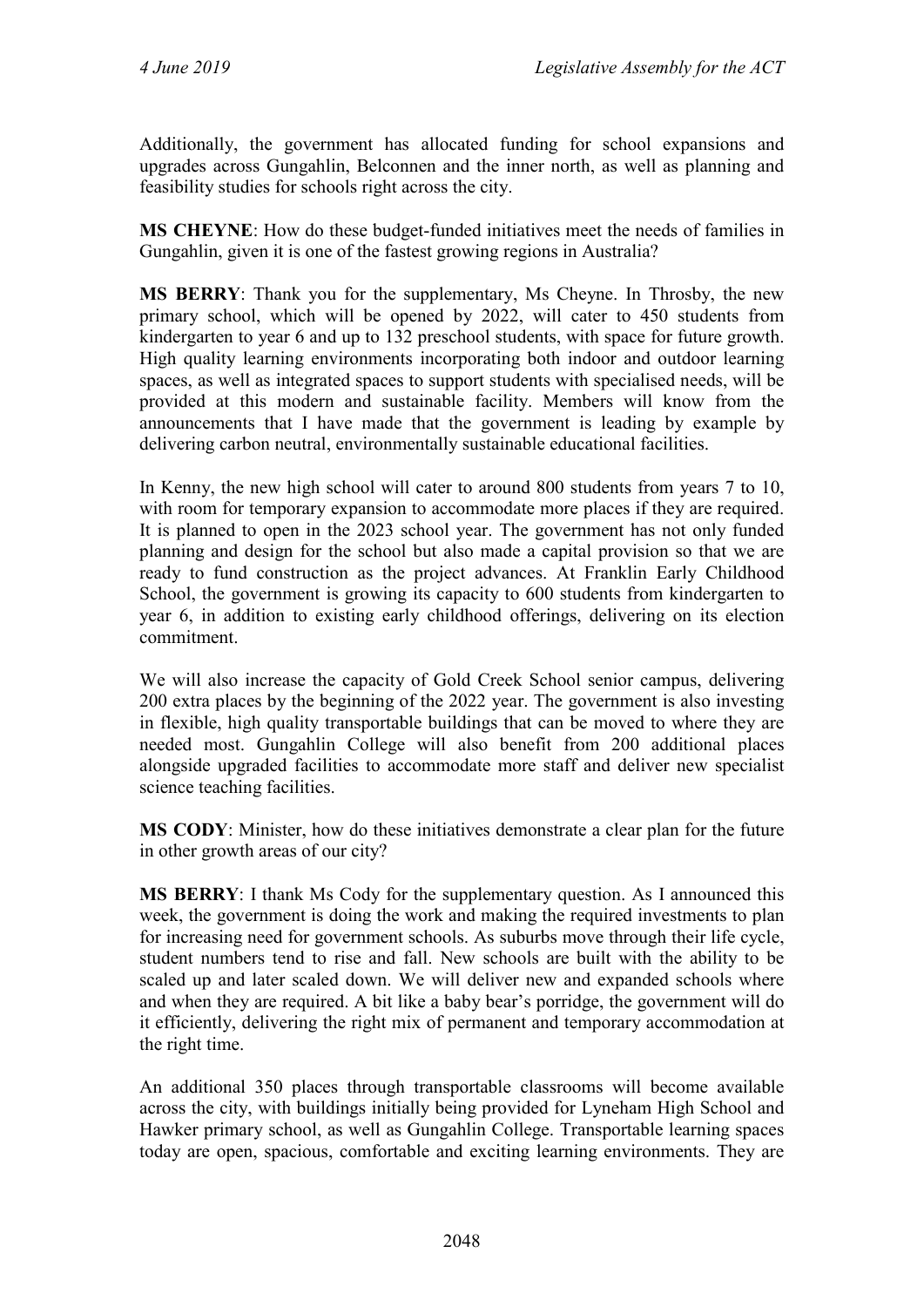Additionally, the government has allocated funding for school expansions and upgrades across Gungahlin, Belconnen and the inner north, as well as planning and feasibility studies for schools right across the city.

**MS CHEYNE**: How do these budget-funded initiatives meet the needs of families in Gungahlin, given it is one of the fastest growing regions in Australia?

**MS BERRY**: Thank you for the supplementary, Ms Cheyne. In Throsby, the new primary school, which will be opened by 2022, will cater to 450 students from kindergarten to year 6 and up to 132 preschool students, with space for future growth. High quality learning environments incorporating both indoor and outdoor learning spaces, as well as integrated spaces to support students with specialised needs, will be provided at this modern and sustainable facility. Members will know from the announcements that I have made that the government is leading by example by delivering carbon neutral, environmentally sustainable educational facilities.

In Kenny, the new high school will cater to around 800 students from years 7 to 10, with room for temporary expansion to accommodate more places if they are required. It is planned to open in the 2023 school year. The government has not only funded planning and design for the school but also made a capital provision so that we are ready to fund construction as the project advances. At Franklin Early Childhood School, the government is growing its capacity to 600 students from kindergarten to year 6, in addition to existing early childhood offerings, delivering on its election commitment.

We will also increase the capacity of Gold Creek School senior campus, delivering 200 extra places by the beginning of the 2022 year. The government is also investing in flexible, high quality transportable buildings that can be moved to where they are needed most. Gungahlin College will also benefit from 200 additional places alongside upgraded facilities to accommodate more staff and deliver new specialist science teaching facilities.

**MS CODY**: Minister, how do these initiatives demonstrate a clear plan for the future in other growth areas of our city?

**MS BERRY**: I thank Ms Cody for the supplementary question. As I announced this week, the government is doing the work and making the required investments to plan for increasing need for government schools. As suburbs move through their life cycle, student numbers tend to rise and fall. New schools are built with the ability to be scaled up and later scaled down. We will deliver new and expanded schools where and when they are required. A bit like a baby bear's porridge, the government will do it efficiently, delivering the right mix of permanent and temporary accommodation at the right time.

An additional 350 places through transportable classrooms will become available across the city, with buildings initially being provided for Lyneham High School and Hawker primary school, as well as Gungahlin College. Transportable learning spaces today are open, spacious, comfortable and exciting learning environments. They are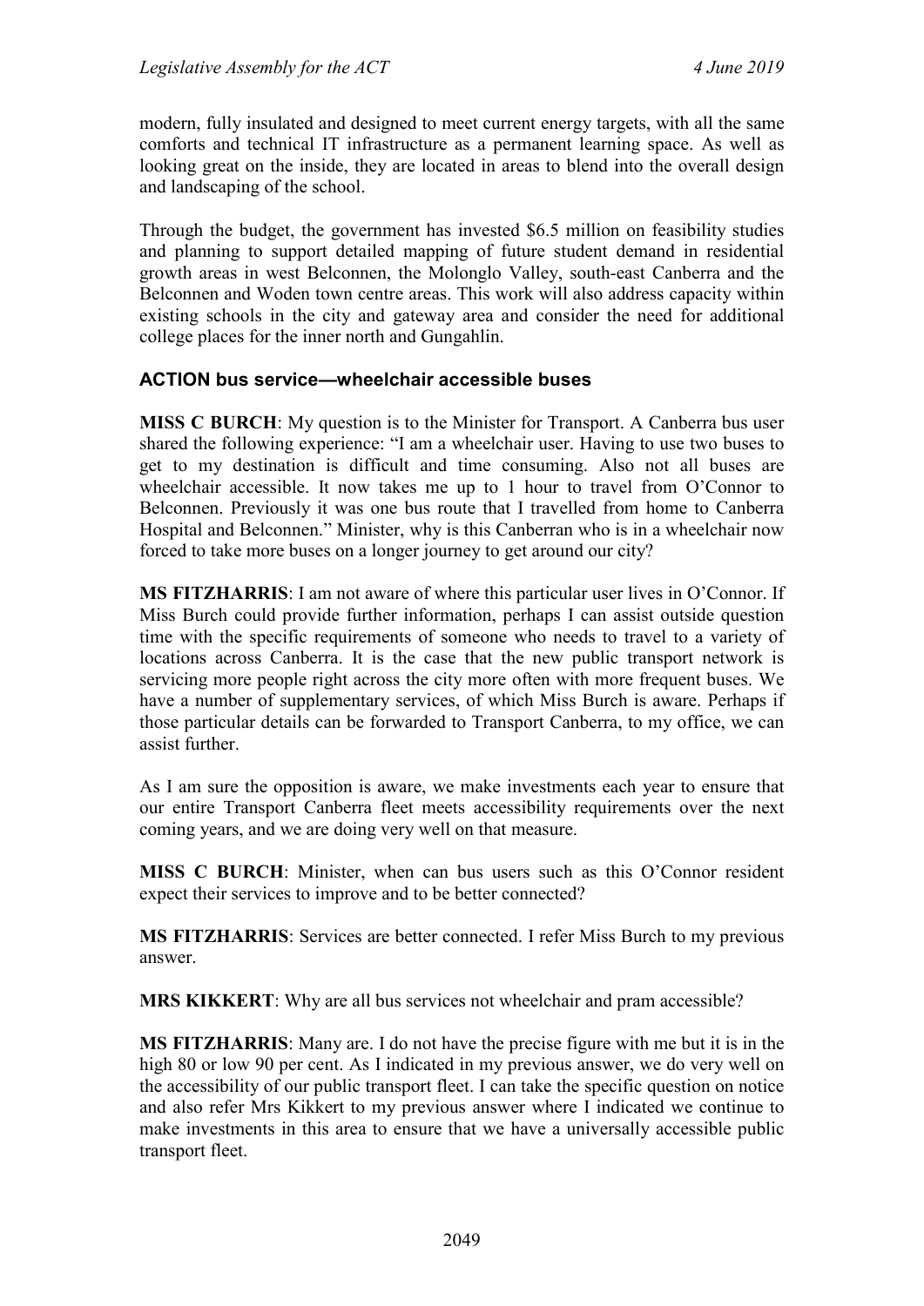modern, fully insulated and designed to meet current energy targets, with all the same comforts and technical IT infrastructure as a permanent learning space. As well as looking great on the inside, they are located in areas to blend into the overall design and landscaping of the school.

Through the budget, the government has invested $6.5 million on feasibility studies and planning to support detailed mapping of future student demand in residential growth areas in west Belconnen, the Molonglo Valley, south-east Canberra and the Belconnen and Woden town centre areas. This work will also address capacity within existing schools in the city and gateway area and consider the need for additional college places for the inner north and Gungahlin.

### ACTION bus service—wheelchair accessible buses

**MISS C BURCH**: My question is to the Minister for Transport. A Canberra bus user shared the following experience: "I am a wheelchair user. Having to use two buses to get to my destination is difficult and time consuming. Also not all buses are wheelchair accessible. It now takes me up to 1 hour to travel from O'Connor to Belconnen. Previously it was one bus route that I travelled from home to Canberra Hospital and Belconnen." Minister, why is this Canberran who is in a wheelchair now forced to take more buses on a longer journey to get around our city?

**MS FITZHARRIS**: I am not aware of where this particular user lives in O'Connor. If Miss Burch could provide further information, perhaps I can assist outside question time with the specific requirements of someone who needs to travel to a variety of locations across Canberra. It is the case that the new public transport network is servicing more people right across the city more often with more frequent buses. We have a number of supplementary services, of which Miss Burch is aware. Perhaps if those particular details can be forwarded to Transport Canberra, to my office, we can assist further.

As I am sure the opposition is aware, we make investments each year to ensure that our entire Transport Canberra fleet meets accessibility requirements over the next coming years, and we are doing very well on that measure.

**MISS C BURCH**: Minister, when can bus users such as this O'Connor resident expect their services to improve and to be better connected?

**MS FITZHARRIS**: Services are better connected. I refer Miss Burch to my previous answer.

**MRS KIKKERT**: Why are all bus services not wheelchair and pram accessible?

**MS FITZHARRIS**: Many are. I do not have the precise figure with me but it is in the high 80 or low 90 per cent. As I indicated in my previous answer, we do very well on the accessibility of our public transport fleet. I can take the specific question on notice and also refer Mrs Kikkert to my previous answer where I indicated we continue to make investments in this area to ensure that we have a universally accessible public transport fleet.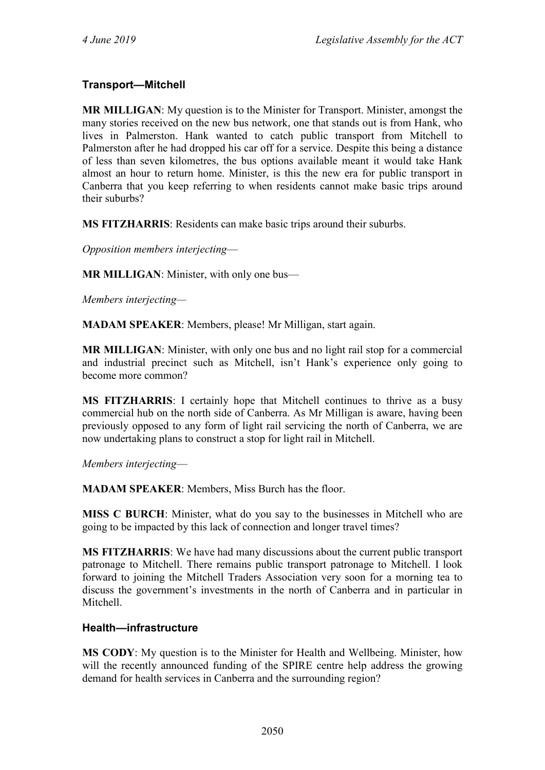### Transport—Mitchell

**MR MILLIGAN**: My question is to the Minister for Transport. Minister, amongst the many stories received on the new bus network, one that stands out is from Hank, who lives in Palmerston. Hank wanted to catch public transport from Mitchell to Palmerston after he had dropped his car off for a service. Despite this being a distance of less than seven kilometres, the bus options available meant it would take Hank almost an hour to return home. Minister, is this the new era for public transport in Canberra that you keep referring to when residents cannot make basic trips around their suburbs?

**MS FITZHARRIS**: Residents can make basic trips around their suburbs.

*Opposition members interjecting*—

**MR MILLIGAN**: Minister, with only one bus—

*Members interjecting*—

**MADAM SPEAKER**: Members, please! Mr Milligan, start again.

**MR MILLIGAN**: Minister, with only one bus and no light rail stop for a commercial and industrial precinct such as Mitchell, isn't Hank's experience only going to become more common?

**MS FITZHARRIS**: I certainly hope that Mitchell continues to thrive as a busy commercial hub on the north side of Canberra. As Mr Milligan is aware, having been previously opposed to any form of light rail servicing the north of Canberra, we are now undertaking plans to construct a stop for light rail in Mitchell.

*Members interjecting*—

**MADAM SPEAKER**: Members, Miss Burch has the floor.

**MISS C BURCH**: Minister, what do you say to the businesses in Mitchell who are going to be impacted by this lack of connection and longer travel times?

**MS FITZHARRIS**: We have had many discussions about the current public transport patronage to Mitchell. There remains public transport patronage to Mitchell. I look forward to joining the Mitchell Traders Association very soon for a morning tea to discuss the government's investments in the north of Canberra and in particular in Mitchell.

### Health—infrastructure

**MS CODY**: My question is to the Minister for Health and Wellbeing. Minister, how will the recently announced funding of the SPIRE centre help address the growing demand for health services in Canberra and the surrounding region?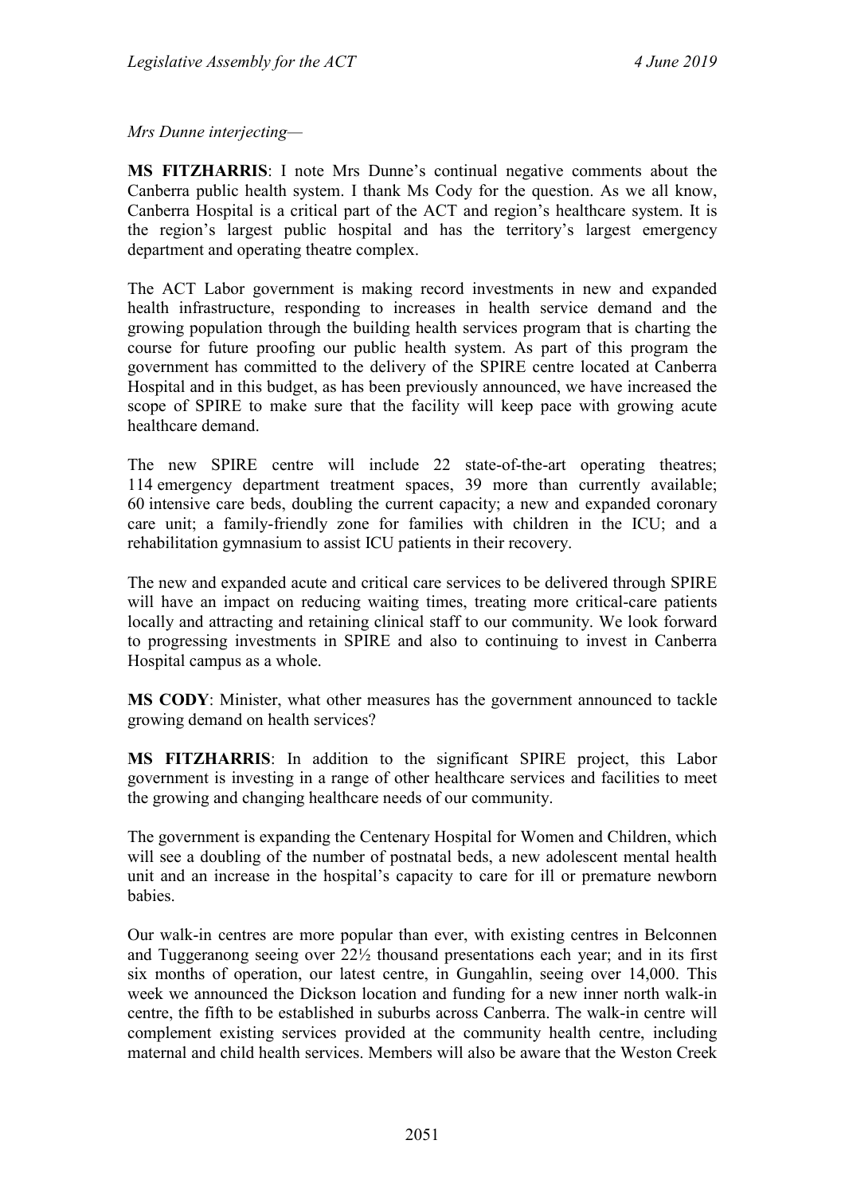*Mrs Dunne interjecting—*

**MS FITZHARRIS**: I note Mrs Dunne's continual negative comments about the Canberra public health system. I thank Ms Cody for the question. As we all know, Canberra Hospital is a critical part of the ACT and region's healthcare system. It is the region's largest public hospital and has the territory's largest emergency department and operating theatre complex.

The ACT Labor government is making record investments in new and expanded health infrastructure, responding to increases in health service demand and the growing population through the building health services program that is charting the course for future proofing our public health system. As part of this program the government has committed to the delivery of the SPIRE centre located at Canberra Hospital and in this budget, as has been previously announced, we have increased the scope of SPIRE to make sure that the facility will keep pace with growing acute healthcare demand.

The new SPIRE centre will include 22 state-of-the-art operating theatres; 114 emergency department treatment spaces, 39 more than currently available; 60 intensive care beds, doubling the current capacity; a new and expanded coronary care unit; a family-friendly zone for families with children in the ICU; and a rehabilitation gymnasium to assist ICU patients in their recovery.

The new and expanded acute and critical care services to be delivered through SPIRE will have an impact on reducing waiting times, treating more critical-care patients locally and attracting and retaining clinical staff to our community. We look forward to progressing investments in SPIRE and also to continuing to invest in Canberra Hospital campus as a whole.

**MS CODY**: Minister, what other measures has the government announced to tackle growing demand on health services?

**MS FITZHARRIS**: In addition to the significant SPIRE project, this Labor government is investing in a range of other healthcare services and facilities to meet the growing and changing healthcare needs of our community.

The government is expanding the Centenary Hospital for Women and Children, which will see a doubling of the number of postnatal beds, a new adolescent mental health unit and an increase in the hospital's capacity to care for ill or premature newborn babies.

Our walk-in centres are more popular than ever, with existing centres in Belconnen and Tuggeranong seeing over 22½ thousand presentations each year; and in its first six months of operation, our latest centre, in Gungahlin, seeing over 14,000. This week we announced the Dickson location and funding for a new inner north walk-in centre, the fifth to be established in suburbs across Canberra. The walk-in centre will complement existing services provided at the community health centre, including maternal and child health services. Members will also be aware that the Weston Creek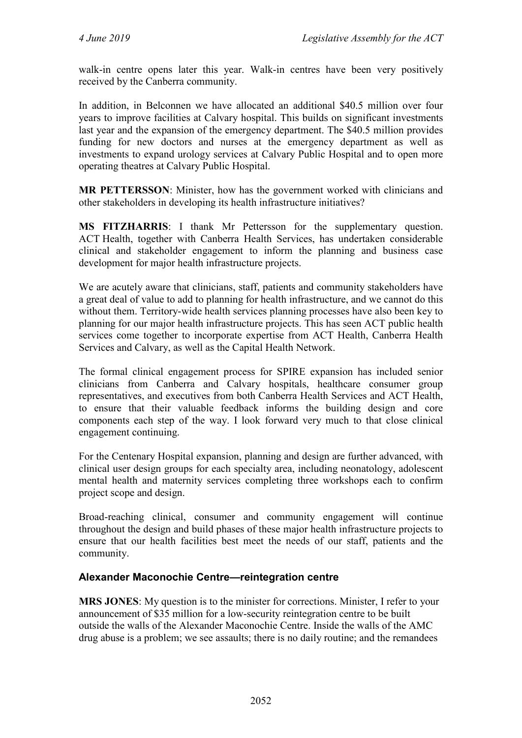walk-in centre opens later this year. Walk-in centres have been very positively received by the Canberra community.

In addition, in Belconnen we have allocated an additional $40.5 million over four years to improve facilities at Calvary hospital. This builds on significant investments last year and the expansion of the emergency department. The $40.5 million provides funding for new doctors and nurses at the emergency department as well as investments to expand urology services at Calvary Public Hospital and to open more operating theatres at Calvary Public Hospital.

**MR PETTERSSON**: Minister, how has the government worked with clinicians and other stakeholders in developing its health infrastructure initiatives?

**MS FITZHARRIS**: I thank Mr Pettersson for the supplementary question. ACT Health, together with Canberra Health Services, has undertaken considerable clinical and stakeholder engagement to inform the planning and business case development for major health infrastructure projects.

We are acutely aware that clinicians, staff, patients and community stakeholders have a great deal of value to add to planning for health infrastructure, and we cannot do this without them. Territory-wide health services planning processes have also been key to planning for our major health infrastructure projects. This has seen ACT public health services come together to incorporate expertise from ACT Health, Canberra Health Services and Calvary, as well as the Capital Health Network.

The formal clinical engagement process for SPIRE expansion has included senior clinicians from Canberra and Calvary hospitals, healthcare consumer group representatives, and executives from both Canberra Health Services and ACT Health, to ensure that their valuable feedback informs the building design and core components each step of the way. I look forward very much to that close clinical engagement continuing.

For the Centenary Hospital expansion, planning and design are further advanced, with clinical user design groups for each specialty area, including neonatology, adolescent mental health and maternity services completing three workshops each to confirm project scope and design.

Broad-reaching clinical, consumer and community engagement will continue throughout the design and build phases of these major health infrastructure projects to ensure that our health facilities best meet the needs of our staff, patients and the community.

### Alexander Maconochie Centre—reintegration centre

**MRS JONES**: My question is to the minister for corrections. Minister, I refer to your announcement of $35 million for a low-security reintegration centre to be built outside the walls of the Alexander Maconochie Centre. Inside the walls of the AMC drug abuse is a problem; we see assaults; there is no daily routine; and the remandees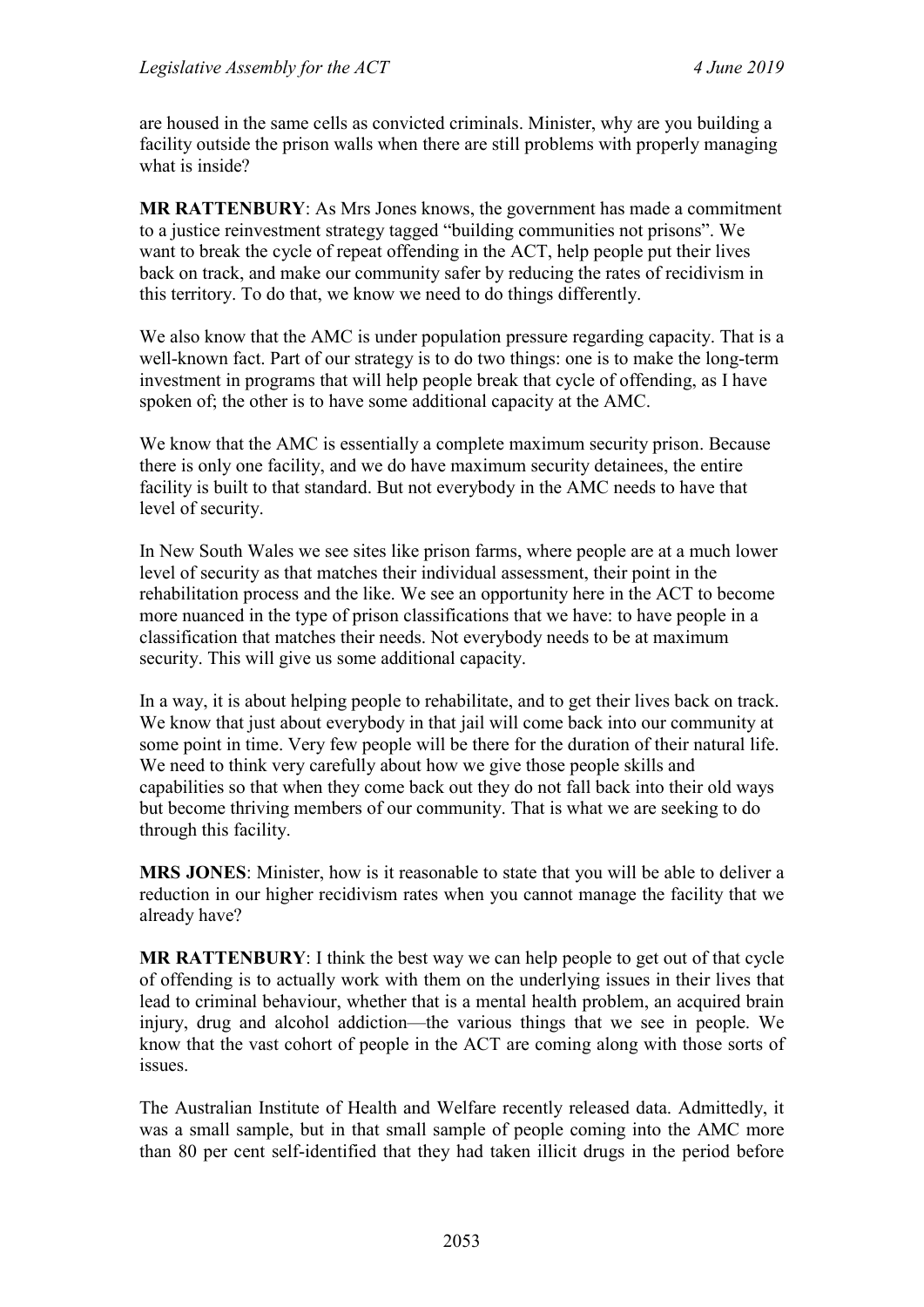are housed in the same cells as convicted criminals. Minister, why are you building a facility outside the prison walls when there are still problems with properly managing what is inside?

**MR RATTENBURY**: As Mrs Jones knows, the government has made a commitment to a justice reinvestment strategy tagged "building communities not prisons". We want to break the cycle of repeat offending in the ACT, help people put their lives back on track, and make our community safer by reducing the rates of recidivism in this territory. To do that, we know we need to do things differently.

We also know that the AMC is under population pressure regarding capacity. That is a well-known fact. Part of our strategy is to do two things: one is to make the long-term investment in programs that will help people break that cycle of offending, as I have spoken of; the other is to have some additional capacity at the AMC.

We know that the AMC is essentially a complete maximum security prison. Because there is only one facility, and we do have maximum security detainees, the entire facility is built to that standard. But not everybody in the AMC needs to have that level of security.

In New South Wales we see sites like prison farms, where people are at a much lower level of security as that matches their individual assessment, their point in the rehabilitation process and the like. We see an opportunity here in the ACT to become more nuanced in the type of prison classifications that we have: to have people in a classification that matches their needs. Not everybody needs to be at maximum security. This will give us some additional capacity.

In a way, it is about helping people to rehabilitate, and to get their lives back on track. We know that just about everybody in that jail will come back into our community at some point in time. Very few people will be there for the duration of their natural life. We need to think very carefully about how we give those people skills and capabilities so that when they come back out they do not fall back into their old ways but become thriving members of our community. That is what we are seeking to do through this facility.

**MRS JONES**: Minister, how is it reasonable to state that you will be able to deliver a reduction in our higher recidivism rates when you cannot manage the facility that we already have?

**MR RATTENBURY**: I think the best way we can help people to get out of that cycle of offending is to actually work with them on the underlying issues in their lives that lead to criminal behaviour, whether that is a mental health problem, an acquired brain injury, drug and alcohol addiction—the various things that we see in people. We know that the vast cohort of people in the ACT are coming along with those sorts of issues.

The Australian Institute of Health and Welfare recently released data. Admittedly, it was a small sample, but in that small sample of people coming into the AMC more than 80 per cent self-identified that they had taken illicit drugs in the period before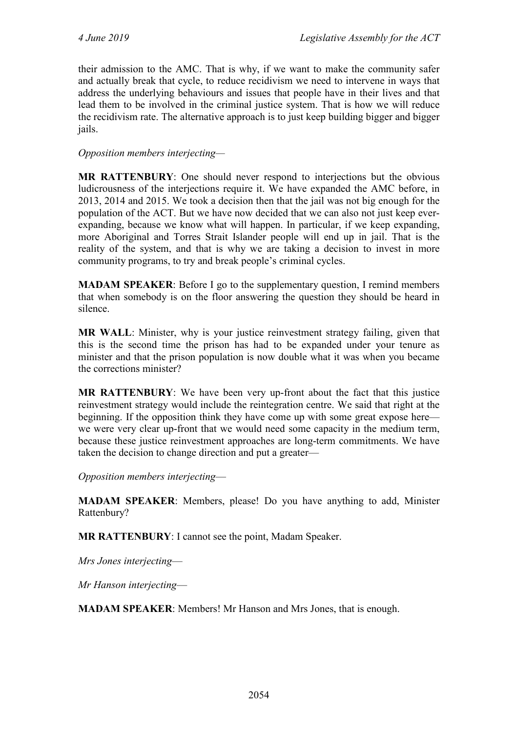their admission to the AMC. That is why, if we want to make the community safer and actually break that cycle, to reduce recidivism we need to intervene in ways that address the underlying behaviours and issues that people have in their lives and that lead them to be involved in the criminal justice system. That is how we will reduce the recidivism rate. The alternative approach is to just keep building bigger and bigger jails.

*Opposition members interjecting—*

**MR RATTENBURY**: One should never respond to interjections but the obvious ludicrousness of the interjections require it. We have expanded the AMC before, in 2013, 2014 and 2015. We took a decision then that the jail was not big enough for the population of the ACT. But we have now decided that we can also not just keep ever-expanding, because we know what will happen. In particular, if we keep expanding, more Aboriginal and Torres Strait Islander people will end up in jail. That is the reality of the system, and that is why we are taking a decision to invest in more community programs, to try and break people's criminal cycles.

**MADAM SPEAKER**: Before I go to the supplementary question, I remind members that when somebody is on the floor answering the question they should be heard in silence.

**MR WALL**: Minister, why is your justice reinvestment strategy failing, given that this is the second time the prison has had to be expanded under your tenure as minister and that the prison population is now double what it was when you became the corrections minister?

**MR RATTENBURY**: We have been very up-front about the fact that this justice reinvestment strategy would include the reintegration centre. We said that right at the beginning. If the opposition think they have come up with some great expose here—we were very clear up-front that we would need some capacity in the medium term, because these justice reinvestment approaches are long-term commitments. We have taken the decision to change direction and put a greater—

*Opposition members interjecting—*

**MADAM SPEAKER**: Members, please! Do you have anything to add, Minister Rattenbury?

**MR RATTENBURY**: I cannot see the point, Madam Speaker.

*Mrs Jones interjecting—*

*Mr Hanson interjecting—*

**MADAM SPEAKER**: Members! Mr Hanson and Mrs Jones, that is enough.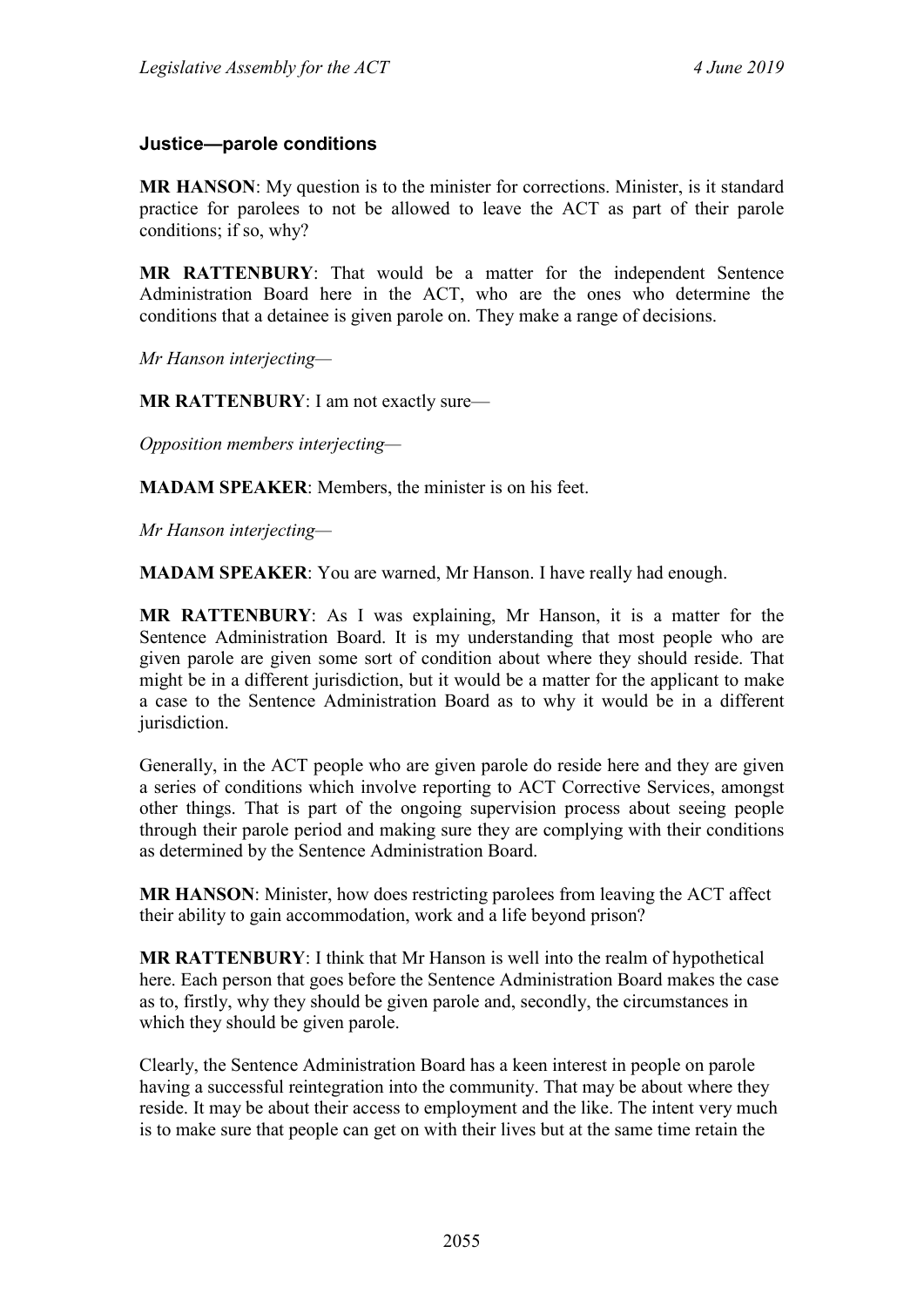### Justice—parole conditions

**MR HANSON**: My question is to the minister for corrections. Minister, is it standard practice for parolees to not be allowed to leave the ACT as part of their parole conditions; if so, why?

**MR RATTENBURY**: That would be a matter for the independent Sentence Administration Board here in the ACT, who are the ones who determine the conditions that a detainee is given parole on. They make a range of decisions.

*Mr Hanson interjecting—*

**MR RATTENBURY**: I am not exactly sure—

*Opposition members interjecting—*

**MADAM SPEAKER**: Members, the minister is on his feet.

*Mr Hanson interjecting—*

**MADAM SPEAKER**: You are warned, Mr Hanson. I have really had enough.

**MR RATTENBURY**: As I was explaining, Mr Hanson, it is a matter for the Sentence Administration Board. It is my understanding that most people who are given parole are given some sort of condition about where they should reside. That might be in a different jurisdiction, but it would be a matter for the applicant to make a case to the Sentence Administration Board as to why it would be in a different jurisdiction.

Generally, in the ACT people who are given parole do reside here and they are given a series of conditions which involve reporting to ACT Corrective Services, amongst other things. That is part of the ongoing supervision process about seeing people through their parole period and making sure they are complying with their conditions as determined by the Sentence Administration Board.

**MR HANSON**: Minister, how does restricting parolees from leaving the ACT affect their ability to gain accommodation, work and a life beyond prison?

**MR RATTENBURY**: I think that Mr Hanson is well into the realm of hypothetical here. Each person that goes before the Sentence Administration Board makes the case as to, firstly, why they should be given parole and, secondly, the circumstances in which they should be given parole.

Clearly, the Sentence Administration Board has a keen interest in people on parole having a successful reintegration into the community. That may be about where they reside. It may be about their access to employment and the like. The intent very much is to make sure that people can get on with their lives but at the same time retain the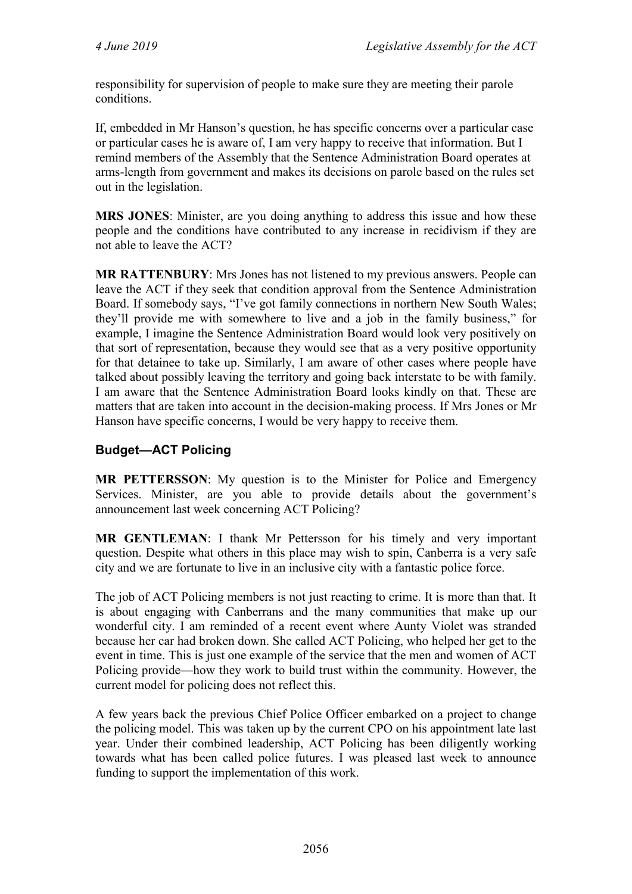responsibility for supervision of people to make sure they are meeting their parole conditions.

If, embedded in Mr Hanson's question, he has specific concerns over a particular case or particular cases he is aware of, I am very happy to receive that information. But I remind members of the Assembly that the Sentence Administration Board operates at arms-length from government and makes its decisions on parole based on the rules set out in the legislation.

**MRS JONES**: Minister, are you doing anything to address this issue and how these people and the conditions have contributed to any increase in recidivism if they are not able to leave the ACT?

**MR RATTENBURY**: Mrs Jones has not listened to my previous answers. People can leave the ACT if they seek that condition approval from the Sentence Administration Board. If somebody says, "I've got family connections in northern New South Wales; they'll provide me with somewhere to live and a job in the family business," for example, I imagine the Sentence Administration Board would look very positively on that sort of representation, because they would see that as a very positive opportunity for that detainee to take up. Similarly, I am aware of other cases where people have talked about possibly leaving the territory and going back interstate to be with family. I am aware that the Sentence Administration Board looks kindly on that. These are matters that are taken into account in the decision-making process. If Mrs Jones or Mr Hanson have specific concerns, I would be very happy to receive them.

## Budget—ACT Policing

**MR PETTERSSON**: My question is to the Minister for Police and Emergency Services. Minister, are you able to provide details about the government's announcement last week concerning ACT Policing?

**MR GENTLEMAN**: I thank Mr Pettersson for his timely and very important question. Despite what others in this place may wish to spin, Canberra is a very safe city and we are fortunate to live in an inclusive city with a fantastic police force.

The job of ACT Policing members is not just reacting to crime. It is more than that. It is about engaging with Canberrans and the many communities that make up our wonderful city. I am reminded of a recent event where Aunty Violet was stranded because her car had broken down. She called ACT Policing, who helped her get to the event in time. This is just one example of the service that the men and women of ACT Policing provide—how they work to build trust within the community. However, the current model for policing does not reflect this.

A few years back the previous Chief Police Officer embarked on a project to change the policing model. This was taken up by the current CPO on his appointment late last year. Under their combined leadership, ACT Policing has been diligently working towards what has been called police futures. I was pleased last week to announce funding to support the implementation of this work.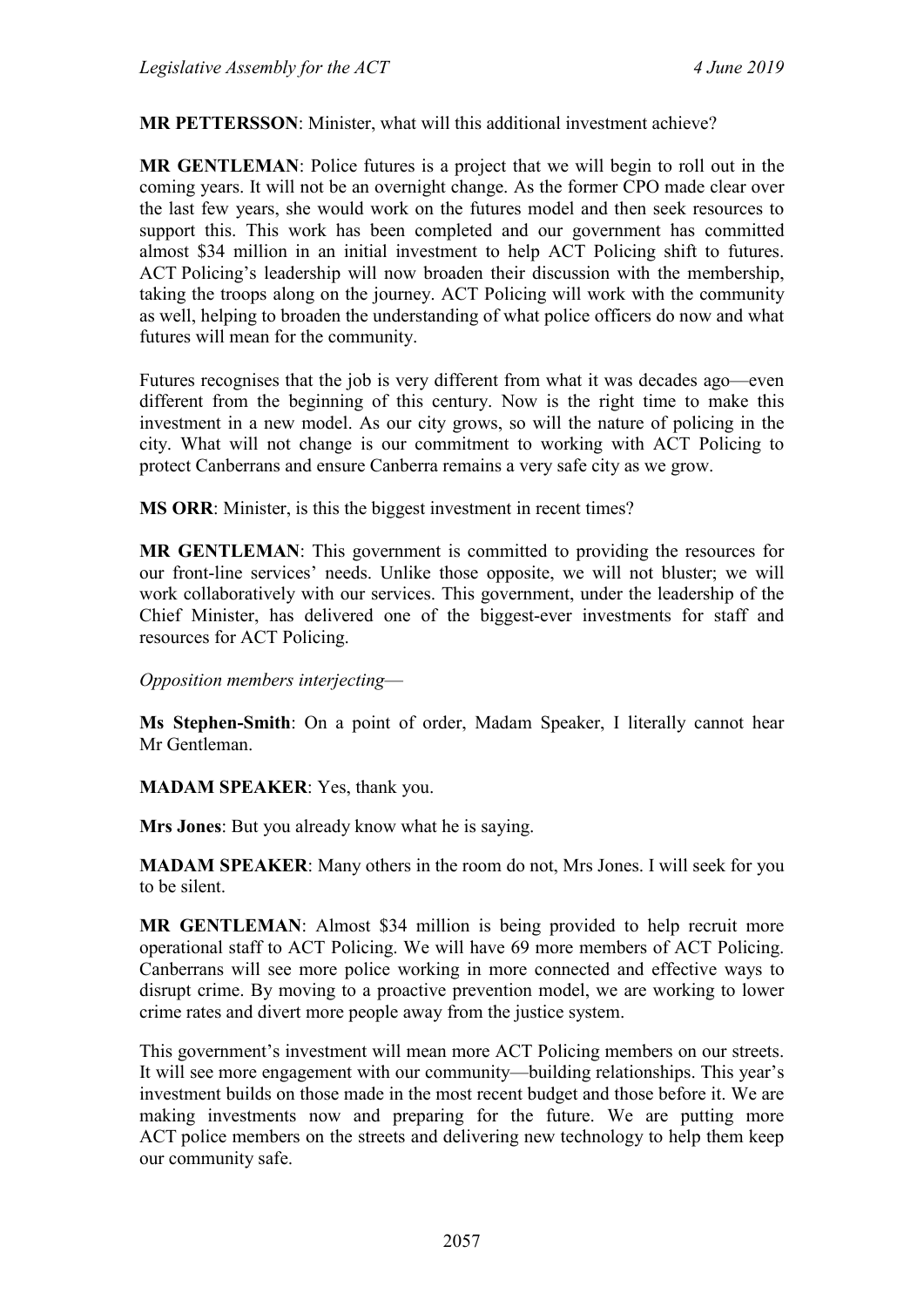**MR PETTERSSON**: Minister, what will this additional investment achieve?

**MR GENTLEMAN**: Police futures is a project that we will begin to roll out in the coming years. It will not be an overnight change. As the former CPO made clear over the last few years, she would work on the futures model and then seek resources to support this. This work has been completed and our government has committed almost $34 million in an initial investment to help ACT Policing shift to futures. ACT Policing's leadership will now broaden their discussion with the membership, taking the troops along on the journey. ACT Policing will work with the community as well, helping to broaden the understanding of what police officers do now and what futures will mean for the community.

Futures recognises that the job is very different from what it was decades ago—even different from the beginning of this century. Now is the right time to make this investment in a new model. As our city grows, so will the nature of policing in the city. What will not change is our commitment to working with ACT Policing to protect Canberrans and ensure Canberra remains a very safe city as we grow.

**MS ORR**: Minister, is this the biggest investment in recent times?

**MR GENTLEMAN**: This government is committed to providing the resources for our front-line services' needs. Unlike those opposite, we will not bluster; we will work collaboratively with our services. This government, under the leadership of the Chief Minister, has delivered one of the biggest-ever investments for staff and resources for ACT Policing.

*Opposition members interjecting*—

**Ms Stephen-Smith**: On a point of order, Madam Speaker, I literally cannot hear Mr Gentleman.

**MADAM SPEAKER**: Yes, thank you.

**Mrs Jones**: But you already know what he is saying.

**MADAM SPEAKER**: Many others in the room do not, Mrs Jones. I will seek for you to be silent.

**MR GENTLEMAN**: Almost $34 million is being provided to help recruit more operational staff to ACT Policing. We will have 69 more members of ACT Policing. Canberrans will see more police working in more connected and effective ways to disrupt crime. By moving to a proactive prevention model, we are working to lower crime rates and divert more people away from the justice system.

This government's investment will mean more ACT Policing members on our streets. It will see more engagement with our community—building relationships. This year's investment builds on those made in the most recent budget and those before it. We are making investments now and preparing for the future. We are putting more ACT police members on the streets and delivering new technology to help them keep our community safe.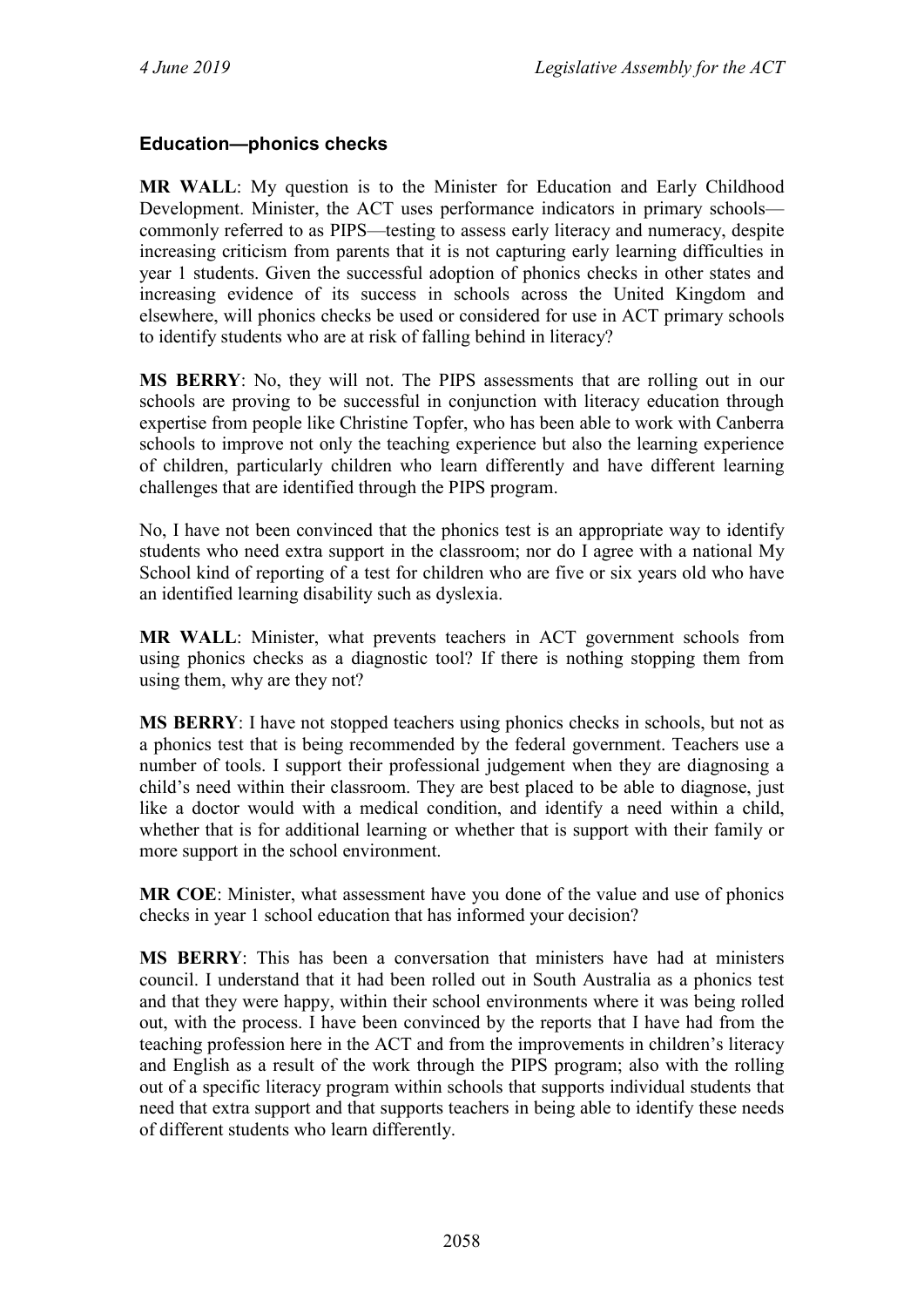### Education—phonics checks

**MR WALL**: My question is to the Minister for Education and Early Childhood Development. Minister, the ACT uses performance indicators in primary schools—commonly referred to as PIPS—testing to assess early literacy and numeracy, despite increasing criticism from parents that it is not capturing early learning difficulties in year 1 students. Given the successful adoption of phonics checks in other states and increasing evidence of its success in schools across the United Kingdom and elsewhere, will phonics checks be used or considered for use in ACT primary schools to identify students who are at risk of falling behind in literacy?

**MS BERRY**: No, they will not. The PIPS assessments that are rolling out in our schools are proving to be successful in conjunction with literacy education through expertise from people like Christine Topfer, who has been able to work with Canberra schools to improve not only the teaching experience but also the learning experience of children, particularly children who learn differently and have different learning challenges that are identified through the PIPS program.

No, I have not been convinced that the phonics test is an appropriate way to identify students who need extra support in the classroom; nor do I agree with a national My School kind of reporting of a test for children who are five or six years old who have an identified learning disability such as dyslexia.

**MR WALL**: Minister, what prevents teachers in ACT government schools from using phonics checks as a diagnostic tool? If there is nothing stopping them from using them, why are they not?

**MS BERRY**: I have not stopped teachers using phonics checks in schools, but not as a phonics test that is being recommended by the federal government. Teachers use a number of tools. I support their professional judgement when they are diagnosing a child's need within their classroom. They are best placed to be able to diagnose, just like a doctor would with a medical condition, and identify a need within a child, whether that is for additional learning or whether that is support with their family or more support in the school environment.

**MR COE**: Minister, what assessment have you done of the value and use of phonics checks in year 1 school education that has informed your decision?

**MS BERRY**: This has been a conversation that ministers have had at ministers council. I understand that it had been rolled out in South Australia as a phonics test and that they were happy, within their school environments where it was being rolled out, with the process. I have been convinced by the reports that I have had from the teaching profession here in the ACT and from the improvements in children's literacy and English as a result of the work through the PIPS program; also with the rolling out of a specific literacy program within schools that supports individual students that need that extra support and that supports teachers in being able to identify these needs of different students who learn differently.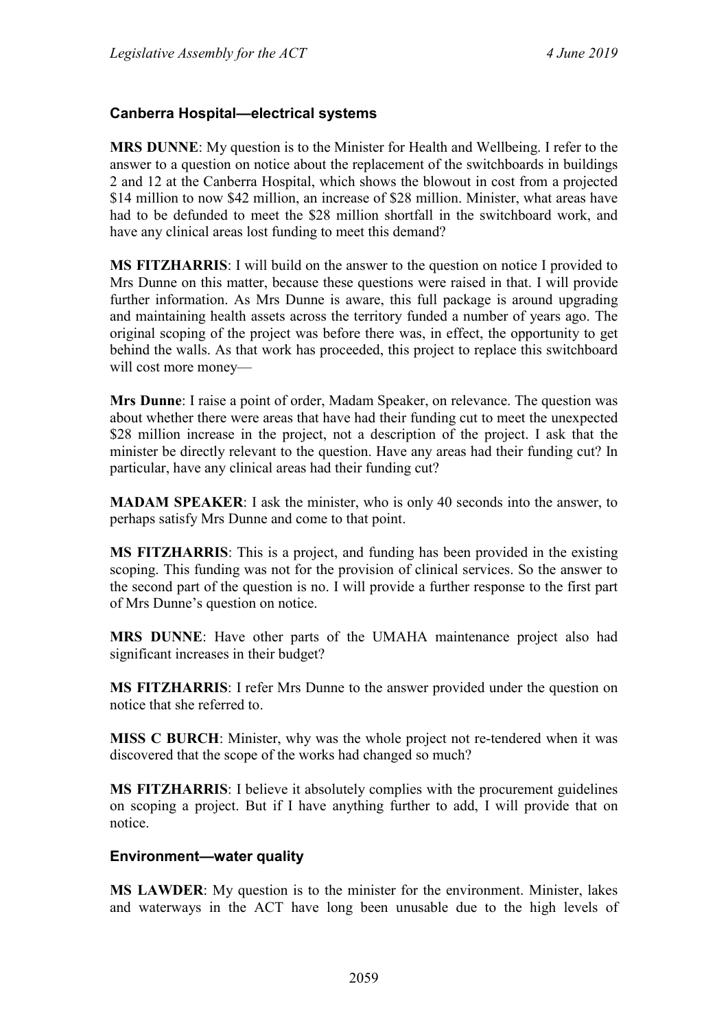### Canberra Hospital—electrical systems

**MRS DUNNE**: My question is to the Minister for Health and Wellbeing. I refer to the answer to a question on notice about the replacement of the switchboards in buildings 2 and 12 at the Canberra Hospital, which shows the blowout in cost from a projected \$14 million to now \$42 million, an increase of \$28 million. Minister, what areas have had to be defunded to meet the \$28 million shortfall in the switchboard work, and have any clinical areas lost funding to meet this demand?

**MS FITZHARRIS**: I will build on the answer to the question on notice I provided to Mrs Dunne on this matter, because these questions were raised in that. I will provide further information. As Mrs Dunne is aware, this full package is around upgrading and maintaining health assets across the territory funded a number of years ago. The original scoping of the project was before there was, in effect, the opportunity to get behind the walls. As that work has proceeded, this project to replace this switchboard will cost more money—

**Mrs Dunne**: I raise a point of order, Madam Speaker, on relevance. The question was about whether there were areas that have had their funding cut to meet the unexpected \$28 million increase in the project, not a description of the project. I ask that the minister be directly relevant to the question. Have any areas had their funding cut? In particular, have any clinical areas had their funding cut?

**MADAM SPEAKER**: I ask the minister, who is only 40 seconds into the answer, to perhaps satisfy Mrs Dunne and come to that point.

**MS FITZHARRIS**: This is a project, and funding has been provided in the existing scoping. This funding was not for the provision of clinical services. So the answer to the second part of the question is no. I will provide a further response to the first part of Mrs Dunne's question on notice.

**MRS DUNNE**: Have other parts of the UMAHA maintenance project also had significant increases in their budget?

**MS FITZHARRIS**: I refer Mrs Dunne to the answer provided under the question on notice that she referred to.

**MISS C BURCH**: Minister, why was the whole project not re-tendered when it was discovered that the scope of the works had changed so much?

**MS FITZHARRIS**: I believe it absolutely complies with the procurement guidelines on scoping a project. But if I have anything further to add, I will provide that on notice.

### Environment—water quality

**MS LAWDER**: My question is to the minister for the environment. Minister, lakes and waterways in the ACT have long been unusable due to the high levels of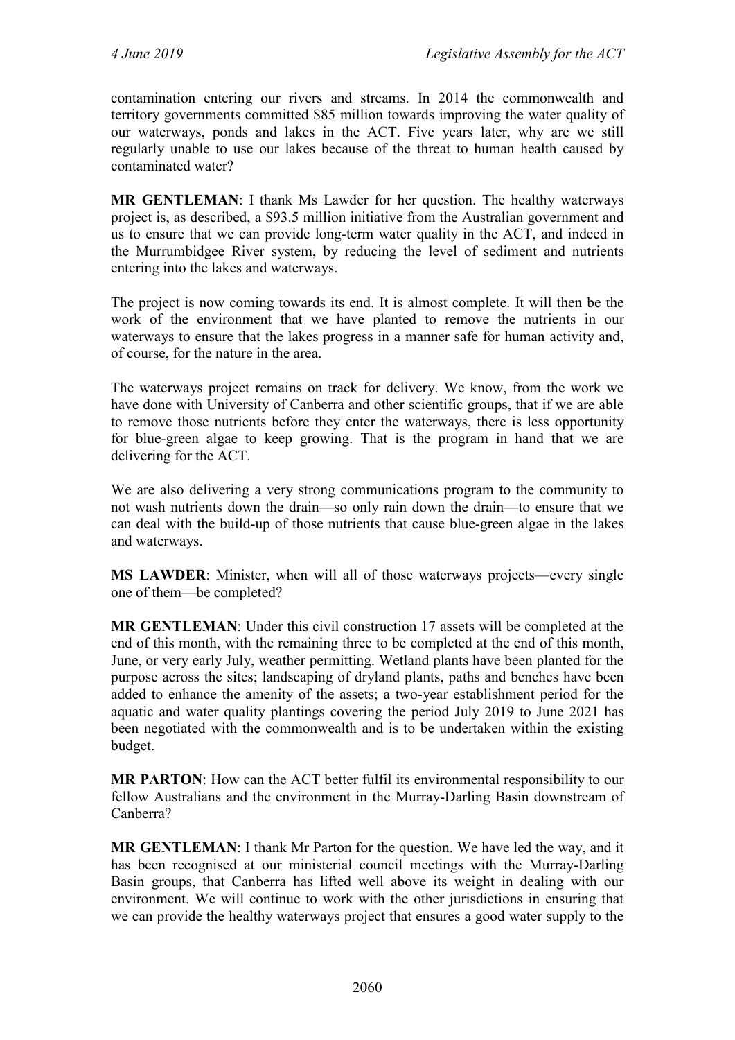contamination entering our rivers and streams. In 2014 the commonwealth and territory governments committed $85 million towards improving the water quality of our waterways, ponds and lakes in the ACT. Five years later, why are we still regularly unable to use our lakes because of the threat to human health caused by contaminated water?

**MR GENTLEMAN**: I thank Ms Lawder for her question. The healthy waterways project is, as described, a $93.5 million initiative from the Australian government and us to ensure that we can provide long-term water quality in the ACT, and indeed in the Murrumbidgee River system, by reducing the level of sediment and nutrients entering into the lakes and waterways.

The project is now coming towards its end. It is almost complete. It will then be the work of the environment that we have planted to remove the nutrients in our waterways to ensure that the lakes progress in a manner safe for human activity and, of course, for the nature in the area.

The waterways project remains on track for delivery. We know, from the work we have done with University of Canberra and other scientific groups, that if we are able to remove those nutrients before they enter the waterways, there is less opportunity for blue-green algae to keep growing. That is the program in hand that we are delivering for the ACT.

We are also delivering a very strong communications program to the community to not wash nutrients down the drain—so only rain down the drain—to ensure that we can deal with the build-up of those nutrients that cause blue-green algae in the lakes and waterways.

**MS LAWDER**: Minister, when will all of those waterways projects—every single one of them—be completed?

**MR GENTLEMAN**: Under this civil construction 17 assets will be completed at the end of this month, with the remaining three to be completed at the end of this month, June, or very early July, weather permitting. Wetland plants have been planted for the purpose across the sites; landscaping of dryland plants, paths and benches have been added to enhance the amenity of the assets; a two-year establishment period for the aquatic and water quality plantings covering the period July 2019 to June 2021 has been negotiated with the commonwealth and is to be undertaken within the existing budget.

**MR PARTON**: How can the ACT better fulfil its environmental responsibility to our fellow Australians and the environment in the Murray-Darling Basin downstream of Canberra?

**MR GENTLEMAN**: I thank Mr Parton for the question. We have led the way, and it has been recognised at our ministerial council meetings with the Murray-Darling Basin groups, that Canberra has lifted well above its weight in dealing with our environment. We will continue to work with the other jurisdictions in ensuring that we can provide the healthy waterways project that ensures a good water supply to the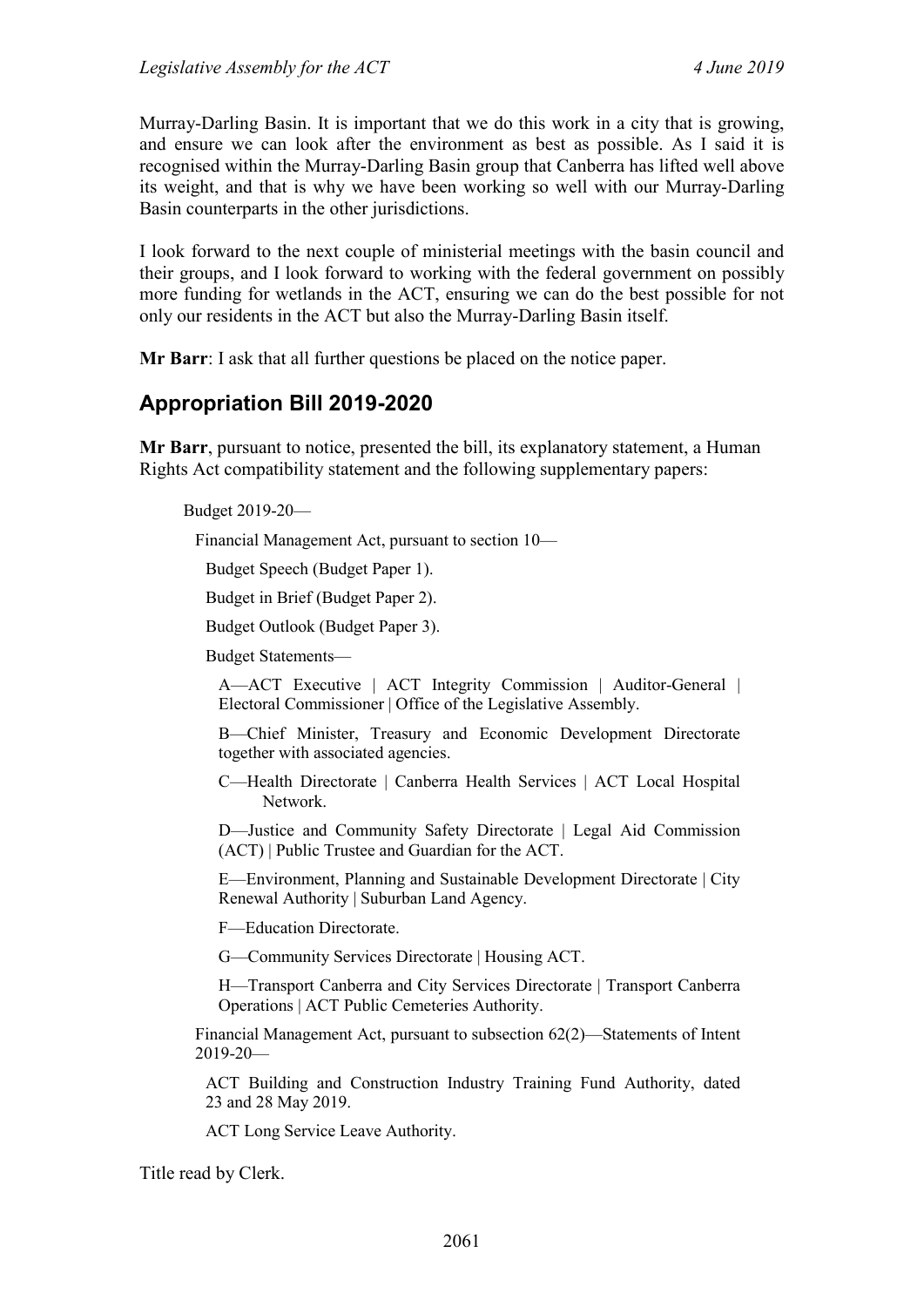Murray-Darling Basin. It is important that we do this work in a city that is growing, and ensure we can look after the environment as best as possible. As I said it is recognised within the Murray-Darling Basin group that Canberra has lifted well above its weight, and that is why we have been working so well with our Murray-Darling Basin counterparts in the other jurisdictions.

I look forward to the next couple of ministerial meetings with the basin council and their groups, and I look forward to working with the federal government on possibly more funding for wetlands in the ACT, ensuring we can do the best possible for not only our residents in the ACT but also the Murray-Darling Basin itself.

**Mr Barr**: I ask that all further questions be placed on the notice paper.

## Appropriation Bill 2019-2020

**Mr Barr**, pursuant to notice, presented the bill, its explanatory statement, a Human Rights Act compatibility statement and the following supplementary papers:

Budget 2019-20—

Financial Management Act, pursuant to section 10—

Budget Speech (Budget Paper 1).

Budget in Brief (Budget Paper 2).

Budget Outlook (Budget Paper 3).

Budget Statements—

A—ACT Executive | ACT Integrity Commission | Auditor-General | Electoral Commissioner | Office of the Legislative Assembly.

B—Chief Minister, Treasury and Economic Development Directorate together with associated agencies.

C—Health Directorate | Canberra Health Services | ACT Local Hospital Network.

D—Justice and Community Safety Directorate | Legal Aid Commission (ACT) | Public Trustee and Guardian for the ACT.

E—Environment, Planning and Sustainable Development Directorate | City Renewal Authority | Suburban Land Agency.

F—Education Directorate.

G—Community Services Directorate | Housing ACT.

H—Transport Canberra and City Services Directorate | Transport Canberra Operations | ACT Public Cemeteries Authority.

Financial Management Act, pursuant to subsection 62(2)—Statements of Intent 2019-20—

ACT Building and Construction Industry Training Fund Authority, dated 23 and 28 May 2019.

ACT Long Service Leave Authority.

Title read by Clerk.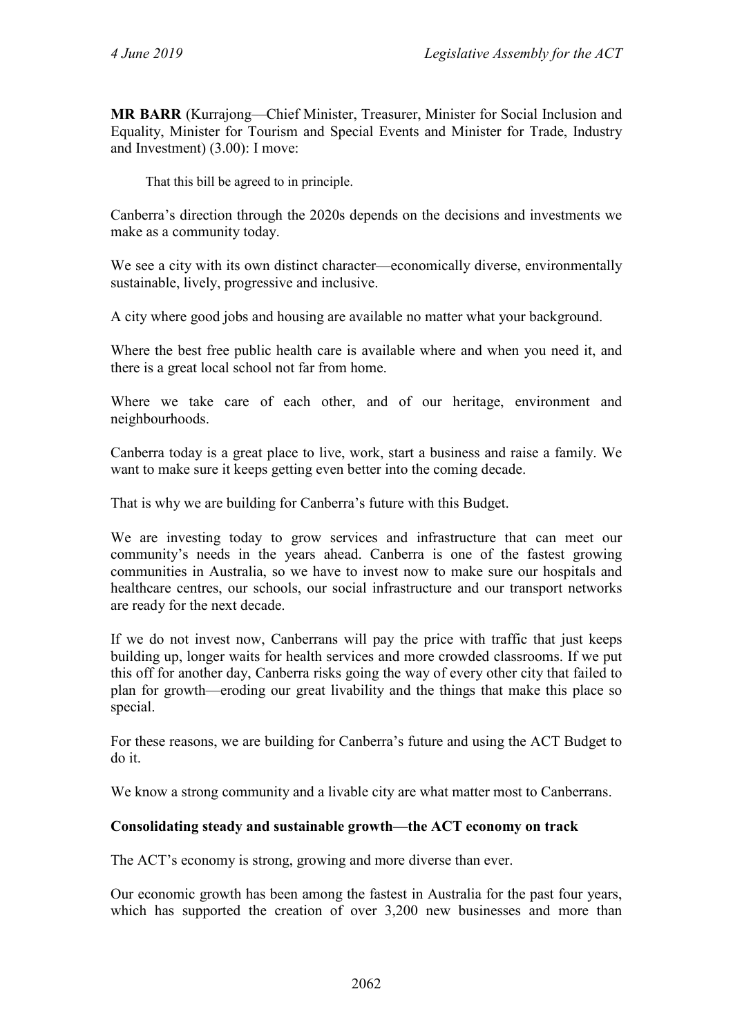**MR BARR** (Kurrajong—Chief Minister, Treasurer, Minister for Social Inclusion and Equality, Minister for Tourism and Special Events and Minister for Trade, Industry and Investment) (3.00): I move:

> That this bill be agreed to in principle.

Canberra's direction through the 2020s depends on the decisions and investments we make as a community today.

We see a city with its own distinct character—economically diverse, environmentally sustainable, lively, progressive and inclusive.

A city where good jobs and housing are available no matter what your background.

Where the best free public health care is available where and when you need it, and there is a great local school not far from home.

Where we take care of each other, and of our heritage, environment and neighbourhoods.

Canberra today is a great place to live, work, start a business and raise a family. We want to make sure it keeps getting even better into the coming decade.

That is why we are building for Canberra's future with this Budget.

We are investing today to grow services and infrastructure that can meet our community's needs in the years ahead. Canberra is one of the fastest growing communities in Australia, so we have to invest now to make sure our hospitals and healthcare centres, our schools, our social infrastructure and our transport networks are ready for the next decade.

If we do not invest now, Canberrans will pay the price with traffic that just keeps building up, longer waits for health services and more crowded classrooms. If we put this off for another day, Canberra risks going the way of every other city that failed to plan for growth—eroding our great livability and the things that make this place so special.

For these reasons, we are building for Canberra's future and using the ACT Budget to do it.

We know a strong community and a livable city are what matter most to Canberrans.

**Consolidating steady and sustainable growth—the ACT economy on track**

The ACT's economy is strong, growing and more diverse than ever.

Our economic growth has been among the fastest in Australia for the past four years, which has supported the creation of over 3,200 new businesses and more than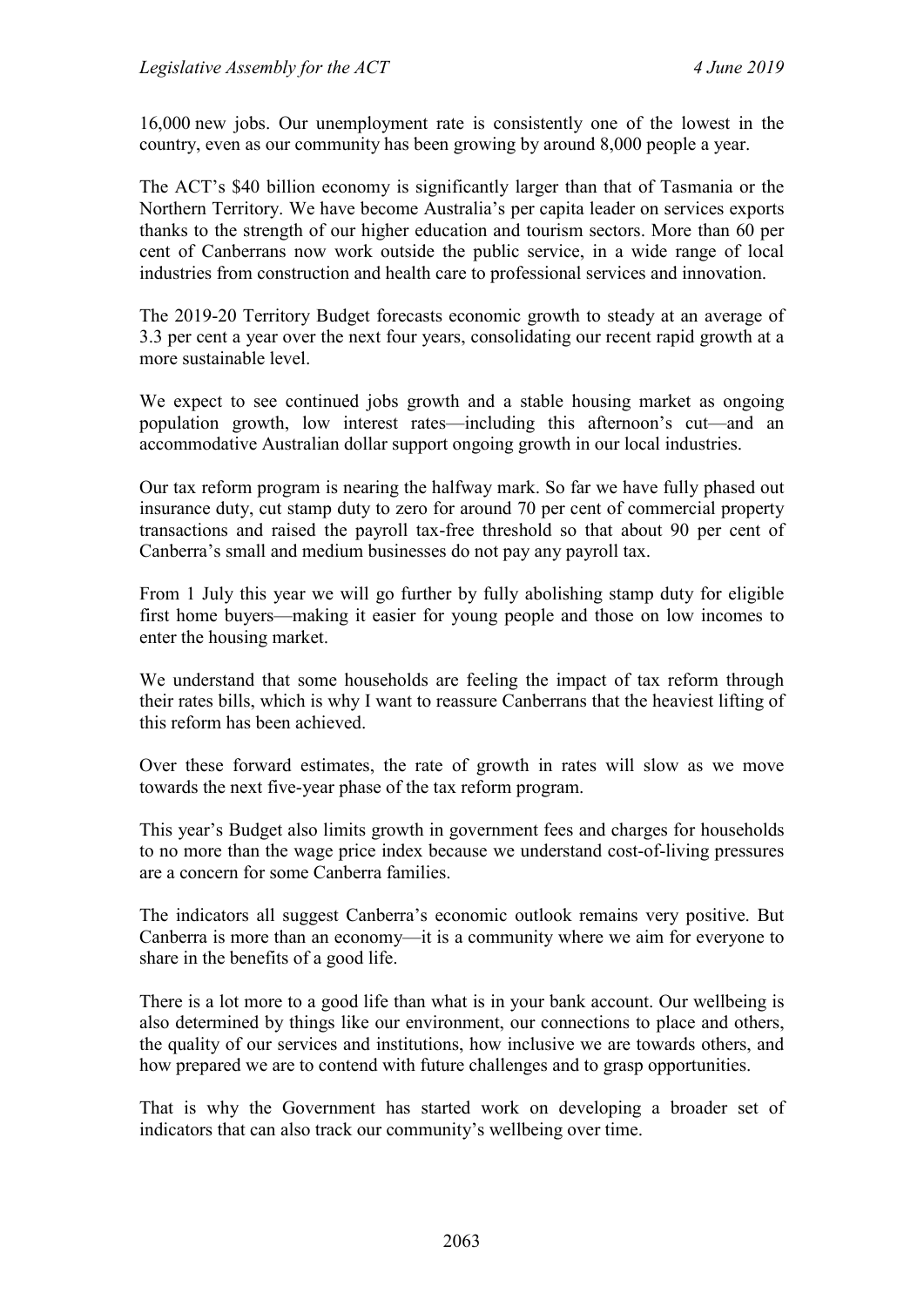16,000 new jobs. Our unemployment rate is consistently one of the lowest in the country, even as our community has been growing by around 8,000 people a year.

The ACT's $40 billion economy is significantly larger than that of Tasmania or the Northern Territory. We have become Australia's per capita leader on services exports thanks to the strength of our higher education and tourism sectors. More than 60 per cent of Canberrans now work outside the public service, in a wide range of local industries from construction and health care to professional services and innovation.

The 2019-20 Territory Budget forecasts economic growth to steady at an average of 3.3 per cent a year over the next four years, consolidating our recent rapid growth at a more sustainable level.

We expect to see continued jobs growth and a stable housing market as ongoing population growth, low interest rates—including this afternoon's cut—and an accommodative Australian dollar support ongoing growth in our local industries.

Our tax reform program is nearing the halfway mark. So far we have fully phased out insurance duty, cut stamp duty to zero for around 70 per cent of commercial property transactions and raised the payroll tax-free threshold so that about 90 per cent of Canberra's small and medium businesses do not pay any payroll tax.

From 1 July this year we will go further by fully abolishing stamp duty for eligible first home buyers—making it easier for young people and those on low incomes to enter the housing market.

We understand that some households are feeling the impact of tax reform through their rates bills, which is why I want to reassure Canberrans that the heaviest lifting of this reform has been achieved.

Over these forward estimates, the rate of growth in rates will slow as we move towards the next five-year phase of the tax reform program.

This year's Budget also limits growth in government fees and charges for households to no more than the wage price index because we understand cost-of-living pressures are a concern for some Canberra families.

The indicators all suggest Canberra's economic outlook remains very positive. But Canberra is more than an economy—it is a community where we aim for everyone to share in the benefits of a good life.

There is a lot more to a good life than what is in your bank account. Our wellbeing is also determined by things like our environment, our connections to place and others, the quality of our services and institutions, how inclusive we are towards others, and how prepared we are to contend with future challenges and to grasp opportunities.

That is why the Government has started work on developing a broader set of indicators that can also track our community's wellbeing over time.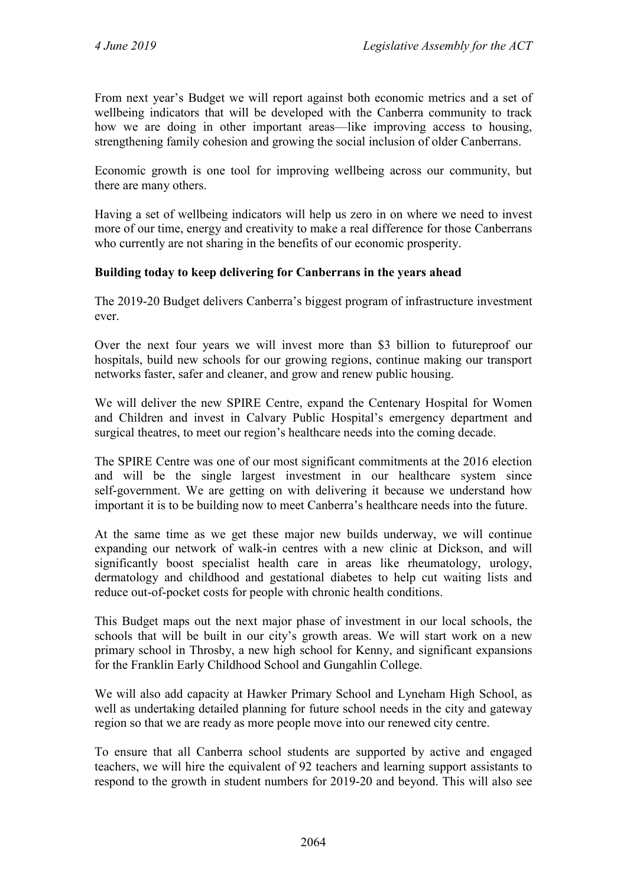From next year's Budget we will report against both economic metrics and a set of wellbeing indicators that will be developed with the Canberra community to track how we are doing in other important areas—like improving access to housing, strengthening family cohesion and growing the social inclusion of older Canberrans.

Economic growth is one tool for improving wellbeing across our community, but there are many others.

Having a set of wellbeing indicators will help us zero in on where we need to invest more of our time, energy and creativity to make a real difference for those Canberrans who currently are not sharing in the benefits of our economic prosperity.

**Building today to keep delivering for Canberrans in the years ahead**

The 2019-20 Budget delivers Canberra's biggest program of infrastructure investment ever.

Over the next four years we will invest more than $3 billion to futureproof our hospitals, build new schools for our growing regions, continue making our transport networks faster, safer and cleaner, and grow and renew public housing.

We will deliver the new SPIRE Centre, expand the Centenary Hospital for Women and Children and invest in Calvary Public Hospital's emergency department and surgical theatres, to meet our region's healthcare needs into the coming decade.

The SPIRE Centre was one of our most significant commitments at the 2016 election and will be the single largest investment in our healthcare system since self-government. We are getting on with delivering it because we understand how important it is to be building now to meet Canberra's healthcare needs into the future.

At the same time as we get these major new builds underway, we will continue expanding our network of walk-in centres with a new clinic at Dickson, and will significantly boost specialist health care in areas like rheumatology, urology, dermatology and childhood and gestational diabetes to help cut waiting lists and reduce out-of-pocket costs for people with chronic health conditions.

This Budget maps out the next major phase of investment in our local schools, the schools that will be built in our city's growth areas. We will start work on a new primary school in Throsby, a new high school for Kenny, and significant expansions for the Franklin Early Childhood School and Gungahlin College.

We will also add capacity at Hawker Primary School and Lyneham High School, as well as undertaking detailed planning for future school needs in the city and gateway region so that we are ready as more people move into our renewed city centre.

To ensure that all Canberra school students are supported by active and engaged teachers, we will hire the equivalent of 92 teachers and learning support assistants to respond to the growth in student numbers for 2019-20 and beyond. This will also see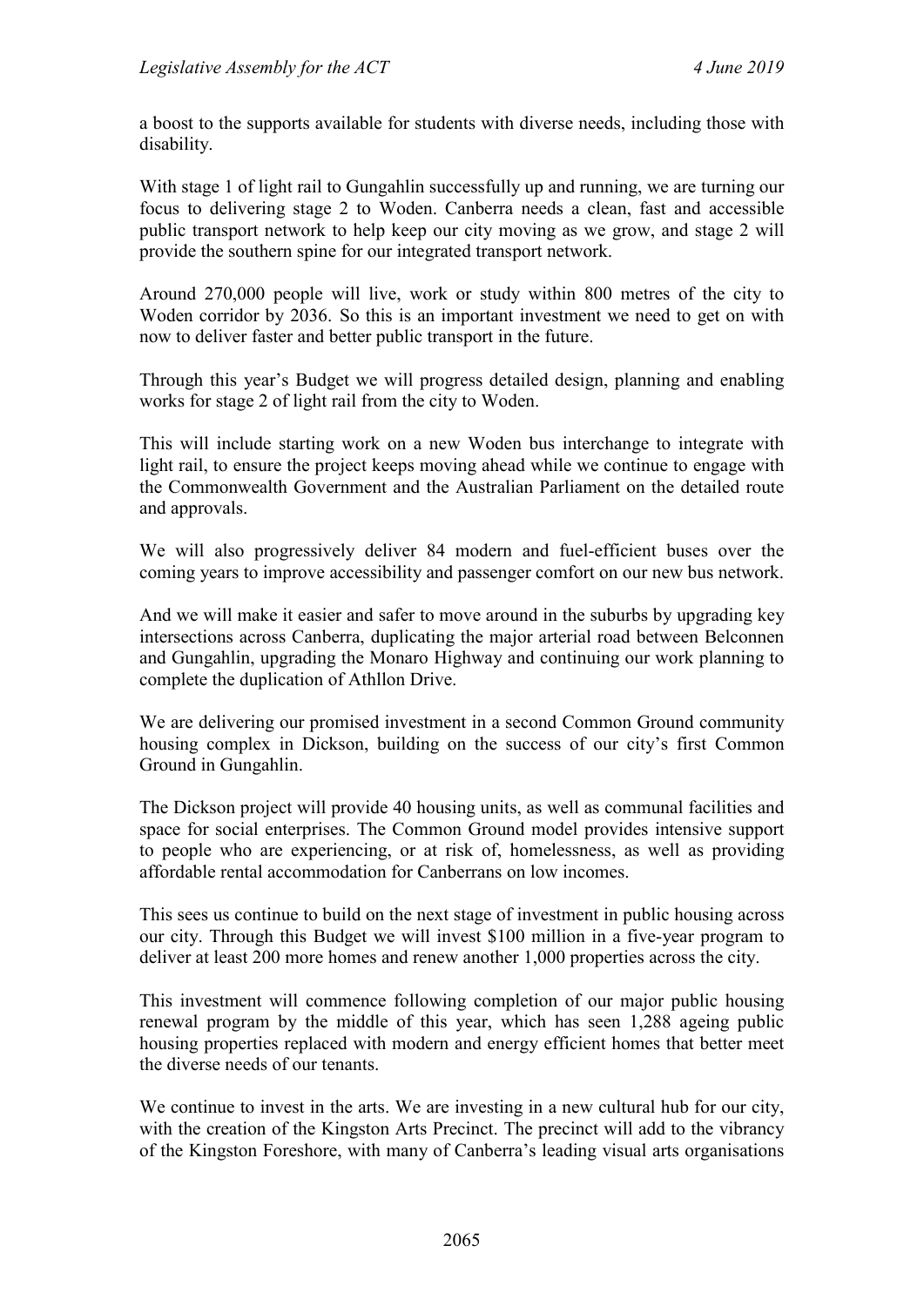a boost to the supports available for students with diverse needs, including those with disability.

With stage 1 of light rail to Gungahlin successfully up and running, we are turning our focus to delivering stage 2 to Woden. Canberra needs a clean, fast and accessible public transport network to help keep our city moving as we grow, and stage 2 will provide the southern spine for our integrated transport network.

Around 270,000 people will live, work or study within 800 metres of the city to Woden corridor by 2036. So this is an important investment we need to get on with now to deliver faster and better public transport in the future.

Through this year's Budget we will progress detailed design, planning and enabling works for stage 2 of light rail from the city to Woden.

This will include starting work on a new Woden bus interchange to integrate with light rail, to ensure the project keeps moving ahead while we continue to engage with the Commonwealth Government and the Australian Parliament on the detailed route and approvals.

We will also progressively deliver 84 modern and fuel-efficient buses over the coming years to improve accessibility and passenger comfort on our new bus network.

And we will make it easier and safer to move around in the suburbs by upgrading key intersections across Canberra, duplicating the major arterial road between Belconnen and Gungahlin, upgrading the Monaro Highway and continuing our work planning to complete the duplication of Athllon Drive.

We are delivering our promised investment in a second Common Ground community housing complex in Dickson, building on the success of our city's first Common Ground in Gungahlin.

The Dickson project will provide 40 housing units, as well as communal facilities and space for social enterprises. The Common Ground model provides intensive support to people who are experiencing, or at risk of, homelessness, as well as providing affordable rental accommodation for Canberrans on low incomes.

This sees us continue to build on the next stage of investment in public housing across our city. Through this Budget we will invest $100 million in a five-year program to deliver at least 200 more homes and renew another 1,000 properties across the city.

This investment will commence following completion of our major public housing renewal program by the middle of this year, which has seen 1,288 ageing public housing properties replaced with modern and energy efficient homes that better meet the diverse needs of our tenants.

We continue to invest in the arts. We are investing in a new cultural hub for our city, with the creation of the Kingston Arts Precinct. The precinct will add to the vibrancy of the Kingston Foreshore, with many of Canberra's leading visual arts organisations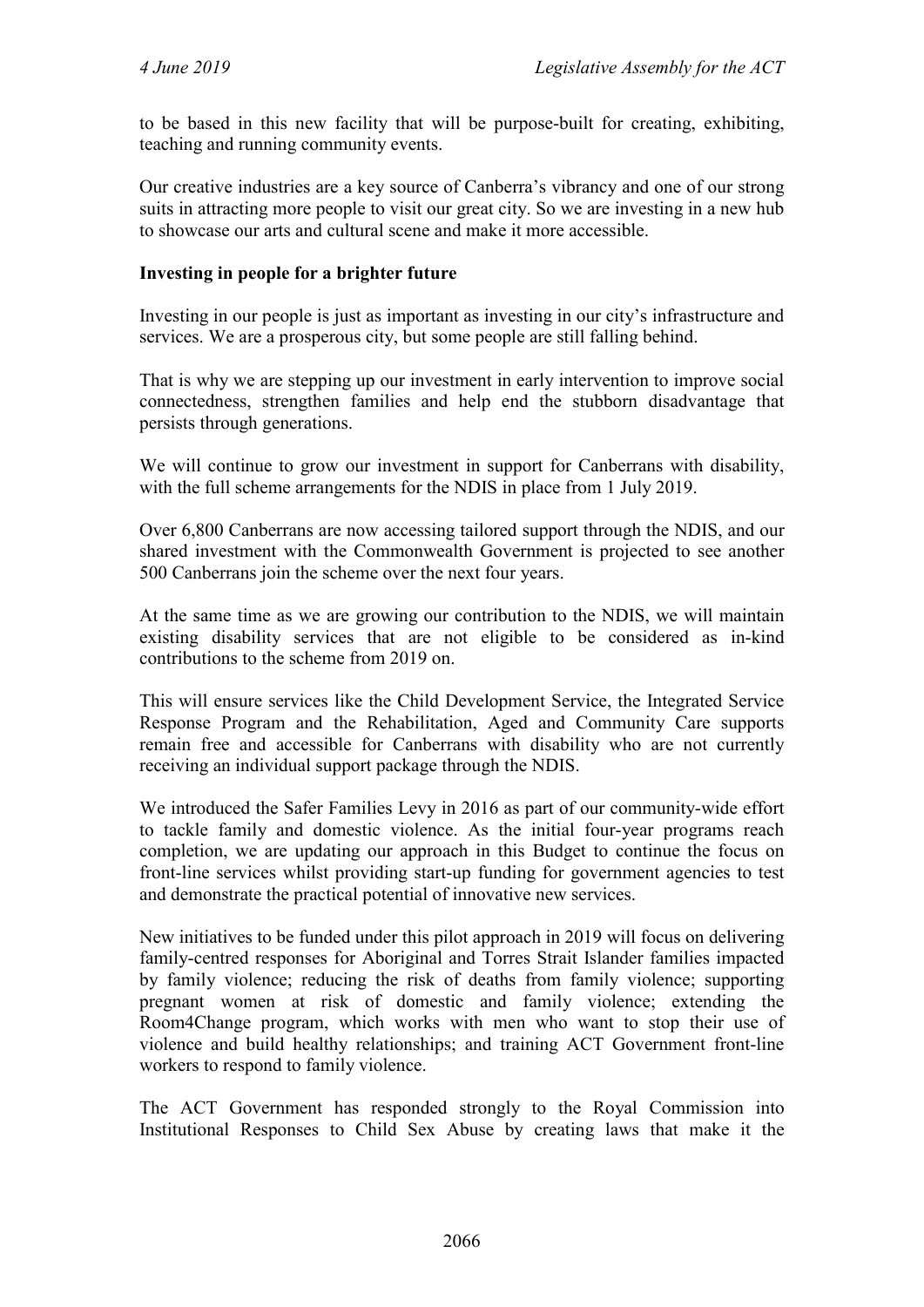to be based in this new facility that will be purpose-built for creating, exhibiting, teaching and running community events.

Our creative industries are a key source of Canberra's vibrancy and one of our strong suits in attracting more people to visit our great city. So we are investing in a new hub to showcase our arts and cultural scene and make it more accessible.

**Investing in people for a brighter future**

Investing in our people is just as important as investing in our city's infrastructure and services. We are a prosperous city, but some people are still falling behind.

That is why we are stepping up our investment in early intervention to improve social connectedness, strengthen families and help end the stubborn disadvantage that persists through generations.

We will continue to grow our investment in support for Canberrans with disability, with the full scheme arrangements for the NDIS in place from 1 July 2019.

Over 6,800 Canberrans are now accessing tailored support through the NDIS, and our shared investment with the Commonwealth Government is projected to see another 500 Canberrans join the scheme over the next four years.

At the same time as we are growing our contribution to the NDIS, we will maintain existing disability services that are not eligible to be considered as in-kind contributions to the scheme from 2019 on.

This will ensure services like the Child Development Service, the Integrated Service Response Program and the Rehabilitation, Aged and Community Care supports remain free and accessible for Canberrans with disability who are not currently receiving an individual support package through the NDIS.

We introduced the Safer Families Levy in 2016 as part of our community-wide effort to tackle family and domestic violence. As the initial four-year programs reach completion, we are updating our approach in this Budget to continue the focus on front-line services whilst providing start-up funding for government agencies to test and demonstrate the practical potential of innovative new services.

New initiatives to be funded under this pilot approach in 2019 will focus on delivering family-centred responses for Aboriginal and Torres Strait Islander families impacted by family violence; reducing the risk of deaths from family violence; supporting pregnant women at risk of domestic and family violence; extending the Room4Change program, which works with men who want to stop their use of violence and build healthy relationships; and training ACT Government front-line workers to respond to family violence.

The ACT Government has responded strongly to the Royal Commission into Institutional Responses to Child Sex Abuse by creating laws that make it the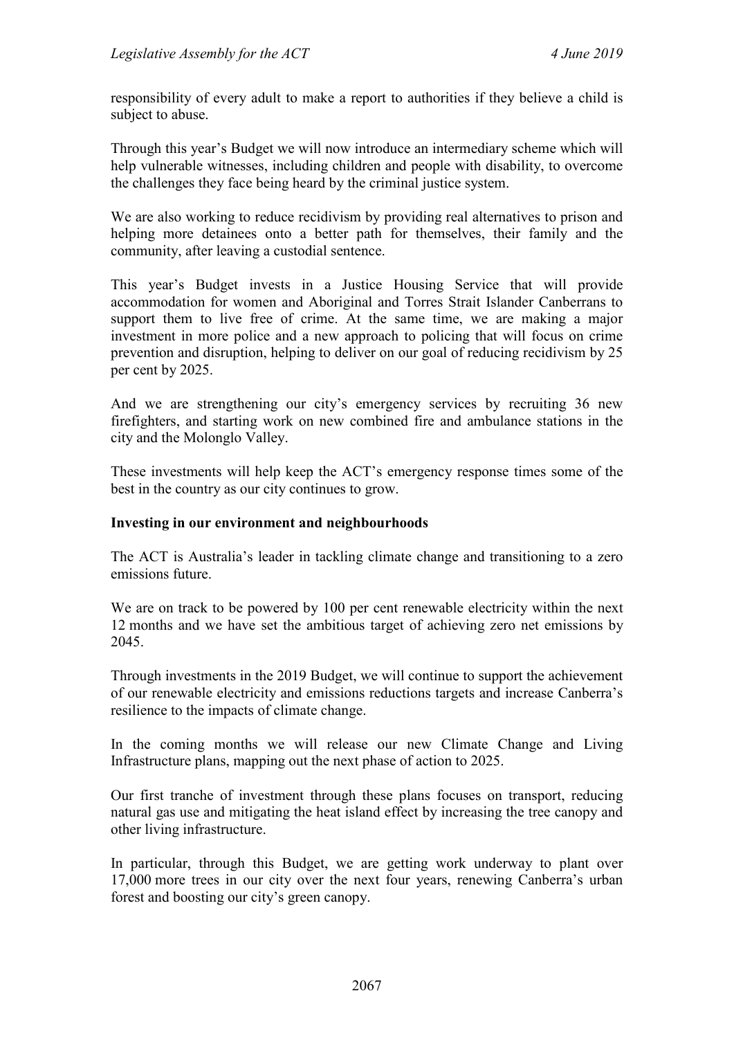responsibility of every adult to make a report to authorities if they believe a child is subject to abuse.

Through this year's Budget we will now introduce an intermediary scheme which will help vulnerable witnesses, including children and people with disability, to overcome the challenges they face being heard by the criminal justice system.

We are also working to reduce recidivism by providing real alternatives to prison and helping more detainees onto a better path for themselves, their family and the community, after leaving a custodial sentence.

This year's Budget invests in a Justice Housing Service that will provide accommodation for women and Aboriginal and Torres Strait Islander Canberrans to support them to live free of crime. At the same time, we are making a major investment in more police and a new approach to policing that will focus on crime prevention and disruption, helping to deliver on our goal of reducing recidivism by 25 per cent by 2025.

And we are strengthening our city's emergency services by recruiting 36 new firefighters, and starting work on new combined fire and ambulance stations in the city and the Molonglo Valley.

These investments will help keep the ACT's emergency response times some of the best in the country as our city continues to grow.

**Investing in our environment and neighbourhoods**

The ACT is Australia's leader in tackling climate change and transitioning to a zero emissions future.

We are on track to be powered by 100 per cent renewable electricity within the next 12 months and we have set the ambitious target of achieving zero net emissions by 2045.

Through investments in the 2019 Budget, we will continue to support the achievement of our renewable electricity and emissions reductions targets and increase Canberra's resilience to the impacts of climate change.

In the coming months we will release our new Climate Change and Living Infrastructure plans, mapping out the next phase of action to 2025.

Our first tranche of investment through these plans focuses on transport, reducing natural gas use and mitigating the heat island effect by increasing the tree canopy and other living infrastructure.

In particular, through this Budget, we are getting work underway to plant over 17,000 more trees in our city over the next four years, renewing Canberra's urban forest and boosting our city's green canopy.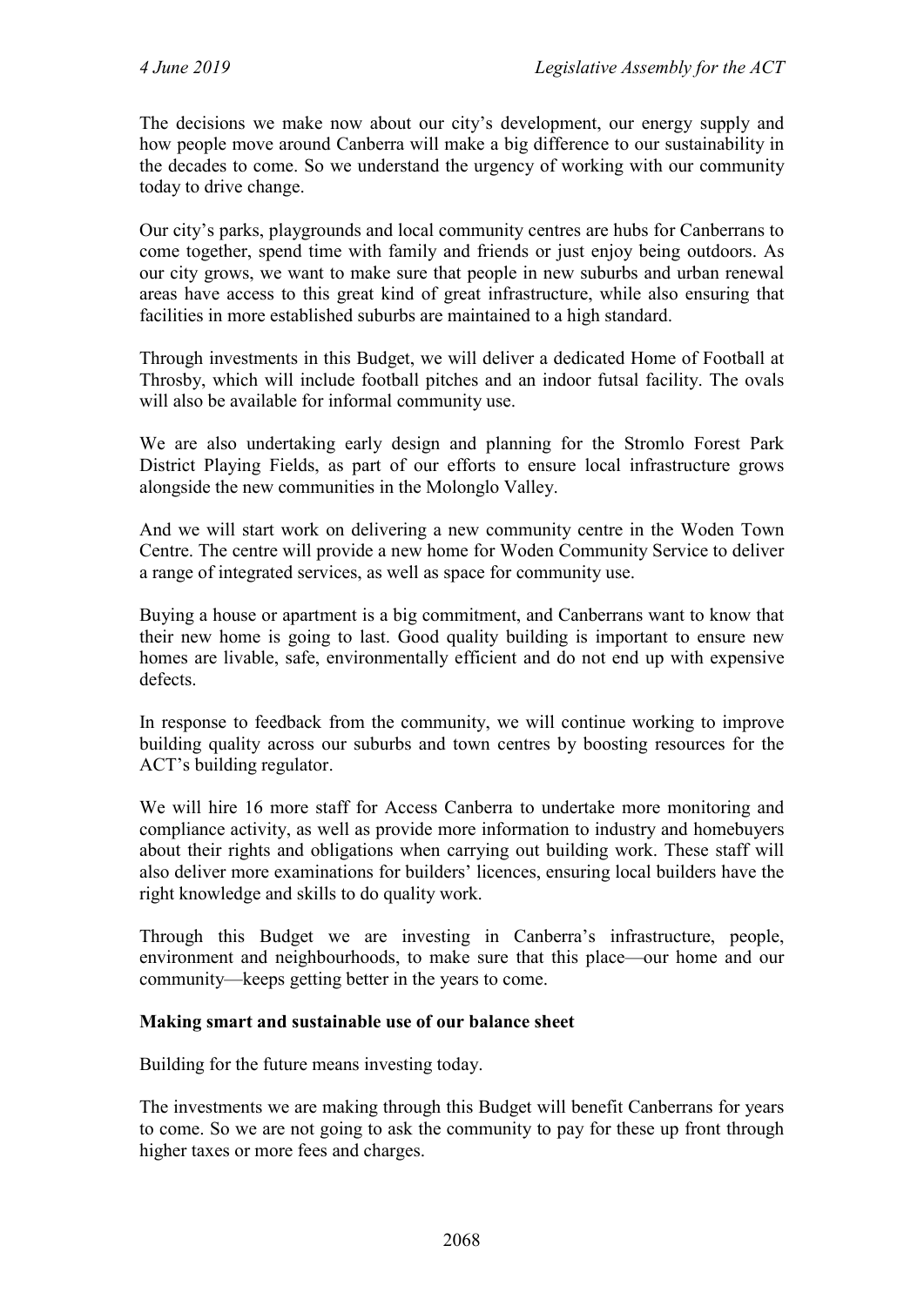The decisions we make now about our city's development, our energy supply and how people move around Canberra will make a big difference to our sustainability in the decades to come. So we understand the urgency of working with our community today to drive change.

Our city's parks, playgrounds and local community centres are hubs for Canberrans to come together, spend time with family and friends or just enjoy being outdoors. As our city grows, we want to make sure that people in new suburbs and urban renewal areas have access to this great kind of great infrastructure, while also ensuring that facilities in more established suburbs are maintained to a high standard.

Through investments in this Budget, we will deliver a dedicated Home of Football at Throsby, which will include football pitches and an indoor futsal facility. The ovals will also be available for informal community use.

We are also undertaking early design and planning for the Stromlo Forest Park District Playing Fields, as part of our efforts to ensure local infrastructure grows alongside the new communities in the Molonglo Valley.

And we will start work on delivering a new community centre in the Woden Town Centre. The centre will provide a new home for Woden Community Service to deliver a range of integrated services, as well as space for community use.

Buying a house or apartment is a big commitment, and Canberrans want to know that their new home is going to last. Good quality building is important to ensure new homes are livable, safe, environmentally efficient and do not end up with expensive defects.

In response to feedback from the community, we will continue working to improve building quality across our suburbs and town centres by boosting resources for the ACT's building regulator.

We will hire 16 more staff for Access Canberra to undertake more monitoring and compliance activity, as well as provide more information to industry and homebuyers about their rights and obligations when carrying out building work. These staff will also deliver more examinations for builders' licences, ensuring local builders have the right knowledge and skills to do quality work.

Through this Budget we are investing in Canberra's infrastructure, people, environment and neighbourhoods, to make sure that this place—our home and our community—keeps getting better in the years to come.

**Making smart and sustainable use of our balance sheet**

Building for the future means investing today.

The investments we are making through this Budget will benefit Canberrans for years to come. So we are not going to ask the community to pay for these up front through higher taxes or more fees and charges.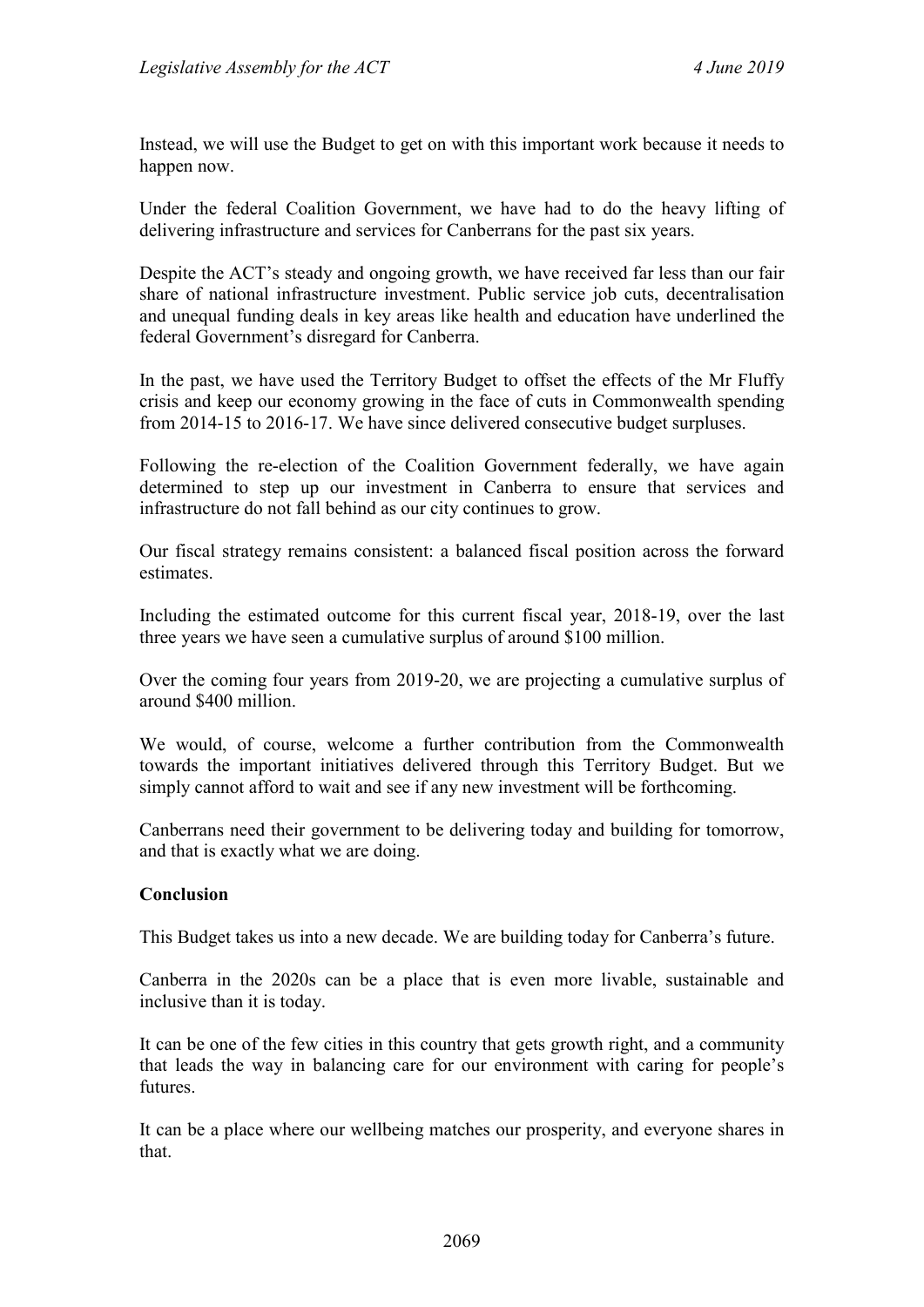Instead, we will use the Budget to get on with this important work because it needs to happen now.

Under the federal Coalition Government, we have had to do the heavy lifting of delivering infrastructure and services for Canberrans for the past six years.

Despite the ACT's steady and ongoing growth, we have received far less than our fair share of national infrastructure investment. Public service job cuts, decentralisation and unequal funding deals in key areas like health and education have underlined the federal Government's disregard for Canberra.

In the past, we have used the Territory Budget to offset the effects of the Mr Fluffy crisis and keep our economy growing in the face of cuts in Commonwealth spending from 2014-15 to 2016-17. We have since delivered consecutive budget surpluses.

Following the re-election of the Coalition Government federally, we have again determined to step up our investment in Canberra to ensure that services and infrastructure do not fall behind as our city continues to grow.

Our fiscal strategy remains consistent: a balanced fiscal position across the forward estimates.

Including the estimated outcome for this current fiscal year, 2018-19, over the last three years we have seen a cumulative surplus of around $100 million.

Over the coming four years from 2019-20, we are projecting a cumulative surplus of around $400 million.

We would, of course, welcome a further contribution from the Commonwealth towards the important initiatives delivered through this Territory Budget. But we simply cannot afford to wait and see if any new investment will be forthcoming.

Canberrans need their government to be delivering today and building for tomorrow, and that is exactly what we are doing.

**Conclusion**

This Budget takes us into a new decade. We are building today for Canberra's future.

Canberra in the 2020s can be a place that is even more livable, sustainable and inclusive than it is today.

It can be one of the few cities in this country that gets growth right, and a community that leads the way in balancing care for our environment with caring for people's futures.

It can be a place where our wellbeing matches our prosperity, and everyone shares in that.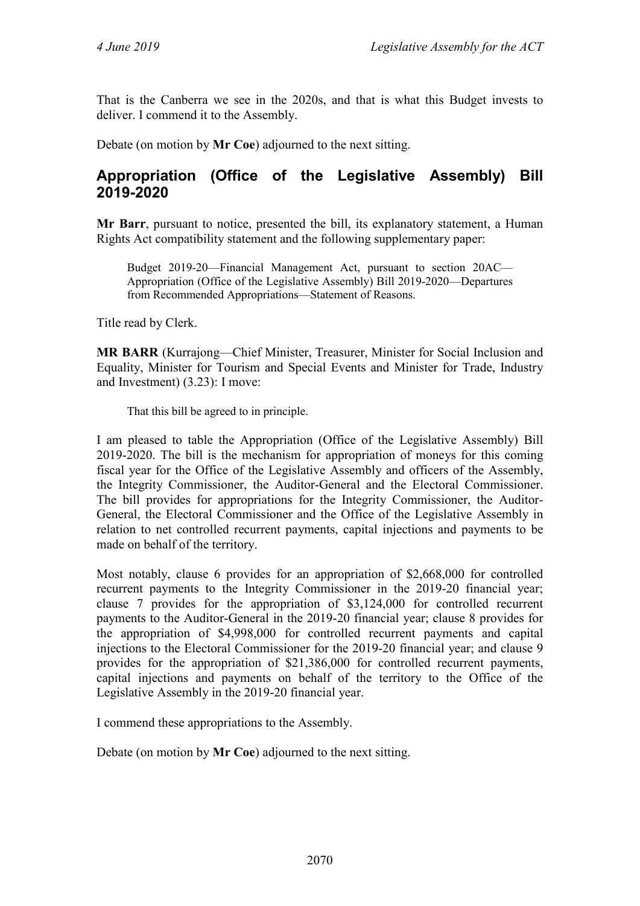That is the Canberra we see in the 2020s, and that is what this Budget invests to deliver. I commend it to the Assembly.

Debate (on motion by **Mr Coe**) adjourned to the next sitting.

## Appropriation (Office of the Legislative Assembly) Bill 2019-2020

**Mr Barr**, pursuant to notice, presented the bill, its explanatory statement, a Human Rights Act compatibility statement and the following supplementary paper:

> Budget 2019-20—Financial Management Act, pursuant to section 20AC—Appropriation (Office of the Legislative Assembly) Bill 2019-2020—Departures from Recommended Appropriations—Statement of Reasons.

Title read by Clerk.

**MR BARR** (Kurrajong—Chief Minister, Treasurer, Minister for Social Inclusion and Equality, Minister for Tourism and Special Events and Minister for Trade, Industry and Investment) (3.23): I move:

> That this bill be agreed to in principle.

I am pleased to table the Appropriation (Office of the Legislative Assembly) Bill 2019-2020. The bill is the mechanism for appropriation of moneys for this coming fiscal year for the Office of the Legislative Assembly and officers of the Assembly, the Integrity Commissioner, the Auditor-General and the Electoral Commissioner. The bill provides for appropriations for the Integrity Commissioner, the Auditor-General, the Electoral Commissioner and the Office of the Legislative Assembly in relation to net controlled recurrent payments, capital injections and payments to be made on behalf of the territory.

Most notably, clause 6 provides for an appropriation of $2,668,000 for controlled recurrent payments to the Integrity Commissioner in the 2019-20 financial year; clause 7 provides for the appropriation of $3,124,000 for controlled recurrent payments to the Auditor-General in the 2019-20 financial year; clause 8 provides for the appropriation of $4,998,000 for controlled recurrent payments and capital injections to the Electoral Commissioner for the 2019-20 financial year; and clause 9 provides for the appropriation of $21,386,000 for controlled recurrent payments, capital injections and payments on behalf of the territory to the Office of the Legislative Assembly in the 2019-20 financial year.

I commend these appropriations to the Assembly.

Debate (on motion by **Mr Coe**) adjourned to the next sitting.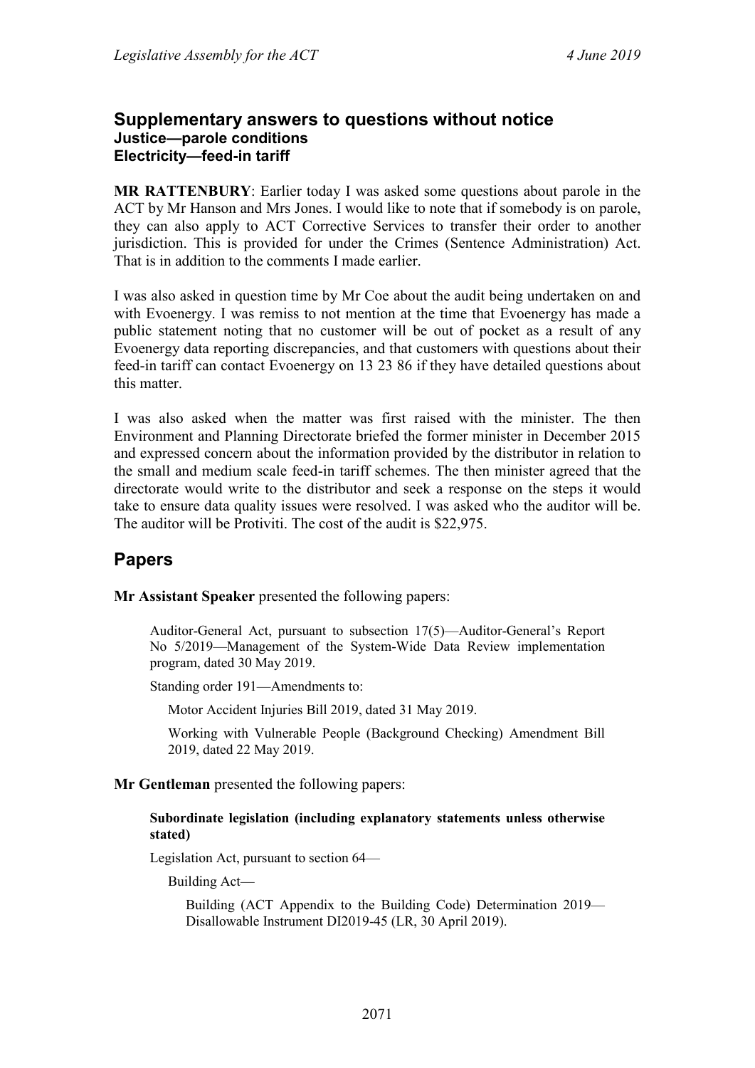## Supplementary answers to questions without notice

### Justice—parole conditions

### Electricity—feed-in tariff

**MR RATTENBURY**: Earlier today I was asked some questions about parole in the ACT by Mr Hanson and Mrs Jones. I would like to note that if somebody is on parole, they can also apply to ACT Corrective Services to transfer their order to another jurisdiction. This is provided for under the Crimes (Sentence Administration) Act. That is in addition to the comments I made earlier.

I was also asked in question time by Mr Coe about the audit being undertaken on and with Evoenergy. I was remiss to not mention at the time that Evoenergy has made a public statement noting that no customer will be out of pocket as a result of any Evoenergy data reporting discrepancies, and that customers with questions about their feed-in tariff can contact Evoenergy on 13 23 86 if they have detailed questions about this matter.

I was also asked when the matter was first raised with the minister. The then Environment and Planning Directorate briefed the former minister in December 2015 and expressed concern about the information provided by the distributor in relation to the small and medium scale feed-in tariff schemes. The then minister agreed that the directorate would write to the distributor and seek a response on the steps it would take to ensure data quality issues were resolved. I was asked who the auditor will be. The auditor will be Protiviti. The cost of the audit is $22,975.

## Papers

**Mr Assistant Speaker** presented the following papers:

> Auditor-General Act, pursuant to subsection 17(5)—Auditor-General's Report No 5/2019—Management of the System-Wide Data Review implementation program, dated 30 May 2019.
>
> Standing order 191—Amendments to:
>
> > Motor Accident Injuries Bill 2019, dated 31 May 2019.
> >
> > Working with Vulnerable People (Background Checking) Amendment Bill 2019, dated 22 May 2019.

**Mr Gentleman** presented the following papers:

> **Subordinate legislation (including explanatory statements unless otherwise stated)**
>
> Legislation Act, pursuant to section 64—
>
> > Building Act—
> >
> > > Building (ACT Appendix to the Building Code) Determination 2019—Disallowable Instrument DI2019-45 (LR, 30 April 2019).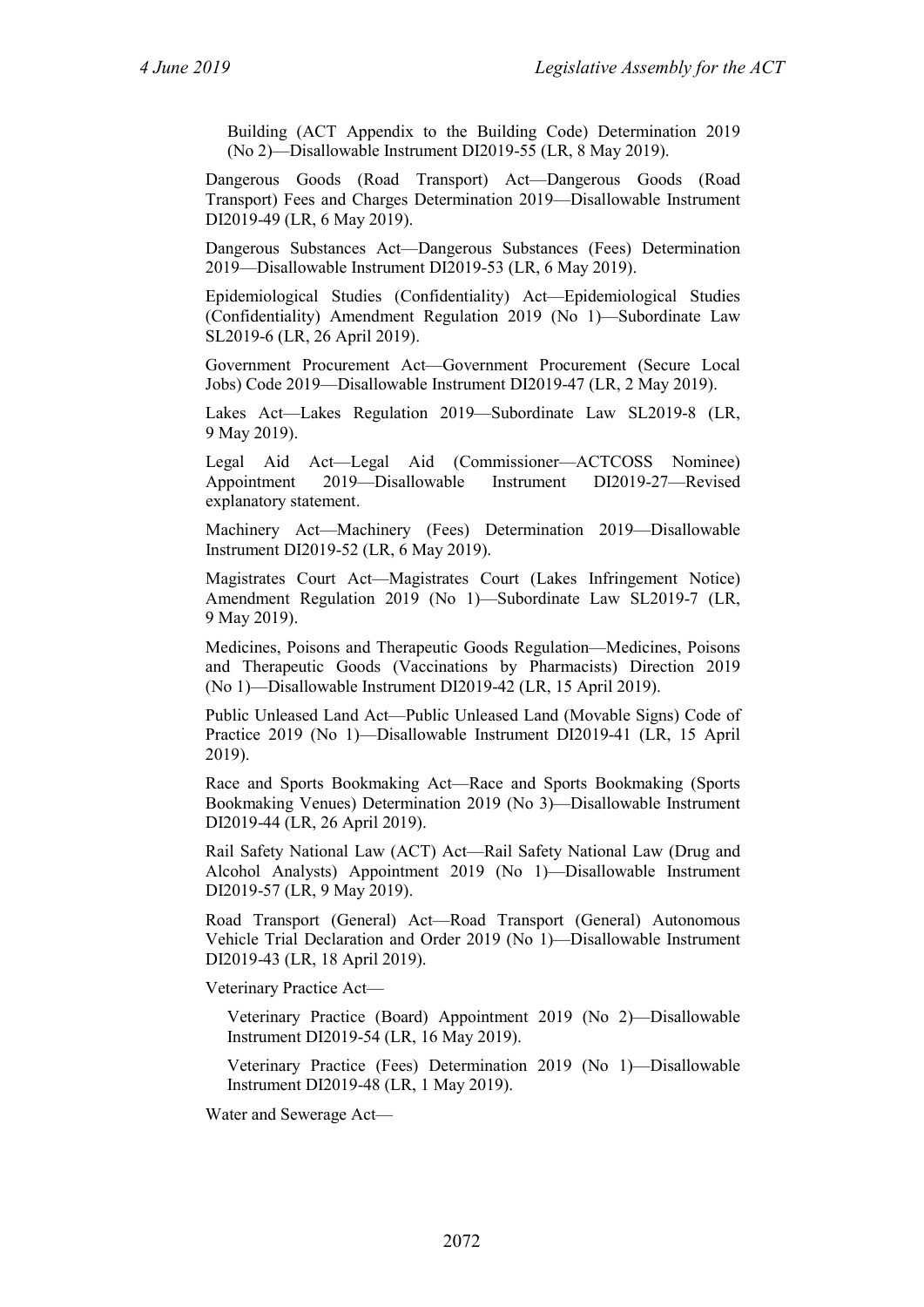Building (ACT Appendix to the Building Code) Determination 2019 (No 2)—Disallowable Instrument DI2019-55 (LR, 8 May 2019).

Dangerous Goods (Road Transport) Act—Dangerous Goods (Road Transport) Fees and Charges Determination 2019—Disallowable Instrument DI2019-49 (LR, 6 May 2019).

Dangerous Substances Act—Dangerous Substances (Fees) Determination 2019—Disallowable Instrument DI2019-53 (LR, 6 May 2019).

Epidemiological Studies (Confidentiality) Act—Epidemiological Studies (Confidentiality) Amendment Regulation 2019 (No 1)—Subordinate Law SL2019-6 (LR, 26 April 2019).

Government Procurement Act—Government Procurement (Secure Local Jobs) Code 2019—Disallowable Instrument DI2019-47 (LR, 2 May 2019).

Lakes Act—Lakes Regulation 2019—Subordinate Law SL2019-8 (LR, 9 May 2019).

Legal Aid Act—Legal Aid (Commissioner—ACTCOSS Nominee) Appointment 2019—Disallowable Instrument DI2019-27—Revised explanatory statement.

Machinery Act—Machinery (Fees) Determination 2019—Disallowable Instrument DI2019-52 (LR, 6 May 2019).

Magistrates Court Act—Magistrates Court (Lakes Infringement Notice) Amendment Regulation 2019 (No 1)—Subordinate Law SL2019-7 (LR, 9 May 2019).

Medicines, Poisons and Therapeutic Goods Regulation—Medicines, Poisons and Therapeutic Goods (Vaccinations by Pharmacists) Direction 2019 (No 1)—Disallowable Instrument DI2019-42 (LR, 15 April 2019).

Public Unleased Land Act—Public Unleased Land (Movable Signs) Code of Practice 2019 (No 1)—Disallowable Instrument DI2019-41 (LR, 15 April 2019).

Race and Sports Bookmaking Act—Race and Sports Bookmaking (Sports Bookmaking Venues) Determination 2019 (No 3)—Disallowable Instrument DI2019-44 (LR, 26 April 2019).

Rail Safety National Law (ACT) Act—Rail Safety National Law (Drug and Alcohol Analysts) Appointment 2019 (No 1)—Disallowable Instrument DI2019-57 (LR, 9 May 2019).

Road Transport (General) Act—Road Transport (General) Autonomous Vehicle Trial Declaration and Order 2019 (No 1)—Disallowable Instrument DI2019-43 (LR, 18 April 2019).

Veterinary Practice Act—

Veterinary Practice (Board) Appointment 2019 (No 2)—Disallowable Instrument DI2019-54 (LR, 16 May 2019).

Veterinary Practice (Fees) Determination 2019 (No 1)—Disallowable Instrument DI2019-48 (LR, 1 May 2019).

Water and Sewerage Act—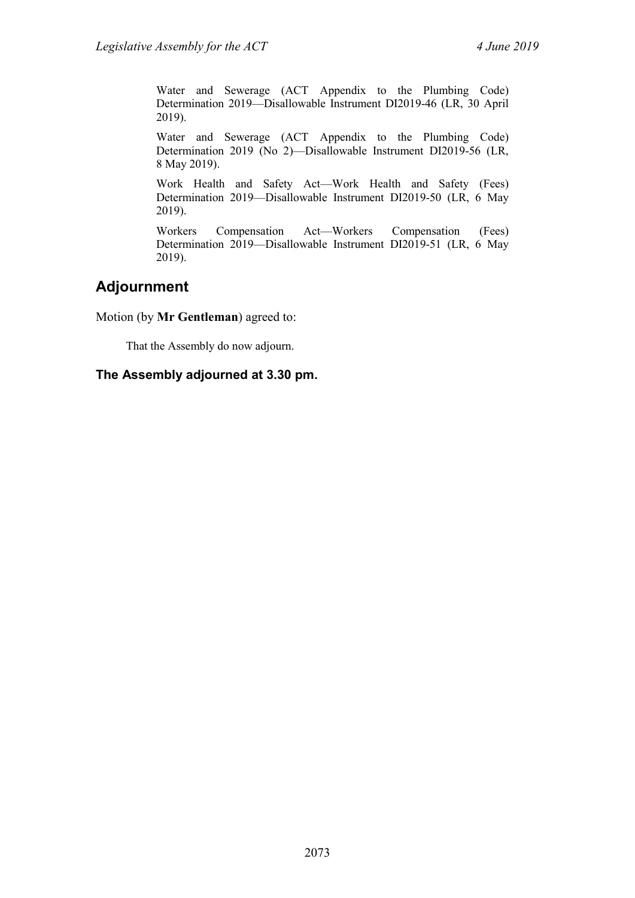Water and Sewerage (ACT Appendix to the Plumbing Code) Determination 2019—Disallowable Instrument DI2019-46 (LR, 30 April 2019).

Water and Sewerage (ACT Appendix to the Plumbing Code) Determination 2019 (No 2)—Disallowable Instrument DI2019-56 (LR, 8 May 2019).

Work Health and Safety Act—Work Health and Safety (Fees) Determination 2019—Disallowable Instrument DI2019-50 (LR, 6 May 2019).

Workers Compensation Act—Workers Compensation (Fees) Determination 2019—Disallowable Instrument DI2019-51 (LR, 6 May 2019).

## Adjournment

Motion (by **Mr Gentleman**) agreed to:

> That the Assembly do now adjourn.

### The Assembly adjourned at 3.30 pm.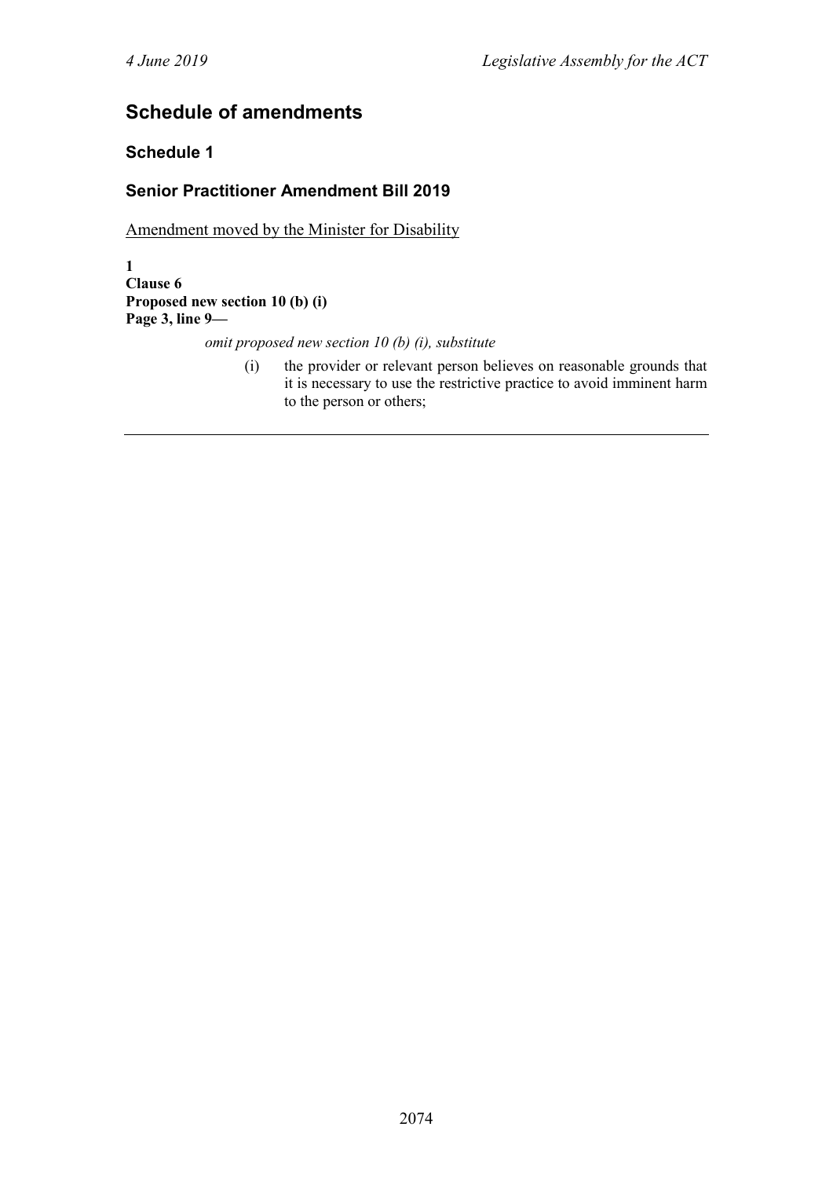## Schedule of amendments

### Schedule 1

### Senior Practitioner Amendment Bill 2019

Amendment moved by the Minister for Disability

**1**
**Clause 6**
**Proposed new section 10 (b) (i)**
**Page 3, line 9—**

*omit proposed new section 10 (b) (i), substitute*

(i) the provider or relevant person believes on reasonable grounds that it is necessary to use the restrictive practice to avoid imminent harm to the person or others;